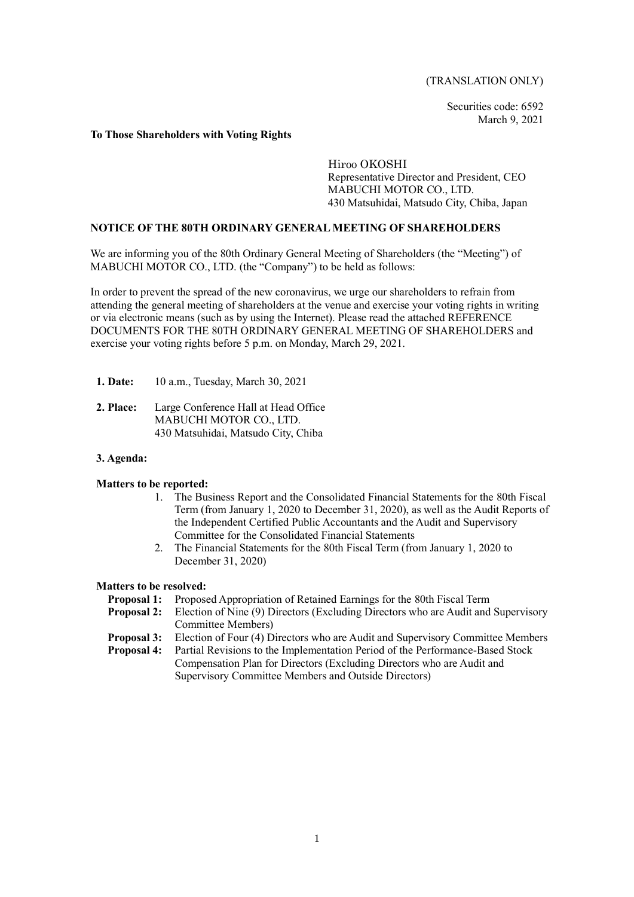(TRANSLATION ONLY)

Securities code: 6592
March 9, 2021

**To Those Shareholders with Voting Rights**

Hiroo OKOSHI
Representative Director and President, CEO
MABUCHI MOTOR CO., LTD.
430 Matsuhidai, Matsudo City, Chiba, Japan

## NOTICE OF THE 80TH ORDINARY GENERAL MEETING OF SHAREHOLDERS

We are informing you of the 80th Ordinary General Meeting of Shareholders (the "Meeting") of MABUCHI MOTOR CO., LTD. (the "Company") to be held as follows:

In order to prevent the spread of the new coronavirus, we urge our shareholders to refrain from attending the general meeting of shareholders at the venue and exercise your voting rights in writing or via electronic means (such as by using the Internet). Please read the attached REFERENCE DOCUMENTS FOR THE 80TH ORDINARY GENERAL MEETING OF SHAREHOLDERS and exercise your voting rights before 5 p.m. on Monday, March 29, 2021.

**1. Date:** 10 a.m., Tuesday, March 30, 2021

**2. Place:** Large Conference Hall at Head Office
MABUCHI MOTOR CO., LTD.
430 Matsuhidai, Matsudo City, Chiba

**3. Agenda:**

**Matters to be reported:**

1. The Business Report and the Consolidated Financial Statements for the 80th Fiscal Term (from January 1, 2020 to December 31, 2020), as well as the Audit Reports of the Independent Certified Public Accountants and the Audit and Supervisory Committee for the Consolidated Financial Statements
2. The Financial Statements for the 80th Fiscal Term (from January 1, 2020 to December 31, 2020)

**Matters to be resolved:**

**Proposal 1:** Proposed Appropriation of Retained Earnings for the 80th Fiscal Term

**Proposal 2:** Election of Nine (9) Directors (Excluding Directors who are Audit and Supervisory Committee Members)

**Proposal 3:** Election of Four (4) Directors who are Audit and Supervisory Committee Members

**Proposal 4:** Partial Revisions to the Implementation Period of the Performance-Based Stock Compensation Plan for Directors (Excluding Directors who are Audit and Supervisory Committee Members and Outside Directors)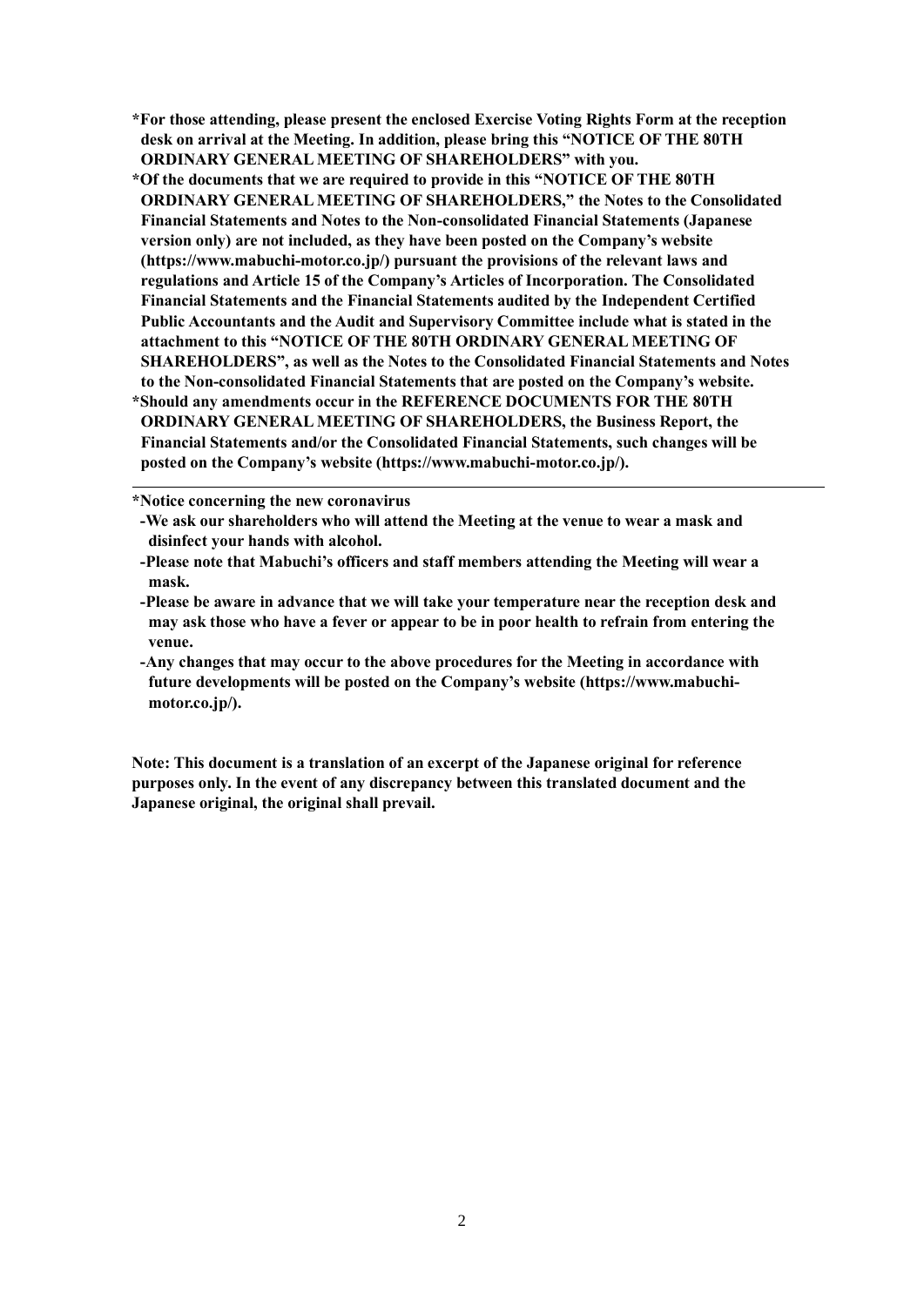**\*For those attending, please present the enclosed Exercise Voting Rights Form at the reception desk on arrival at the Meeting. In addition, please bring this "NOTICE OF THE 80TH ORDINARY GENERAL MEETING OF SHAREHOLDERS" with you.**

**\*Of the documents that we are required to provide in this "NOTICE OF THE 80TH ORDINARY GENERAL MEETING OF SHAREHOLDERS," the Notes to the Consolidated Financial Statements and Notes to the Non-consolidated Financial Statements (Japanese version only) are not included, as they have been posted on the Company's website (https://www.mabuchi-motor.co.jp/) pursuant the provisions of the relevant laws and regulations and Article 15 of the Company's Articles of Incorporation. The Consolidated Financial Statements and the Financial Statements audited by the Independent Certified Public Accountants and the Audit and Supervisory Committee include what is stated in the attachment to this "NOTICE OF THE 80TH ORDINARY GENERAL MEETING OF SHAREHOLDERS", as well as the Notes to the Consolidated Financial Statements and Notes to the Non-consolidated Financial Statements that are posted on the Company's website.**

**\*Should any amendments occur in the REFERENCE DOCUMENTS FOR THE 80TH ORDINARY GENERAL MEETING OF SHAREHOLDERS, the Business Report, the Financial Statements and/or the Consolidated Financial Statements, such changes will be posted on the Company's website (https://www.mabuchi-motor.co.jp/).**

---

**\*Notice concerning the new coronavirus**

**-We ask our shareholders who will attend the Meeting at the venue to wear a mask and disinfect your hands with alcohol.**

**-Please note that Mabuchi's officers and staff members attending the Meeting will wear a mask.**

**-Please be aware in advance that we will take your temperature near the reception desk and may ask those who have a fever or appear to be in poor health to refrain from entering the venue.**

**-Any changes that may occur to the above procedures for the Meeting in accordance with future developments will be posted on the Company's website (https://www.mabuchi-motor.co.jp/).**

**Note: This document is a translation of an excerpt of the Japanese original for reference purposes only. In the event of any discrepancy between this translated document and the Japanese original, the original shall prevail.**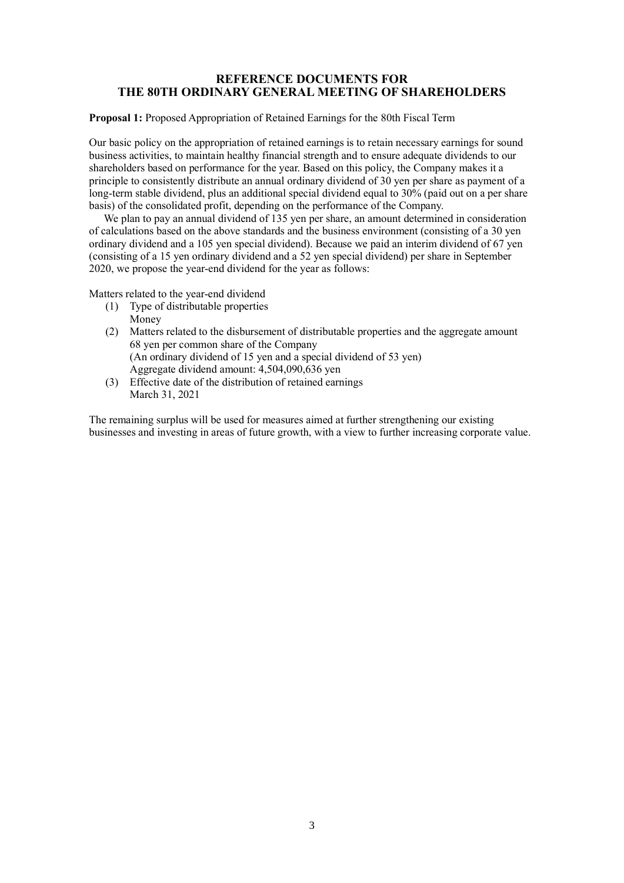# REFERENCE DOCUMENTS FOR THE 80TH ORDINARY GENERAL MEETING OF SHAREHOLDERS

**Proposal 1:** Proposed Appropriation of Retained Earnings for the 80th Fiscal Term

Our basic policy on the appropriation of retained earnings is to retain necessary earnings for sound business activities, to maintain healthy financial strength and to ensure adequate dividends to our shareholders based on performance for the year. Based on this policy, the Company makes it a principle to consistently distribute an annual ordinary dividend of 30 yen per share as payment of a long-term stable dividend, plus an additional special dividend equal to 30% (paid out on a per share basis) of the consolidated profit, depending on the performance of the Company.

We plan to pay an annual dividend of 135 yen per share, an amount determined in consideration of calculations based on the above standards and the business environment (consisting of a 30 yen ordinary dividend and a 105 yen special dividend). Because we paid an interim dividend of 67 yen (consisting of a 15 yen ordinary dividend and a 52 yen special dividend) per share in September 2020, we propose the year-end dividend for the year as follows:

Matters related to the year-end dividend

(1) Type of distributable properties
    Money
(2) Matters related to the disbursement of distributable properties and the aggregate amount
    68 yen per common share of the Company
    (An ordinary dividend of 15 yen and a special dividend of 53 yen)
    Aggregate dividend amount: 4,504,090,636 yen
(3) Effective date of the distribution of retained earnings
    March 31, 2021

The remaining surplus will be used for measures aimed at further strengthening our existing businesses and investing in areas of future growth, with a view to further increasing corporate value.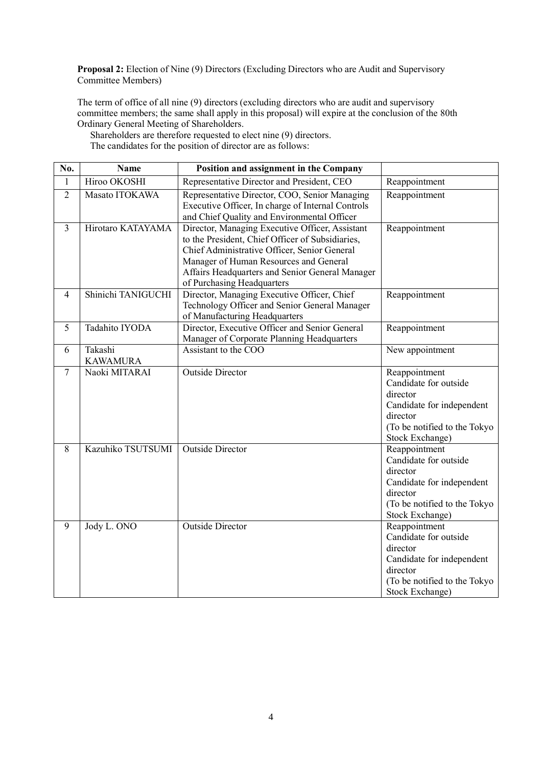**Proposal 2:** Election of Nine (9) Directors (Excluding Directors who are Audit and Supervisory Committee Members)

The term of office of all nine (9) directors (excluding directors who are audit and supervisory committee members; the same shall apply in this proposal) will expire at the conclusion of the 80th Ordinary General Meeting of Shareholders.

Shareholders are therefore requested to elect nine (9) directors.

The candidates for the position of director are as follows:

| No. | Name | Position and assignment in the Company | |
|---|---|---|---|
| 1 | Hiroo OKOSHI | Representative Director and President, CEO | Reappointment |
| 2 | Masato ITOKAWA | Representative Director, COO, Senior Managing Executive Officer, In charge of Internal Controls and Chief Quality and Environmental Officer | Reappointment |
| 3 | Hirotaro KATAYAMA | Director, Managing Executive Officer, Assistant to the President, Chief Officer of Subsidiaries, Chief Administrative Officer, Senior General Manager of Human Resources and General Affairs Headquarters and Senior General Manager of Purchasing Headquarters | Reappointment |
| 4 | Shinichi TANIGUCHI | Director, Managing Executive Officer, Chief Technology Officer and Senior General Manager of Manufacturing Headquarters | Reappointment |
| 5 | Tadahito IYODA | Director, Executive Officer and Senior General Manager of Corporate Planning Headquarters | Reappointment |
| 6 | Takashi KAWAMURA | Assistant to the COO | New appointment |
| 7 | Naoki MITARAI | Outside Director | Reappointment<br>Candidate for outside director<br>Candidate for independent director<br>(To be notified to the Tokyo Stock Exchange) |
| 8 | Kazuhiko TSUTSUMI | Outside Director | Reappointment<br>Candidate for outside director<br>Candidate for independent director<br>(To be notified to the Tokyo Stock Exchange) |
| 9 | Jody L. ONO | Outside Director | Reappointment<br>Candidate for outside director<br>Candidate for independent director<br>(To be notified to the Tokyo Stock Exchange) |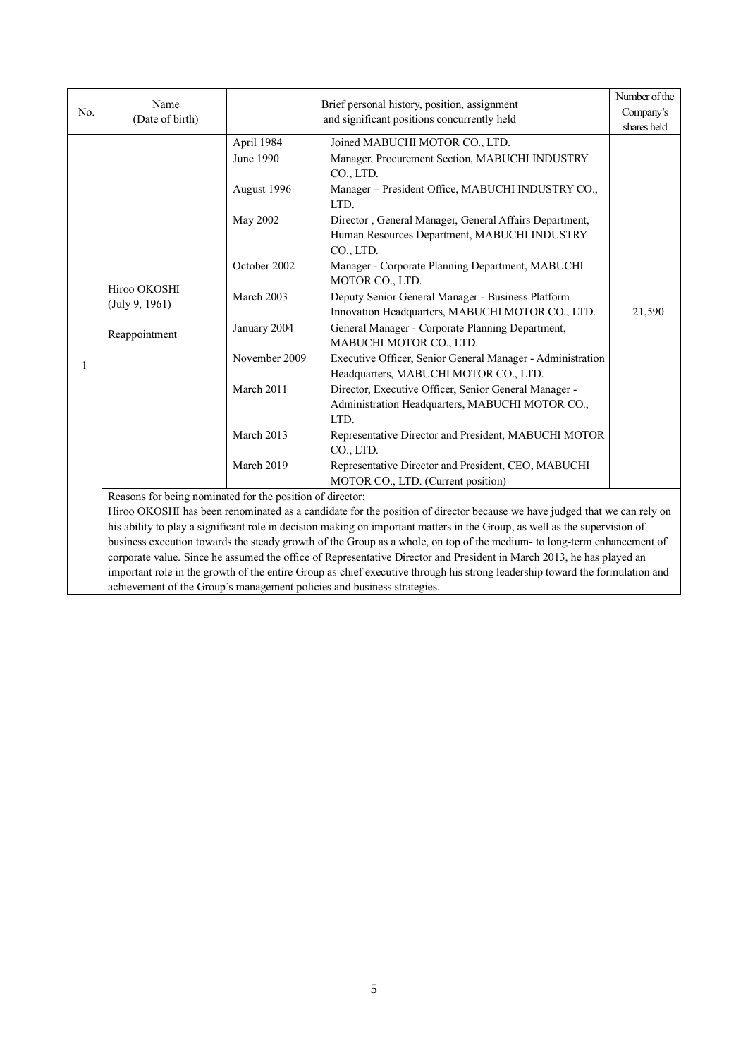| No. | Name (Date of birth) | Brief personal history, position, assignment and significant positions concurrently held | | Number of the Company's shares held |
|---|---|---|---|---|
| 1 | Hiroo OKOSHI (July 9, 1961) Reappointment | April 1984 | Joined MABUCHI MOTOR CO., LTD. | 21,590 |
| | | June 1990 | Manager, Procurement Section, MABUCHI INDUSTRY CO., LTD. | |
| | | August 1996 | Manager – President Office, MABUCHI INDUSTRY CO., LTD. | |
| | | May 2002 | Director , General Manager, General Affairs Department, Human Resources Department, MABUCHI INDUSTRY CO., LTD. | |
| | | October 2002 | Manager - Corporate Planning Department, MABUCHI MOTOR CO., LTD. | |
| | | March 2003 | Deputy Senior General Manager - Business Platform Innovation Headquarters, MABUCHI MOTOR CO., LTD. | |
| | | January 2004 | General Manager - Corporate Planning Department, MABUCHI MOTOR CO., LTD. | |
| | | November 2009 | Executive Officer, Senior General Manager - Administration Headquarters, MABUCHI MOTOR CO., LTD. | |
| | | March 2011 | Director, Executive Officer, Senior General Manager - Administration Headquarters, MABUCHI MOTOR CO., LTD. | |
| | | March 2013 | Representative Director and President, MABUCHI MOTOR CO., LTD. | |
| | | March 2019 | Representative Director and President, CEO, MABUCHI MOTOR CO., LTD. (Current position) | |
| | Reasons for being nominated for the position of director: Hiroo OKOSHI has been renominated as a candidate for the position of director because we have judged that we can rely on his ability to play a significant role in decision making on important matters in the Group, as well as the supervision of business execution towards the steady growth of the Group as a whole, on top of the medium- to long-term enhancement of corporate value. Since he assumed the office of Representative Director and President in March 2013, he has played an important role in the growth of the entire Group as chief executive through his strong leadership toward the formulation and achievement of the Group's management policies and business strategies. | | | |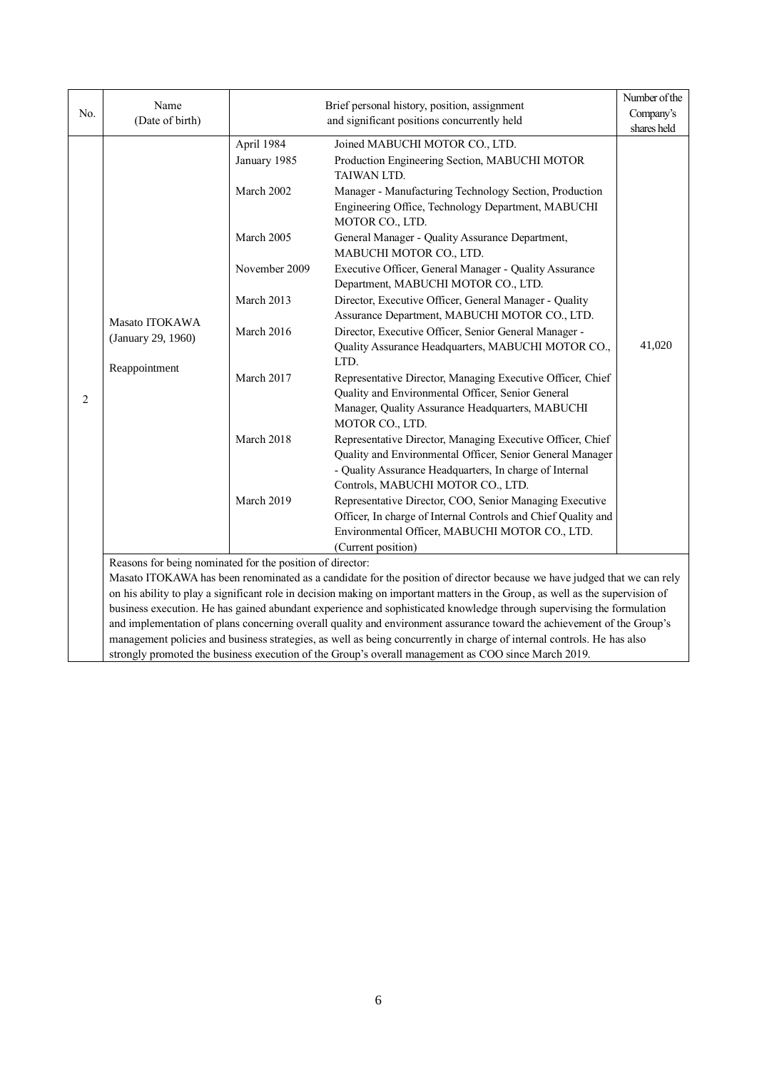| No. | Name (Date of birth) | Brief personal history, position, assignment and significant positions concurrently held | | Number of the Company's shares held |
|---|---|---|---|---|
| 2 | Masato ITOKAWA (January 29, 1960) Reappointment | April 1984 | Joined MABUCHI MOTOR CO., LTD. | 41,020 |
| | | January 1985 | Production Engineering Section, MABUCHI MOTOR TAIWAN LTD. | |
| | | March 2002 | Manager - Manufacturing Technology Section, Production Engineering Office, Technology Department, MABUCHI MOTOR CO., LTD. | |
| | | March 2005 | General Manager - Quality Assurance Department, MABUCHI MOTOR CO., LTD. | |
| | | November 2009 | Executive Officer, General Manager - Quality Assurance Department, MABUCHI MOTOR CO., LTD. | |
| | | March 2013 | Director, Executive Officer, General Manager - Quality Assurance Department, MABUCHI MOTOR CO., LTD. | |
| | | March 2016 | Director, Executive Officer, Senior General Manager - Quality Assurance Headquarters, MABUCHI MOTOR CO., LTD. | |
| | | March 2017 | Representative Director, Managing Executive Officer, Chief Quality and Environmental Officer, Senior General Manager, Quality Assurance Headquarters, MABUCHI MOTOR CO., LTD. | |
| | | March 2018 | Representative Director, Managing Executive Officer, Chief Quality and Environmental Officer, Senior General Manager - Quality Assurance Headquarters, In charge of Internal Controls, MABUCHI MOTOR CO., LTD. | |
| | | March 2019 | Representative Director, COO, Senior Managing Executive Officer, In charge of Internal Controls and Chief Quality and Environmental Officer, MABUCHI MOTOR CO., LTD. (Current position) | |

Reasons for being nominated for the position of director:
Masato ITOKAWA has been renominated as a candidate for the position of director because we have judged that we can rely on his ability to play a significant role in decision making on important matters in the Group, as well as the supervision of business execution. He has gained abundant experience and sophisticated knowledge through supervising the formulation and implementation of plans concerning overall quality and environment assurance toward the achievement of the Group's management policies and business strategies, as well as being concurrently in charge of internal controls. He has also strongly promoted the business execution of the Group's overall management as COO since March 2019.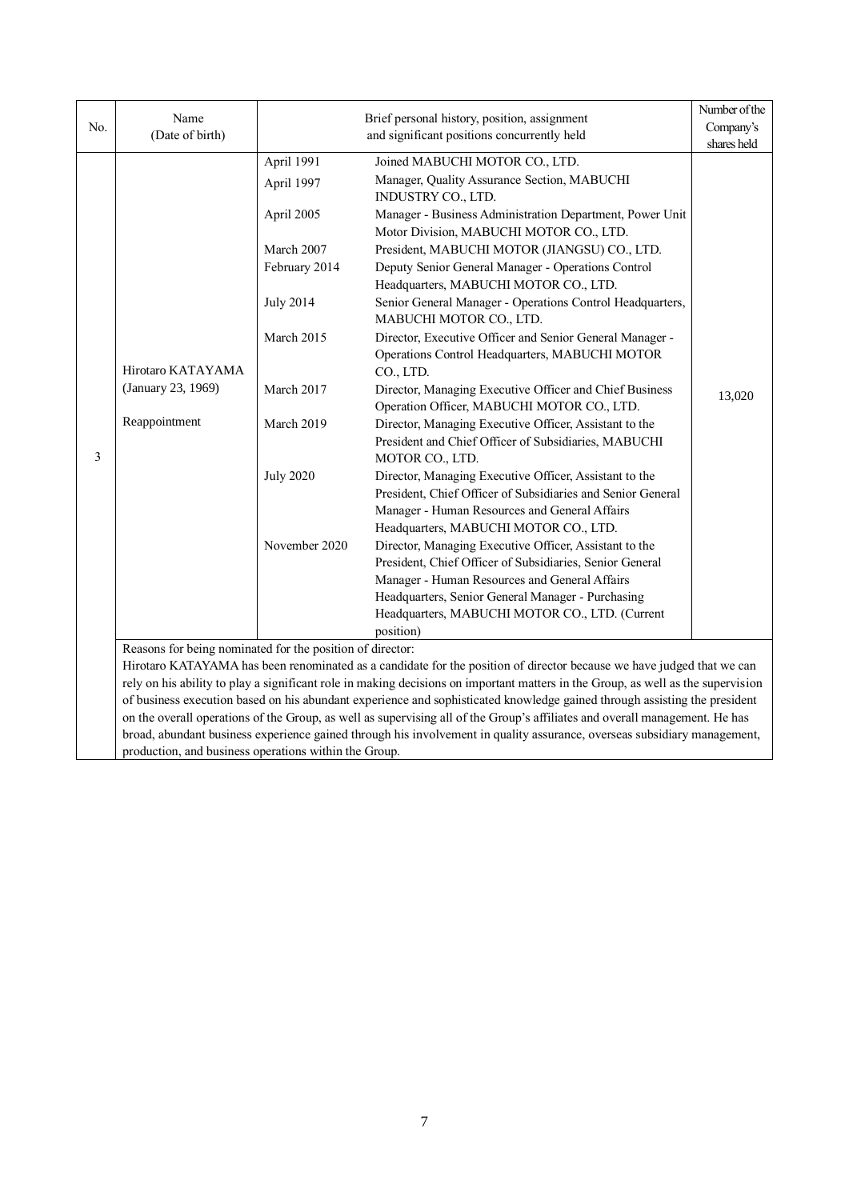| No. | Name (Date of birth) | Brief personal history, position, assignment and significant positions concurrently held | | Number of the Company's shares held |
|---|---|---|---|---|
| 3 | Hirotaro KATAYAMA (January 23, 1969) Reappointment | April 1991 | Joined MABUCHI MOTOR CO., LTD. | 13,020 |
| | | April 1997 | Manager, Quality Assurance Section, MABUCHI INDUSTRY CO., LTD. | |
| | | April 2005 | Manager - Business Administration Department, Power Unit Motor Division, MABUCHI MOTOR CO., LTD. | |
| | | March 2007 | President, MABUCHI MOTOR (JIANGSU) CO., LTD. | |
| | | February 2014 | Deputy Senior General Manager - Operations Control Headquarters, MABUCHI MOTOR CO., LTD. | |
| | | July 2014 | Senior General Manager - Operations Control Headquarters, MABUCHI MOTOR CO., LTD. | |
| | | March 2015 | Director, Executive Officer and Senior General Manager - Operations Control Headquarters, MABUCHI MOTOR CO., LTD. | |
| | | March 2017 | Director, Managing Executive Officer and Chief Business Operation Officer, MABUCHI MOTOR CO., LTD. | |
| | | March 2019 | Director, Managing Executive Officer, Assistant to the President and Chief Officer of Subsidiaries, MABUCHI MOTOR CO., LTD. | |
| | | July 2020 | Director, Managing Executive Officer, Assistant to the President, Chief Officer of Subsidiaries and Senior General Manager - Human Resources and General Affairs Headquarters, MABUCHI MOTOR CO., LTD. | |
| | | November 2020 | Director, Managing Executive Officer, Assistant to the President, Chief Officer of Subsidiaries, Senior General Manager - Human Resources and General Affairs Headquarters, Senior General Manager - Purchasing Headquarters, MABUCHI MOTOR CO., LTD. (Current position) | |

Reasons for being nominated for the position of director:
Hirotaro KATAYAMA has been renominated as a candidate for the position of director because we have judged that we can rely on his ability to play a significant role in making decisions on important matters in the Group, as well as the supervision of business execution based on his abundant experience and sophisticated knowledge gained through assisting the president on the overall operations of the Group, as well as supervising all of the Group's affiliates and overall management. He has broad, abundant business experience gained through his involvement in quality assurance, overseas subsidiary management, production, and business operations within the Group.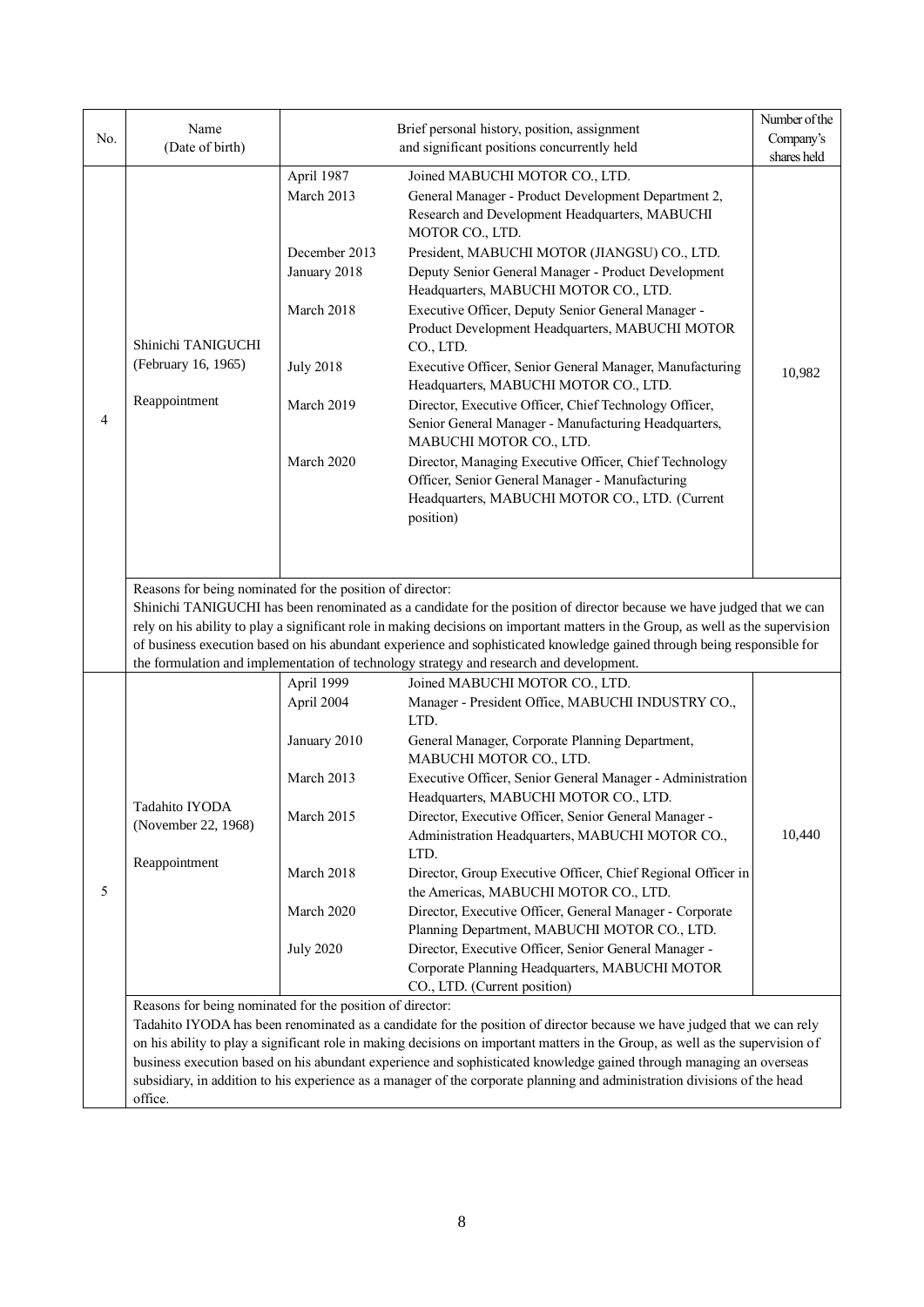| No. | Name (Date of birth) | Brief personal history, position, assignment and significant positions concurrently held | | Number of the Company's shares held |
|---|---|---|---|---|
| 4 | Shinichi TANIGUCHI (February 16, 1965) Reappointment | April 1987 | Joined MABUCHI MOTOR CO., LTD. | 10,982 |
| | | March 2013 | General Manager - Product Development Department 2, Research and Development Headquarters, MABUCHI MOTOR CO., LTD. | |
| | | December 2013 | President, MABUCHI MOTOR (JIANGSU) CO., LTD. | |
| | | January 2018 | Deputy Senior General Manager - Product Development Headquarters, MABUCHI MOTOR CO., LTD. | |
| | | March 2018 | Executive Officer, Deputy Senior General Manager - Product Development Headquarters, MABUCHI MOTOR CO., LTD. | |
| | | July 2018 | Executive Officer, Senior General Manager, Manufacturing Headquarters, MABUCHI MOTOR CO., LTD. | |
| | | March 2019 | Director, Executive Officer, Chief Technology Officer, Senior General Manager - Manufacturing Headquarters, MABUCHI MOTOR CO., LTD. | |
| | | March 2020 | Director, Managing Executive Officer, Chief Technology Officer, Senior General Manager - Manufacturing Headquarters, MABUCHI MOTOR CO., LTD. (Current position) | |
| | Reasons for being nominated for the position of director: Shinichi TANIGUCHI has been renominated as a candidate for the position of director because we have judged that we can rely on his ability to play a significant role in making decisions on important matters in the Group, as well as the supervision of business execution based on his abundant experience and sophisticated knowledge gained through being responsible for the formulation and implementation of technology strategy and research and development. | | | |
| 5 | Tadahito IYODA (November 22, 1968) Reappointment | April 1999 | Joined MABUCHI MOTOR CO., LTD. | 10,440 |
| | | April 2004 | Manager - President Office, MABUCHI INDUSTRY CO., LTD. | |
| | | January 2010 | General Manager, Corporate Planning Department, MABUCHI MOTOR CO., LTD. | |
| | | March 2013 | Executive Officer, Senior General Manager - Administration Headquarters, MABUCHI MOTOR CO., LTD. | |
| | | March 2015 | Director, Executive Officer, Senior General Manager - Administration Headquarters, MABUCHI MOTOR CO., LTD. | |
| | | March 2018 | Director, Group Executive Officer, Chief Regional Officer in the Americas, MABUCHI MOTOR CO., LTD. | |
| | | March 2020 | Director, Executive Officer, General Manager - Corporate Planning Department, MABUCHI MOTOR CO., LTD. | |
| | | July 2020 | Director, Executive Officer, Senior General Manager - Corporate Planning Headquarters, MABUCHI MOTOR CO., LTD. (Current position) | |
| | Reasons for being nominated for the position of director: Tadahito IYODA has been renominated as a candidate for the position of director because we have judged that we can rely on his ability to play a significant role in making decisions on important matters in the Group, as well as the supervision of business execution based on his abundant experience and sophisticated knowledge gained through managing an overseas subsidiary, in addition to his experience as a manager of the corporate planning and administration divisions of the head office. | | | |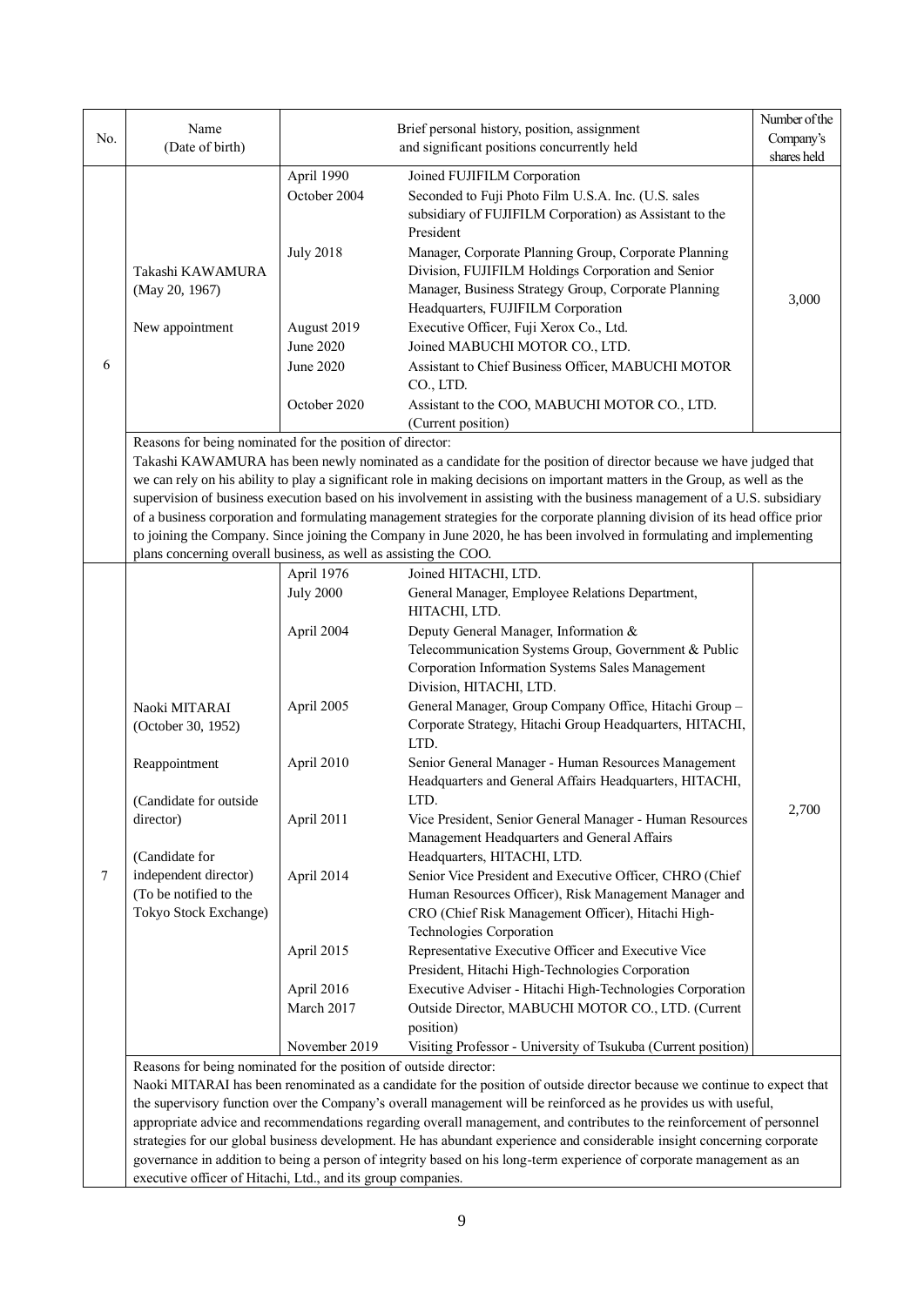| No. | Name (Date of birth) | Brief personal history, position, assignment and significant positions concurrently held | | Number of the Company's shares held |
|---|---|---|---|---|
| 6 | Takashi KAWAMURA (May 20, 1967)<br><br>New appointment | April 1990 | Joined FUJIFILM Corporation | 3,000 |
| | | October 2004 | Seconded to Fuji Photo Film U.S.A. Inc. (U.S. sales subsidiary of FUJIFILM Corporation) as Assistant to the President | |
| | | July 2018 | Manager, Corporate Planning Group, Corporate Planning Division, FUJIFILM Holdings Corporation and Senior Manager, Business Strategy Group, Corporate Planning Headquarters, FUJIFILM Corporation | |
| | | August 2019 | Executive Officer, Fuji Xerox Co., Ltd. | |
| | | June 2020 | Joined MABUCHI MOTOR CO., LTD. | |
| | | June 2020 | Assistant to Chief Business Officer, MABUCHI MOTOR CO., LTD. | |
| | | October 2020 | Assistant to the COO, MABUCHI MOTOR CO., LTD. (Current position) | |
| | Reasons for being nominated for the position of director:<br>Takashi KAWAMURA has been newly nominated as a candidate for the position of director because we have judged that we can rely on his ability to play a significant role in making decisions on important matters in the Group, as well as the supervision of business execution based on his involvement in assisting with the business management of a U.S. subsidiary of a business corporation and formulating management strategies for the corporate planning division of its head office prior to joining the Company. Since joining the Company in June 2020, he has been involved in formulating and implementing plans concerning overall business, as well as assisting the COO. | | | |
| 7 | Naoki MITARAI (October 30, 1952)<br><br>Reappointment<br><br>(Candidate for outside director)<br><br>(Candidate for independent director) (To be notified to the Tokyo Stock Exchange) | April 1976 | Joined HITACHI, LTD. | 2,700 |
| | | July 2000 | General Manager, Employee Relations Department, HITACHI, LTD. | |
| | | April 2004 | Deputy General Manager, Information & Telecommunication Systems Group, Government & Public Corporation Information Systems Sales Management Division, HITACHI, LTD. | |
| | | April 2005 | General Manager, Group Company Office, Hitachi Group – Corporate Strategy, Hitachi Group Headquarters, HITACHI, LTD. | |
| | | April 2010 | Senior General Manager - Human Resources Management Headquarters and General Affairs Headquarters, HITACHI, LTD. | |
| | | April 2011 | Vice President, Senior General Manager - Human Resources Management Headquarters and General Affairs Headquarters, HITACHI, LTD. | |
| | | April 2014 | Senior Vice President and Executive Officer, CHRO (Chief Human Resources Officer), Risk Management Manager and CRO (Chief Risk Management Officer), Hitachi High-Technologies Corporation | |
| | | April 2015 | Representative Executive Officer and Executive Vice President, Hitachi High-Technologies Corporation | |
| | | April 2016 | Executive Adviser - Hitachi High-Technologies Corporation | |
| | | March 2017 | Outside Director, MABUCHI MOTOR CO., LTD. (Current position) | |
| | | November 2019 | Visiting Professor - University of Tsukuba (Current position) | |
| | Reasons for being nominated for the position of outside director:<br>Naoki MITARAI has been renominated as a candidate for the position of outside director because we continue to expect that the supervisory function over the Company's overall management will be reinforced as he provides us with useful, appropriate advice and recommendations regarding overall management, and contributes to the reinforcement of personnel strategies for our global business development. He has abundant experience and considerable insight concerning corporate governance in addition to being a person of integrity based on his long-term experience of corporate management as an executive officer of Hitachi, Ltd., and its group companies. | | | |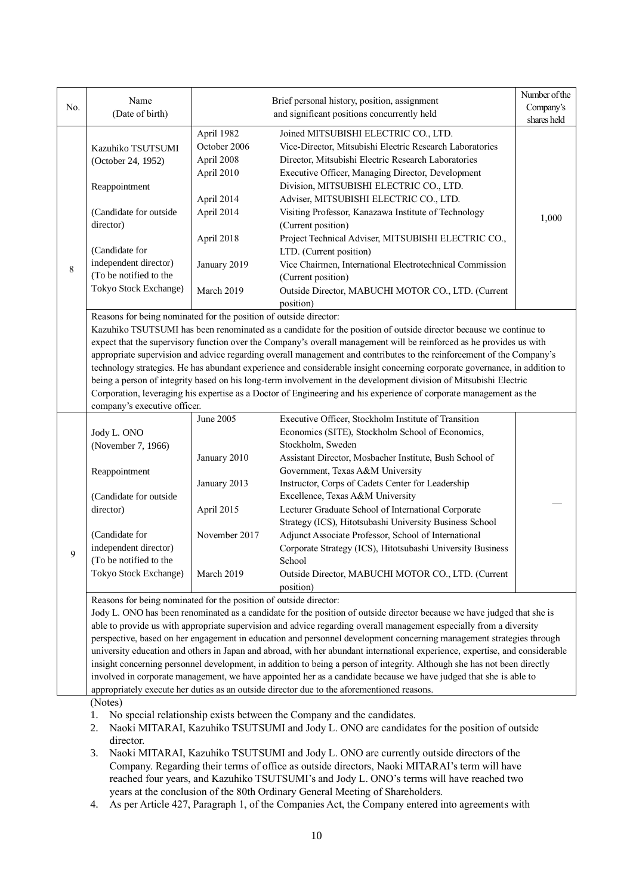| No. | Name (Date of birth) | Brief personal history, position, assignment and significant positions concurrently held | | Number of the Company's shares held |
|---|---|---|---|---|
| 8 | Kazuhiko TSUTSUMI (October 24, 1952)<br><br>Reappointment<br><br>(Candidate for outside director)<br><br>(Candidate for independent director) (To be notified to the Tokyo Stock Exchange) | April 1982<br>October 2006<br>April 2008<br>April 2010<br><br>April 2014<br>April 2014<br><br>April 2018<br><br>January 2019<br><br>March 2019 | Joined MITSUBISHI ELECTRIC CO., LTD.<br>Vice-Director, Mitsubishi Electric Research Laboratories<br>Director, Mitsubishi Electric Research Laboratories<br>Executive Officer, Managing Director, Development Division, MITSUBISHI ELECTRIC CO., LTD.<br>Adviser, MITSUBISHI ELECTRIC CO., LTD.<br>Visiting Professor, Kanazawa Institute of Technology (Current position)<br>Project Technical Adviser, MITSUBISHI ELECTRIC CO., LTD. (Current position)<br>Vice Chairmen, International Electrotechnical Commission (Current position)<br>Outside Director, MABUCHI MOTOR CO., LTD. (Current position) | 1,000 |
| | Reasons for being nominated for the position of outside director:<br>Kazuhiko TSUTSUMI has been renominated as a candidate for the position of outside director because we continue to expect that the supervisory function over the Company's overall management will be reinforced as he provides us with appropriate supervision and advice regarding overall management and contributes to the reinforcement of the Company's technology strategies. He has abundant experience and considerable insight concerning corporate governance, in addition to being a person of integrity based on his long-term involvement in the development division of Mitsubishi Electric Corporation, leveraging his expertise as a Doctor of Engineering and his experience of corporate management as the company's executive officer. | | | |
| 9 | Jody L. ONO (November 7, 1966)<br><br>Reappointment<br><br>(Candidate for outside director)<br><br>(Candidate for independent director) (To be notified to the Tokyo Stock Exchange) | June 2005<br><br><br>January 2010<br><br>January 2013<br><br>April 2015<br><br>November 2017<br><br><br>March 2019 | Executive Officer, Stockholm Institute of Transition Economics (SITE), Stockholm School of Economics, Stockholm, Sweden<br>Assistant Director, Mosbacher Institute, Bush School of Government, Texas A&M University<br>Instructor, Corps of Cadets Center for Leadership Excellence, Texas A&M University<br>Lecturer Graduate School of International Corporate Strategy (ICS), Hitotsubashi University Business School<br>Adjunct Associate Professor, School of International Corporate Strategy (ICS), Hitotsubashi University Business School<br>Outside Director, MABUCHI MOTOR CO., LTD. (Current position) | — |
| | Reasons for being nominated for the position of outside director:<br>Jody L. ONO has been renominated as a candidate for the position of outside director because we have judged that she is able to provide us with appropriate supervision and advice regarding overall management especially from a diversity perspective, based on her engagement in education and personnel development concerning management strategies through university education and others in Japan and abroad, with her abundant international experience, expertise, and considerable insight concerning personnel development, in addition to being a person of integrity. Although she has not been directly involved in corporate management, we have appointed her as a candidate because we have judged that she is able to appropriately execute her duties as an outside director due to the aforementioned reasons. | | | |

(Notes)

1. No special relationship exists between the Company and the candidates.
2. Naoki MITARAI, Kazuhiko TSUTSUMI and Jody L. ONO are candidates for the position of outside director.
3. Naoki MITARAI, Kazuhiko TSUTSUMI and Jody L. ONO are currently outside directors of the Company. Regarding their terms of office as outside directors, Naoki MITARAI's term will have reached four years, and Kazuhiko TSUTSUMI's and Jody L. ONO's terms will have reached two years at the conclusion of the 80th Ordinary General Meeting of Shareholders.
4. As per Article 427, Paragraph 1, of the Companies Act, the Company entered into agreements with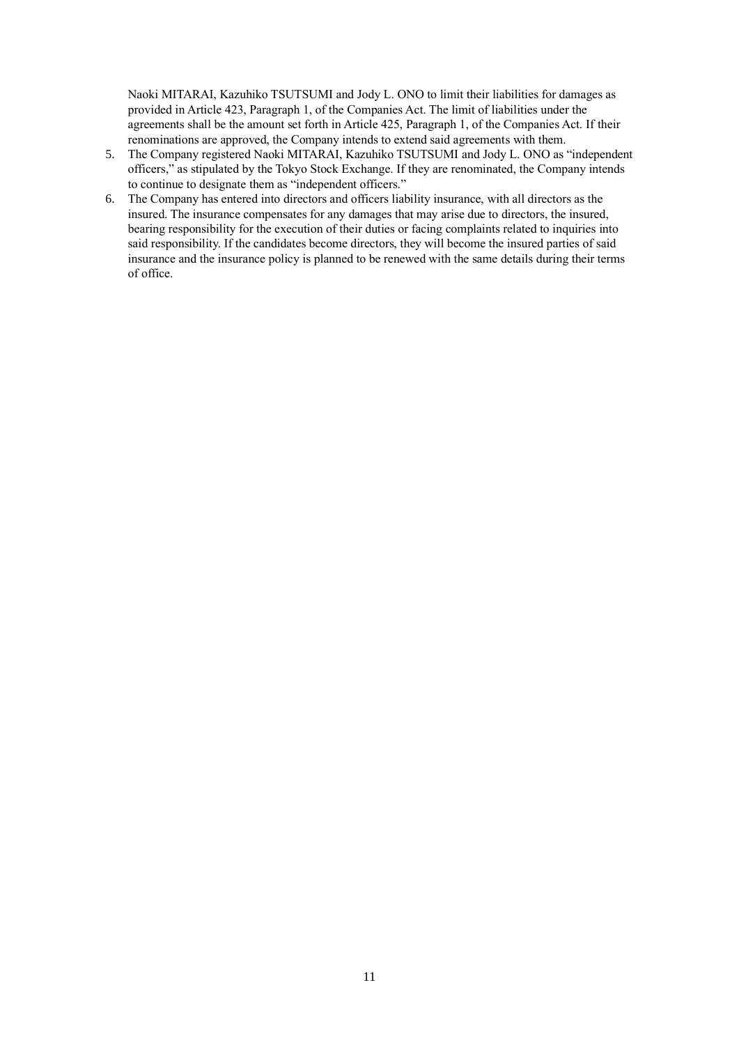Naoki MITARAI, Kazuhiko TSUTSUMI and Jody L. ONO to limit their liabilities for damages as provided in Article 423, Paragraph 1, of the Companies Act. The limit of liabilities under the agreements shall be the amount set forth in Article 425, Paragraph 1, of the Companies Act. If their renominations are approved, the Company intends to extend said agreements with them.

5. The Company registered Naoki MITARAI, Kazuhiko TSUTSUMI and Jody L. ONO as "independent officers," as stipulated by the Tokyo Stock Exchange. If they are renominated, the Company intends to continue to designate them as "independent officers."
6. The Company has entered into directors and officers liability insurance, with all directors as the insured. The insurance compensates for any damages that may arise due to directors, the insured, bearing responsibility for the execution of their duties or facing complaints related to inquiries into said responsibility. If the candidates become directors, they will become the insured parties of said insurance and the insurance policy is planned to be renewed with the same details during their terms of office.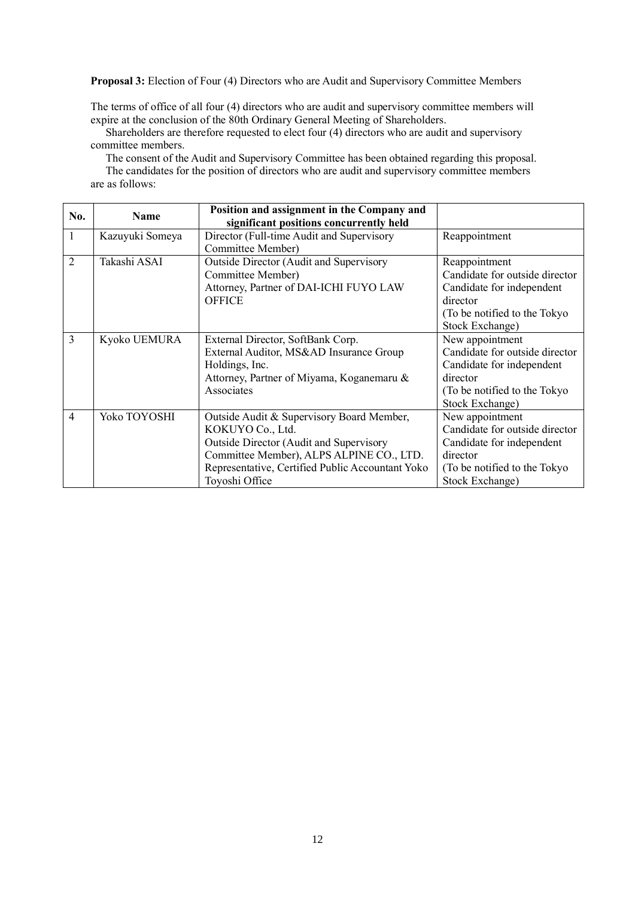**Proposal 3:** Election of Four (4) Directors who are Audit and Supervisory Committee Members

The terms of office of all four (4) directors who are audit and supervisory committee members will expire at the conclusion of the 80th Ordinary General Meeting of Shareholders.

Shareholders are therefore requested to elect four (4) directors who are audit and supervisory committee members.

The consent of the Audit and Supervisory Committee has been obtained regarding this proposal.

The candidates for the position of directors who are audit and supervisory committee members are as follows:

| No. | Name | Position and assignment in the Company and significant positions concurrently held | |
|---|---|---|---|
| 1 | Kazuyuki Someya | Director (Full-time Audit and Supervisory Committee Member) | Reappointment |
| 2 | Takashi ASAI | Outside Director (Audit and Supervisory Committee Member)<br>Attorney, Partner of DAI-ICHI FUYO LAW OFFICE | Reappointment<br>Candidate for outside director<br>Candidate for independent director<br>(To be notified to the Tokyo Stock Exchange) |
| 3 | Kyoko UEMURA | External Director, SoftBank Corp.<br>External Auditor, MS&AD Insurance Group Holdings, Inc.<br>Attorney, Partner of Miyama, Koganemaru & Associates | New appointment<br>Candidate for outside director<br>Candidate for independent director<br>(To be notified to the Tokyo Stock Exchange) |
| 4 | Yoko TOYOSHI | Outside Audit & Supervisory Board Member, KOKUYO Co., Ltd.<br>Outside Director (Audit and Supervisory Committee Member), ALPS ALPINE CO., LTD.<br>Representative, Certified Public Accountant Yoko Toyoshi Office | New appointment<br>Candidate for outside director<br>Candidate for independent director<br>(To be notified to the Tokyo Stock Exchange) |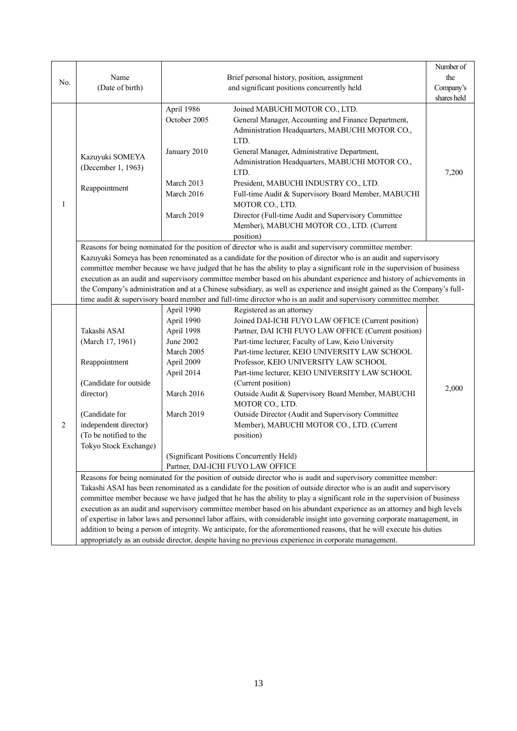| No. | Name (Date of birth) | Brief personal history, position, assignment and significant positions concurrently held | | Number of the Company's shares held |
|---|---|---|---|---|
| 1 | Kazuyuki SOMEYA (December 1, 1963) Reappointment | April 1986 | Joined MABUCHI MOTOR CO., LTD. | 7,200 |
| | | October 2005 | General Manager, Accounting and Finance Department, Administration Headquarters, MABUCHI MOTOR CO., LTD. | |
| | | January 2010 | General Manager, Administrative Department, Administration Headquarters, MABUCHI MOTOR CO., LTD. | |
| | | March 2013 | President, MABUCHI INDUSTRY CO., LTD. | |
| | | March 2016 | Full-time Audit & Supervisory Board Member, MABUCHI MOTOR CO., LTD. | |
| | | March 2019 | Director (Full-time Audit and Supervisory Committee Member), MABUCHI MOTOR CO., LTD. (Current position) | |
| | Reasons for being nominated for the position of director who is audit and supervisory committee member: Kazuyuki Someya has been renominated as a candidate for the position of director who is an audit and supervisory committee member because we have judged that he has the ability to play a significant role in the supervision of business execution as an audit and supervisory committee member based on his abundant experience and history of achievements in the Company's administration and at a Chinese subsidiary, as well as experience and insight gained as the Company's full-time audit & supervisory board member and full-time director who is an audit and supervisory committee member. | | | |
| 2 | Takashi ASAI (March 17, 1961) Reappointment (Candidate for outside director) (Candidate for independent director) (To be notified to the Tokyo Stock Exchange) | April 1990 | Registered as an attorney | 2,000 |
| | | April 1990 | Joined DAI-ICHI FUYO LAW OFFICE (Current position) | |
| | | April 1998 | Partner, DAI ICHI FUYO LAW OFFICE (Current position) | |
| | | June 2002 | Part-time lecturer, Faculty of Law, Keio University | |
| | | March 2005 | Part-time lecturer, KEIO UNIVERSITY LAW SCHOOL | |
| | | April 2009 | Professor, KEIO UNIVERSITY LAW SCHOOL | |
| | | April 2014 | Part-time lecturer, KEIO UNIVERSITY LAW SCHOOL (Current position) | |
| | | March 2016 | Outside Audit & Supervisory Board Member, MABUCHI MOTOR CO., LTD. | |
| | | March 2019 | Outside Director (Audit and Supervisory Committee Member), MABUCHI MOTOR CO., LTD. (Current position) | |
| | | (Significant Positions Concurrently Held) Partner, DAI-ICHI FUYO LAW OFFICE | | |
| | Reasons for being nominated for the position of outside director who is audit and supervisory committee member: Takashi ASAI has been renominated as a candidate for the position of outside director who is an audit and supervisory committee member because we have judged that he has the ability to play a significant role in the supervision of business execution as an audit and supervisory committee member based on his abundant experience as an attorney and high levels of expertise in labor laws and personnel labor affairs, with considerable insight into governing corporate management, in addition to being a person of integrity. We anticipate, for the aforementioned reasons, that he will execute his duties appropriately as an outside director, despite having no previous experience in corporate management. | | | |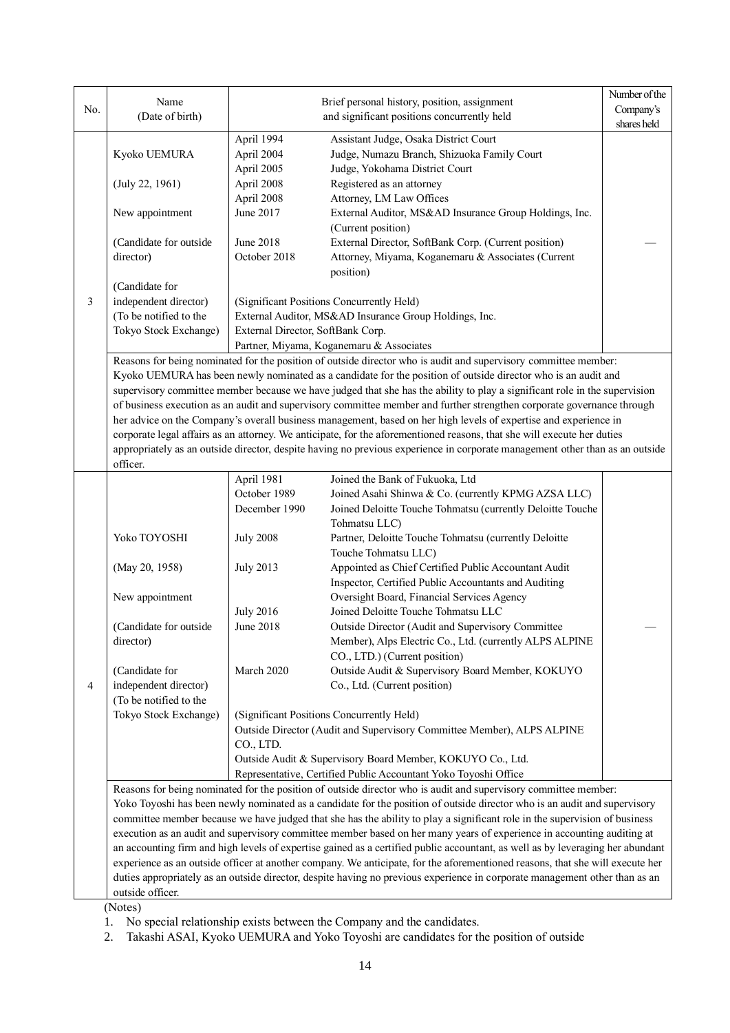| No. | Name (Date of birth) | Brief personal history, position, assignment and significant positions concurrently held | Number of the Company's shares held |
|---|---|---|---|
| 3 | Kyoko UEMURA<br><br>(July 22, 1961)<br><br>New appointment<br><br>(Candidate for outside director)<br><br>(Candidate for independent director) (To be notified to the Tokyo Stock Exchange) | April 1994 Assistant Judge, Osaka District Court<br>April 2004 Judge, Numazu Branch, Shizuoka Family Court<br>April 2005 Judge, Yokohama District Court<br>April 2008 Registered as an attorney<br>April 2008 Attorney, LM Law Offices<br>June 2017 External Auditor, MS&AD Insurance Group Holdings, Inc. (Current position)<br>June 2018 External Director, SoftBank Corp. (Current position)<br>October 2018 Attorney, Miyama, Koganemaru & Associates (Current position)<br><br>(Significant Positions Concurrently Held)<br>External Auditor, MS&AD Insurance Group Holdings, Inc.<br>External Director, SoftBank Corp.<br>Partner, Miyama, Koganemaru & Associates | — |
| | Reasons for being nominated for the position of outside director who is audit and supervisory committee member:<br>Kyoko UEMURA has been newly nominated as a candidate for the position of outside director who is an audit and supervisory committee member because we have judged that she has the ability to play a significant role in the supervision of business execution as an audit and supervisory committee member and further strengthen corporate governance through her advice on the Company's overall business management, based on her high levels of expertise and experience in corporate legal affairs as an attorney. We anticipate, for the aforementioned reasons, that she will execute her duties appropriately as an outside director, despite having no previous experience in corporate management other than as an outside officer. | | |
| 4 | Yoko TOYOSHI<br><br>(May 20, 1958)<br><br>New appointment<br><br>(Candidate for outside director)<br><br>(Candidate for independent director) (To be notified to the Tokyo Stock Exchange) | April 1981 Joined the Bank of Fukuoka, Ltd<br>October 1989 Joined Asahi Shinwa & Co. (currently KPMG AZSA LLC)<br>December 1990 Joined Deloitte Touche Tohmatsu (currently Deloitte Touche Tohmatsu LLC)<br>July 2008 Partner, Deloitte Touche Tohmatsu (currently Deloitte Touche Tohmatsu LLC)<br>July 2013 Appointed as Chief Certified Public Accountant Audit Inspector, Certified Public Accountants and Auditing Oversight Board, Financial Services Agency<br>July 2016 Joined Deloitte Touche Tohmatsu LLC<br>June 2018 Outside Director (Audit and Supervisory Committee Member), Alps Electric Co., Ltd. (currently ALPS ALPINE CO., LTD.) (Current position)<br>March 2020 Outside Audit & Supervisory Board Member, KOKUYO Co., Ltd. (Current position)<br><br>(Significant Positions Concurrently Held)<br>Outside Director (Audit and Supervisory Committee Member), ALPS ALPINE CO., LTD.<br>Outside Audit & Supervisory Board Member, KOKUYO Co., Ltd.<br>Representative, Certified Public Accountant Yoko Toyoshi Office | — |
| | Reasons for being nominated for the position of outside director who is audit and supervisory committee member:<br>Yoko Toyoshi has been newly nominated as a candidate for the position of outside director who is an audit and supervisory committee member because we have judged that she has the ability to play a significant role in the supervision of business execution as an audit and supervisory committee member based on her many years of experience in accounting auditing at an accounting firm and high levels of expertise gained as a certified public accountant, as well as by leveraging her abundant experience as an outside officer at another company. We anticipate, for the aforementioned reasons, that she will execute her duties appropriately as an outside director, despite having no previous experience in corporate management other than as an outside officer. | | |

(Notes)

1. No special relationship exists between the Company and the candidates.
2. Takashi ASAI, Kyoko UEMURA and Yoko Toyoshi are candidates for the position of outside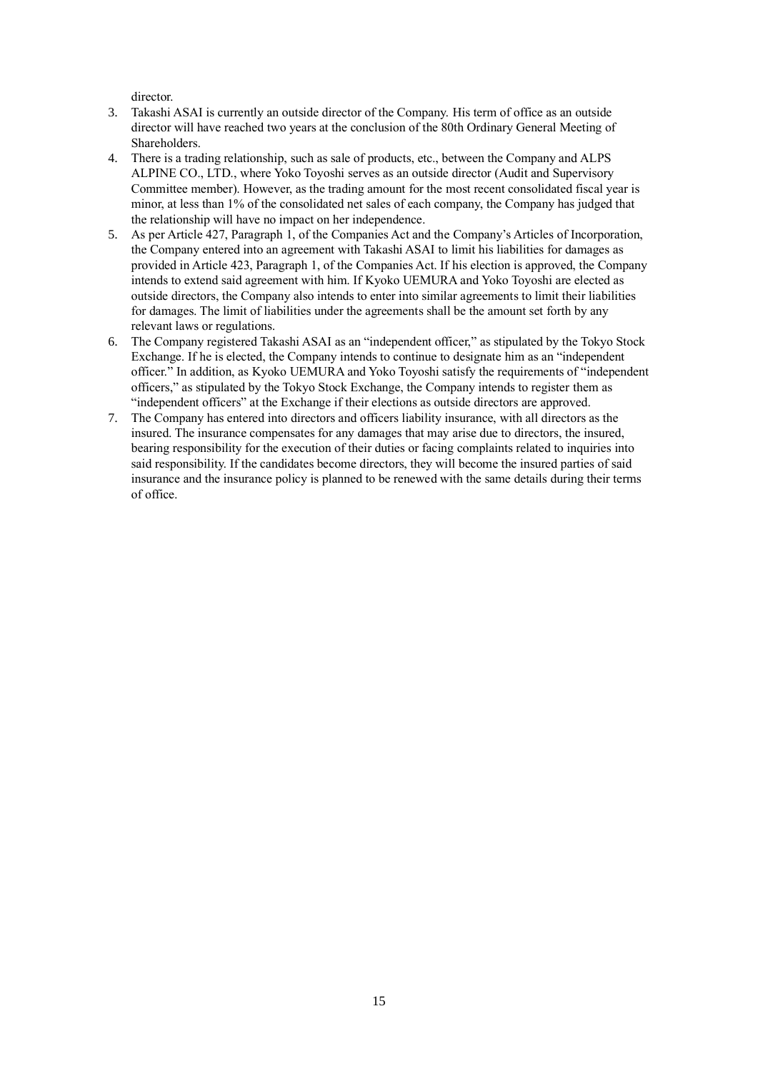director.

3. Takashi ASAI is currently an outside director of the Company. His term of office as an outside director will have reached two years at the conclusion of the 80th Ordinary General Meeting of Shareholders.
4. There is a trading relationship, such as sale of products, etc., between the Company and ALPS ALPINE CO., LTD., where Yoko Toyoshi serves as an outside director (Audit and Supervisory Committee member). However, as the trading amount for the most recent consolidated fiscal year is minor, at less than 1% of the consolidated net sales of each company, the Company has judged that the relationship will have no impact on her independence.
5. As per Article 427, Paragraph 1, of the Companies Act and the Company's Articles of Incorporation, the Company entered into an agreement with Takashi ASAI to limit his liabilities for damages as provided in Article 423, Paragraph 1, of the Companies Act. If his election is approved, the Company intends to extend said agreement with him. If Kyoko UEMURA and Yoko Toyoshi are elected as outside directors, the Company also intends to enter into similar agreements to limit their liabilities for damages. The limit of liabilities under the agreements shall be the amount set forth by any relevant laws or regulations.
6. The Company registered Takashi ASAI as an "independent officer," as stipulated by the Tokyo Stock Exchange. If he is elected, the Company intends to continue to designate him as an "independent officer." In addition, as Kyoko UEMURA and Yoko Toyoshi satisfy the requirements of "independent officers," as stipulated by the Tokyo Stock Exchange, the Company intends to register them as "independent officers" at the Exchange if their elections as outside directors are approved.
7. The Company has entered into directors and officers liability insurance, with all directors as the insured. The insurance compensates for any damages that may arise due to directors, the insured, bearing responsibility for the execution of their duties or facing complaints related to inquiries into said responsibility. If the candidates become directors, they will become the insured parties of said insurance and the insurance policy is planned to be renewed with the same details during their terms of office.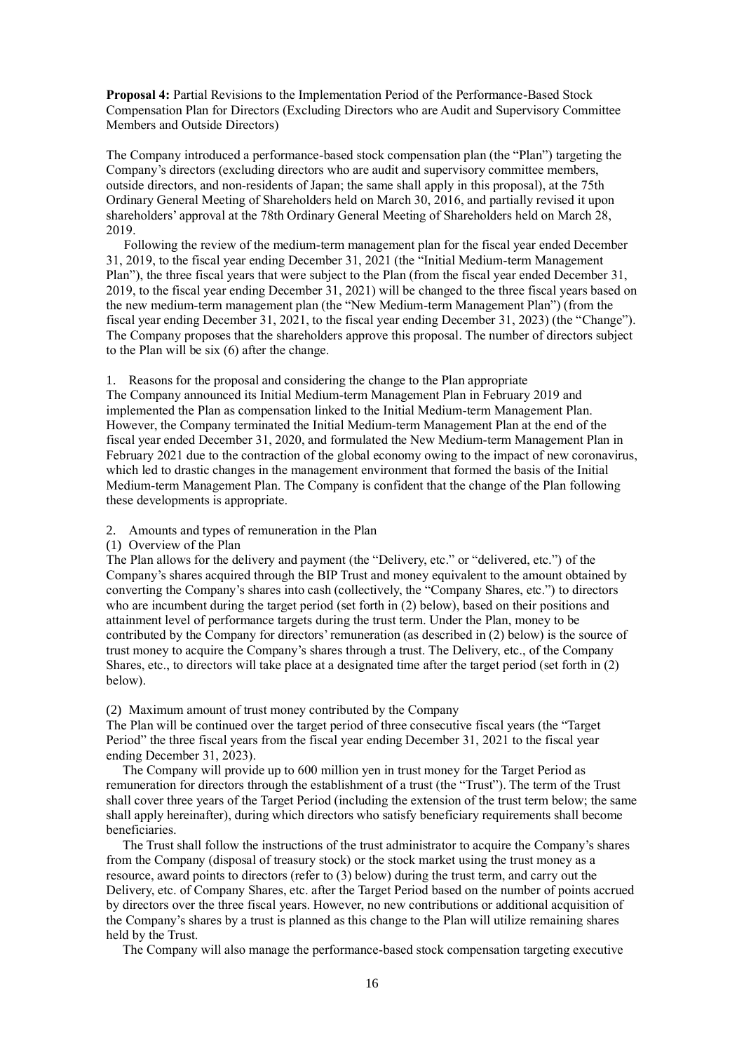**Proposal 4:** Partial Revisions to the Implementation Period of the Performance-Based Stock Compensation Plan for Directors (Excluding Directors who are Audit and Supervisory Committee Members and Outside Directors)

The Company introduced a performance-based stock compensation plan (the "Plan") targeting the Company's directors (excluding directors who are audit and supervisory committee members, outside directors, and non-residents of Japan; the same shall apply in this proposal), at the 75th Ordinary General Meeting of Shareholders held on March 30, 2016, and partially revised it upon shareholders' approval at the 78th Ordinary General Meeting of Shareholders held on March 28, 2019.

Following the review of the medium-term management plan for the fiscal year ended December 31, 2019, to the fiscal year ending December 31, 2021 (the "Initial Medium-term Management Plan"), the three fiscal years that were subject to the Plan (from the fiscal year ended December 31, 2019, to the fiscal year ending December 31, 2021) will be changed to the three fiscal years based on the new medium-term management plan (the "New Medium-term Management Plan") (from the fiscal year ending December 31, 2021, to the fiscal year ending December 31, 2023) (the "Change"). The Company proposes that the shareholders approve this proposal. The number of directors subject to the Plan will be six (6) after the change.

1. Reasons for the proposal and considering the change to the Plan appropriate

The Company announced its Initial Medium-term Management Plan in February 2019 and implemented the Plan as compensation linked to the Initial Medium-term Management Plan. However, the Company terminated the Initial Medium-term Management Plan at the end of the fiscal year ended December 31, 2020, and formulated the New Medium-term Management Plan in February 2021 due to the contraction of the global economy owing to the impact of new coronavirus, which led to drastic changes in the management environment that formed the basis of the Initial Medium-term Management Plan. The Company is confident that the change of the Plan following these developments is appropriate.

2. Amounts and types of remuneration in the Plan

(1) Overview of the Plan

The Plan allows for the delivery and payment (the "Delivery, etc." or "delivered, etc.") of the Company's shares acquired through the BIP Trust and money equivalent to the amount obtained by converting the Company's shares into cash (collectively, the "Company Shares, etc.") to directors who are incumbent during the target period (set forth in (2) below), based on their positions and attainment level of performance targets during the trust term. Under the Plan, money to be contributed by the Company for directors' remuneration (as described in (2) below) is the source of trust money to acquire the Company's shares through a trust. The Delivery, etc., of the Company Shares, etc., to directors will take place at a designated time after the target period (set forth in (2) below).

(2) Maximum amount of trust money contributed by the Company

The Plan will be continued over the target period of three consecutive fiscal years (the "Target Period" the three fiscal years from the fiscal year ending December 31, 2021 to the fiscal year ending December 31, 2023).

The Company will provide up to 600 million yen in trust money for the Target Period as remuneration for directors through the establishment of a trust (the "Trust"). The term of the Trust shall cover three years of the Target Period (including the extension of the trust term below; the same shall apply hereinafter), during which directors who satisfy beneficiary requirements shall become beneficiaries.

The Trust shall follow the instructions of the trust administrator to acquire the Company's shares from the Company (disposal of treasury stock) or the stock market using the trust money as a resource, award points to directors (refer to (3) below) during the trust term, and carry out the Delivery, etc. of Company Shares, etc. after the Target Period based on the number of points accrued by directors over the three fiscal years. However, no new contributions or additional acquisition of the Company's shares by a trust is planned as this change to the Plan will utilize remaining shares held by the Trust.

The Company will also manage the performance-based stock compensation targeting executive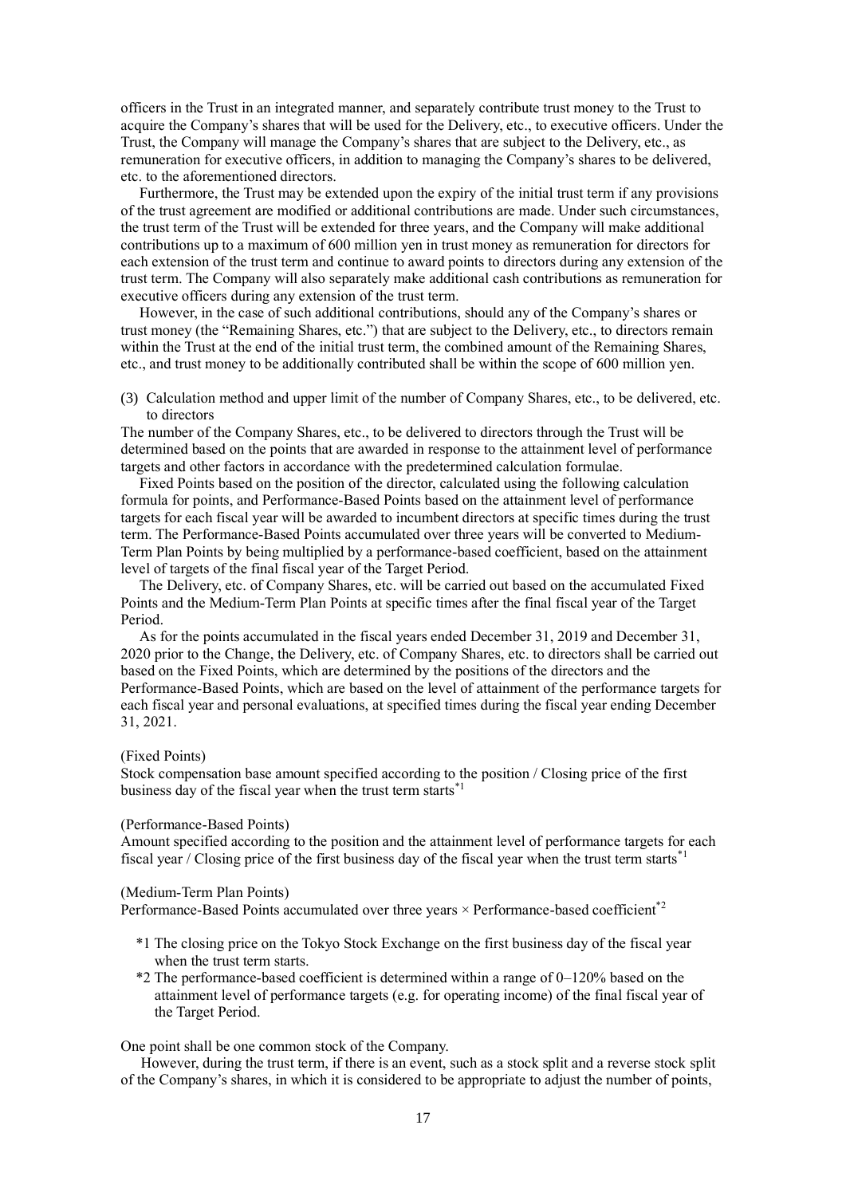officers in the Trust in an integrated manner, and separately contribute trust money to the Trust to acquire the Company's shares that will be used for the Delivery, etc., to executive officers. Under the Trust, the Company will manage the Company's shares that are subject to the Delivery, etc., as remuneration for executive officers, in addition to managing the Company's shares to be delivered, etc. to the aforementioned directors.

Furthermore, the Trust may be extended upon the expiry of the initial trust term if any provisions of the trust agreement are modified or additional contributions are made. Under such circumstances, the trust term of the Trust will be extended for three years, and the Company will make additional contributions up to a maximum of 600 million yen in trust money as remuneration for directors for each extension of the trust term and continue to award points to directors during any extension of the trust term. The Company will also separately make additional cash contributions as remuneration for executive officers during any extension of the trust term.

However, in the case of such additional contributions, should any of the Company's shares or trust money (the "Remaining Shares, etc.") that are subject to the Delivery, etc., to directors remain within the Trust at the end of the initial trust term, the combined amount of the Remaining Shares, etc., and trust money to be additionally contributed shall be within the scope of 600 million yen.

(3) Calculation method and upper limit of the number of Company Shares, etc., to be delivered, etc. to directors

The number of the Company Shares, etc., to be delivered to directors through the Trust will be determined based on the points that are awarded in response to the attainment level of performance targets and other factors in accordance with the predetermined calculation formulae.

Fixed Points based on the position of the director, calculated using the following calculation formula for points, and Performance-Based Points based on the attainment level of performance targets for each fiscal year will be awarded to incumbent directors at specific times during the trust term. The Performance-Based Points accumulated over three years will be converted to Medium-Term Plan Points by being multiplied by a performance-based coefficient, based on the attainment level of targets of the final fiscal year of the Target Period.

The Delivery, etc. of Company Shares, etc. will be carried out based on the accumulated Fixed Points and the Medium-Term Plan Points at specific times after the final fiscal year of the Target Period.

As for the points accumulated in the fiscal years ended December 31, 2019 and December 31, 2020 prior to the Change, the Delivery, etc. of Company Shares, etc. to directors shall be carried out based on the Fixed Points, which are determined by the positions of the directors and the Performance-Based Points, which are based on the level of attainment of the performance targets for each fiscal year and personal evaluations, at specified times during the fiscal year ending December 31, 2021.

(Fixed Points)

Stock compensation base amount specified according to the position / Closing price of the first business day of the fiscal year when the trust term starts*1

(Performance-Based Points)

Amount specified according to the position and the attainment level of performance targets for each fiscal year / Closing price of the first business day of the fiscal year when the trust term starts*1

(Medium-Term Plan Points)

Performance-Based Points accumulated over three years × Performance-based coefficient*2

*1 The closing price on the Tokyo Stock Exchange on the first business day of the fiscal year when the trust term starts.

*2 The performance-based coefficient is determined within a range of 0–120% based on the attainment level of performance targets (e.g. for operating income) of the final fiscal year of the Target Period.

One point shall be one common stock of the Company.

However, during the trust term, if there is an event, such as a stock split and a reverse stock split of the Company's shares, in which it is considered to be appropriate to adjust the number of points,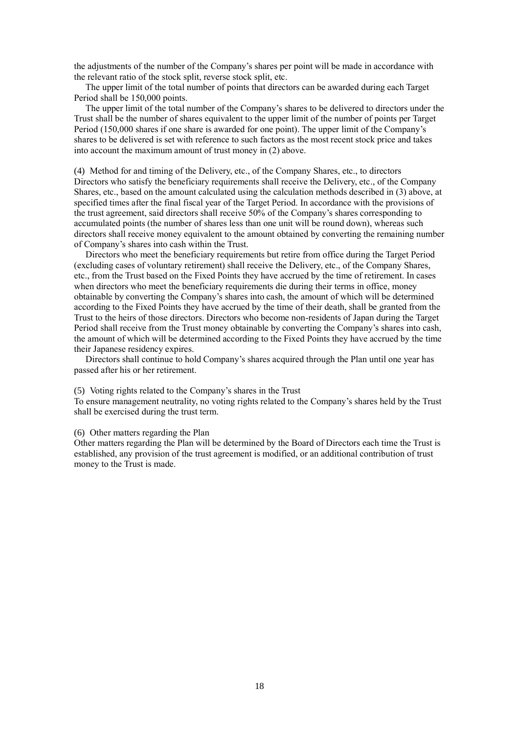the adjustments of the number of the Company's shares per point will be made in accordance with the relevant ratio of the stock split, reverse stock split, etc.

The upper limit of the total number of points that directors can be awarded during each Target Period shall be 150,000 points.

The upper limit of the total number of the Company's shares to be delivered to directors under the Trust shall be the number of shares equivalent to the upper limit of the number of points per Target Period (150,000 shares if one share is awarded for one point). The upper limit of the Company's shares to be delivered is set with reference to such factors as the most recent stock price and takes into account the maximum amount of trust money in (2) above.

(4) Method for and timing of the Delivery, etc., of the Company Shares, etc., to directors

Directors who satisfy the beneficiary requirements shall receive the Delivery, etc., of the Company Shares, etc., based on the amount calculated using the calculation methods described in (3) above, at specified times after the final fiscal year of the Target Period. In accordance with the provisions of the trust agreement, said directors shall receive 50% of the Company's shares corresponding to accumulated points (the number of shares less than one unit will be round down), whereas such directors shall receive money equivalent to the amount obtained by converting the remaining number of Company's shares into cash within the Trust.

Directors who meet the beneficiary requirements but retire from office during the Target Period (excluding cases of voluntary retirement) shall receive the Delivery, etc., of the Company Shares, etc., from the Trust based on the Fixed Points they have accrued by the time of retirement. In cases when directors who meet the beneficiary requirements die during their terms in office, money obtainable by converting the Company's shares into cash, the amount of which will be determined according to the Fixed Points they have accrued by the time of their death, shall be granted from the Trust to the heirs of those directors. Directors who become non-residents of Japan during the Target Period shall receive from the Trust money obtainable by converting the Company's shares into cash, the amount of which will be determined according to the Fixed Points they have accrued by the time their Japanese residency expires.

Directors shall continue to hold Company's shares acquired through the Plan until one year has passed after his or her retirement.

(5) Voting rights related to the Company's shares in the Trust

To ensure management neutrality, no voting rights related to the Company's shares held by the Trust shall be exercised during the trust term.

(6) Other matters regarding the Plan

Other matters regarding the Plan will be determined by the Board of Directors each time the Trust is established, any provision of the trust agreement is modified, or an additional contribution of trust money to the Trust is made.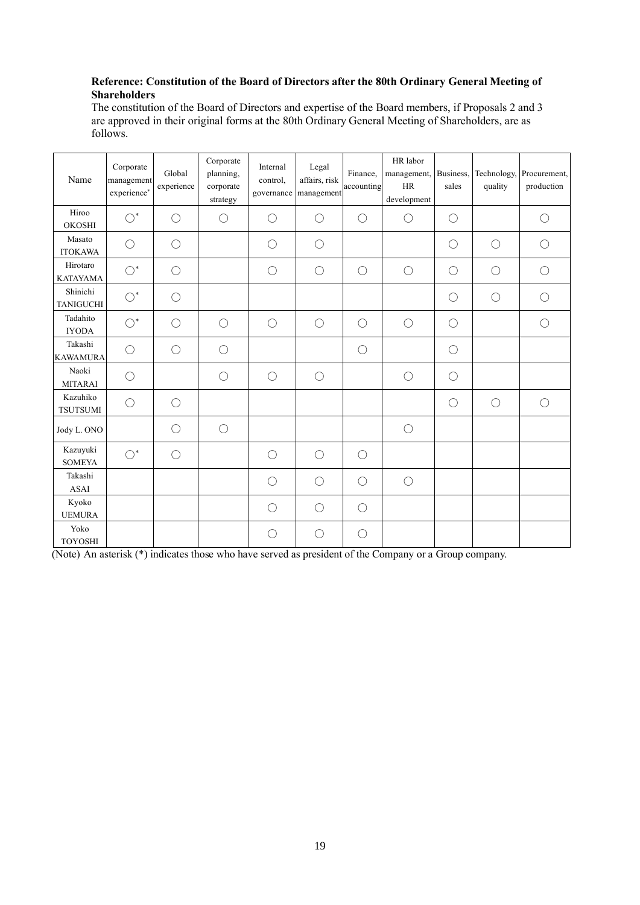**Reference: Constitution of the Board of Directors after the 80th Ordinary General Meeting of Shareholders**

The constitution of the Board of Directors and expertise of the Board members, if Proposals 2 and 3 are approved in their original forms at the 80th Ordinary General Meeting of Shareholders, are as follows.

| Name | Corporate management experience* | Global experience | Corporate planning, corporate strategy | Internal control, governance | Legal affairs, risk management | Finance, accounting | HR labor management, HR development | Business, sales | Technology, quality | Procurement, production |
|---|---|---|---|---|---|---|---|---|---|---|
| Hiroo OKOSHI | ○* | ○ | ○ | ○ | ○ | ○ | ○ | ○ | | ○ |
| Masato ITOKAWA | ○ | ○ | | ○ | ○ | | | ○ | ○ | ○ |
| Hirotaro KATAYAMA | ○* | ○ | | ○ | ○ | ○ | ○ | ○ | ○ | ○ |
| Shinichi TANIGUCHI | ○* | ○ | | | | | | ○ | ○ | ○ |
| Tadahito IYODA | ○* | ○ | ○ | ○ | ○ | ○ | ○ | ○ | | ○ |
| Takashi KAWAMURA | ○ | ○ | ○ | | | ○ | | ○ | | |
| Naoki MITARAI | ○ | | ○ | ○ | ○ | | ○ | ○ | | |
| Kazuhiko TSUTSUMI | ○ | ○ | | | | | | ○ | ○ | ○ |
| Jody L. ONO | | ○ | ○ | | | | ○ | | | |
| Kazuyuki SOMEYA | ○* | ○ | | ○ | ○ | ○ | | | | |
| Takashi ASAI | | | | ○ | ○ | ○ | ○ | | | |
| Kyoko UEMURA | | | | ○ | ○ | ○ | | | | |
| Yoko TOYOSHI | | | | ○ | ○ | ○ | | | | |

(Note) An asterisk (*) indicates those who have served as president of the Company or a Group company.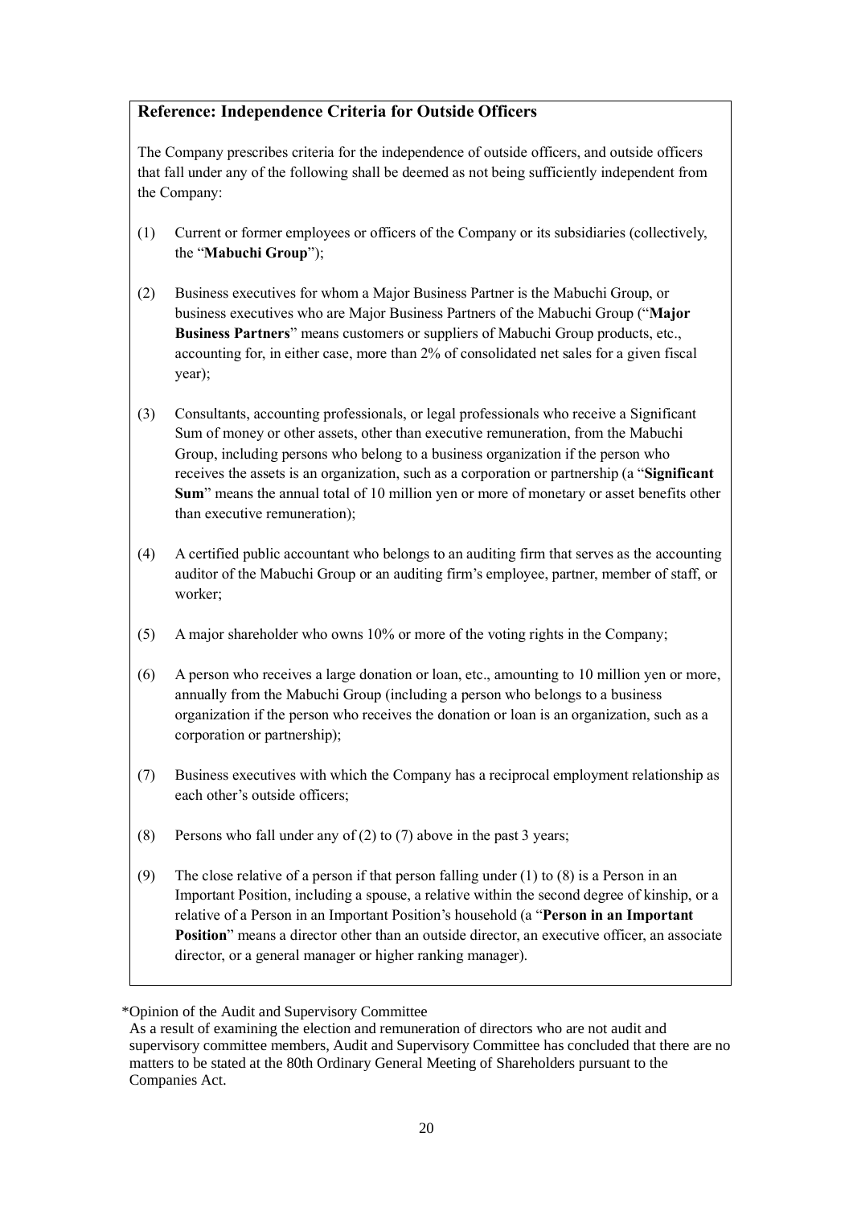### Reference: Independence Criteria for Outside Officers

The Company prescribes criteria for the independence of outside officers, and outside officers that fall under any of the following shall be deemed as not being sufficiently independent from the Company:

(1) Current or former employees or officers of the Company or its subsidiaries (collectively, the "**Mabuchi Group**");

(2) Business executives for whom a Major Business Partner is the Mabuchi Group, or business executives who are Major Business Partners of the Mabuchi Group ("**Major Business Partners**" means customers or suppliers of Mabuchi Group products, etc., accounting for, in either case, more than 2% of consolidated net sales for a given fiscal year);

(3) Consultants, accounting professionals, or legal professionals who receive a Significant Sum of money or other assets, other than executive remuneration, from the Mabuchi Group, including persons who belong to a business organization if the person who receives the assets is an organization, such as a corporation or partnership (a "**Significant Sum**" means the annual total of 10 million yen or more of monetary or asset benefits other than executive remuneration);

(4) A certified public accountant who belongs to an auditing firm that serves as the accounting auditor of the Mabuchi Group or an auditing firm's employee, partner, member of staff, or worker;

(5) A major shareholder who owns 10% or more of the voting rights in the Company;

(6) A person who receives a large donation or loan, etc., amounting to 10 million yen or more, annually from the Mabuchi Group (including a person who belongs to a business organization if the person who receives the donation or loan is an organization, such as a corporation or partnership);

(7) Business executives with which the Company has a reciprocal employment relationship as each other's outside officers;

(8) Persons who fall under any of (2) to (7) above in the past 3 years;

(9) The close relative of a person if that person falling under (1) to (8) is a Person in an Important Position, including a spouse, a relative within the second degree of kinship, or a relative of a Person in an Important Position's household (a "**Person in an Important Position**" means a director other than an outside director, an executive officer, an associate director, or a general manager or higher ranking manager).

*Opinion of the Audit and Supervisory Committee

As a result of examining the election and remuneration of directors who are not audit and supervisory committee members, Audit and Supervisory Committee has concluded that there are no matters to be stated at the 80th Ordinary General Meeting of Shareholders pursuant to the Companies Act.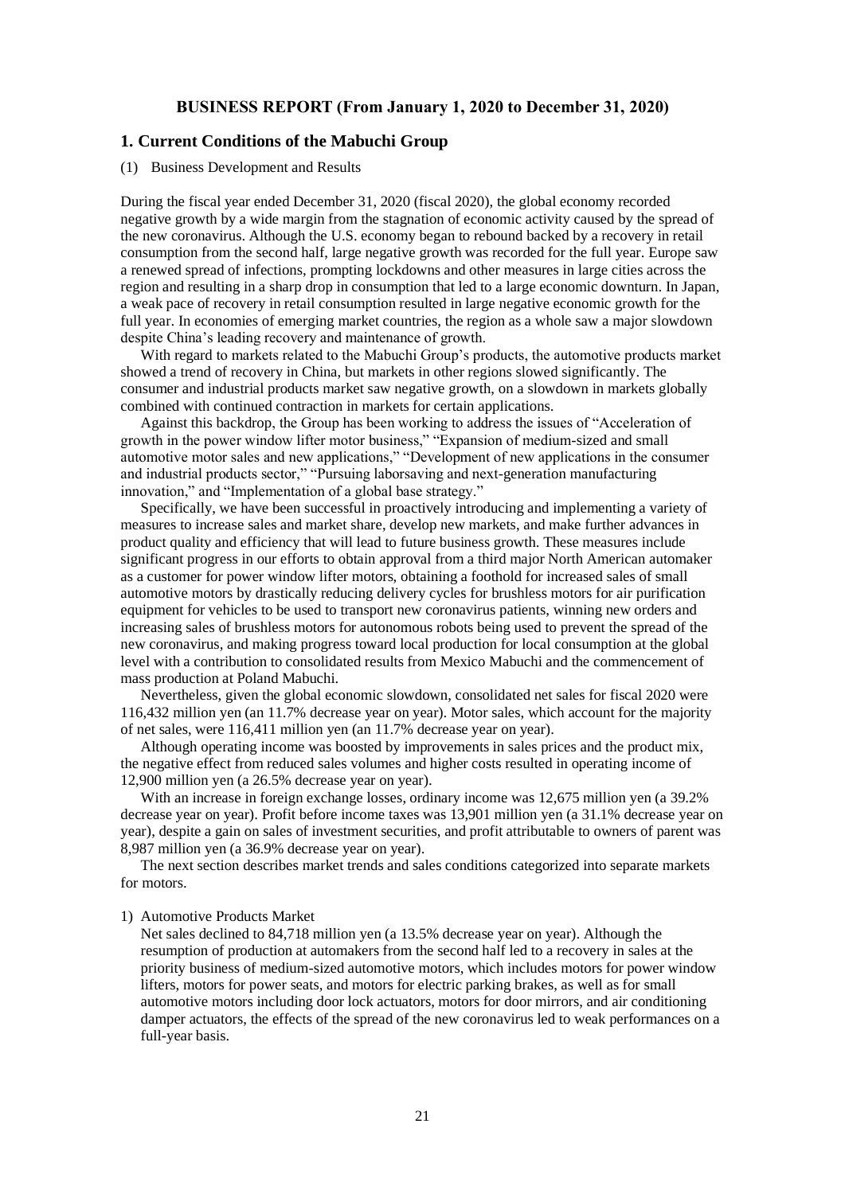## BUSINESS REPORT (From January 1, 2020 to December 31, 2020)

### 1. Current Conditions of the Mabuchi Group

(1) Business Development and Results

During the fiscal year ended December 31, 2020 (fiscal 2020), the global economy recorded negative growth by a wide margin from the stagnation of economic activity caused by the spread of the new coronavirus. Although the U.S. economy began to rebound backed by a recovery in retail consumption from the second half, large negative growth was recorded for the full year. Europe saw a renewed spread of infections, prompting lockdowns and other measures in large cities across the region and resulting in a sharp drop in consumption that led to a large economic downturn. In Japan, a weak pace of recovery in retail consumption resulted in large negative economic growth for the full year. In economies of emerging market countries, the region as a whole saw a major slowdown despite China's leading recovery and maintenance of growth.

With regard to markets related to the Mabuchi Group's products, the automotive products market showed a trend of recovery in China, but markets in other regions slowed significantly. The consumer and industrial products market saw negative growth, on a slowdown in markets globally combined with continued contraction in markets for certain applications.

Against this backdrop, the Group has been working to address the issues of "Acceleration of growth in the power window lifter motor business," "Expansion of medium-sized and small automotive motor sales and new applications," "Development of new applications in the consumer and industrial products sector," "Pursuing laborsaving and next-generation manufacturing innovation," and "Implementation of a global base strategy."

Specifically, we have been successful in proactively introducing and implementing a variety of measures to increase sales and market share, develop new markets, and make further advances in product quality and efficiency that will lead to future business growth. These measures include significant progress in our efforts to obtain approval from a third major North American automaker as a customer for power window lifter motors, obtaining a foothold for increased sales of small automotive motors by drastically reducing delivery cycles for brushless motors for air purification equipment for vehicles to be used to transport new coronavirus patients, winning new orders and increasing sales of brushless motors for autonomous robots being used to prevent the spread of the new coronavirus, and making progress toward local production for local consumption at the global level with a contribution to consolidated results from Mexico Mabuchi and the commencement of mass production at Poland Mabuchi.

Nevertheless, given the global economic slowdown, consolidated net sales for fiscal 2020 were 116,432 million yen (an 11.7% decrease year on year). Motor sales, which account for the majority of net sales, were 116,411 million yen (an 11.7% decrease year on year).

Although operating income was boosted by improvements in sales prices and the product mix, the negative effect from reduced sales volumes and higher costs resulted in operating income of 12,900 million yen (a 26.5% decrease year on year).

With an increase in foreign exchange losses, ordinary income was 12,675 million yen (a 39.2% decrease year on year). Profit before income taxes was 13,901 million yen (a 31.1% decrease year on year), despite a gain on sales of investment securities, and profit attributable to owners of parent was 8,987 million yen (a 36.9% decrease year on year).

The next section describes market trends and sales conditions categorized into separate markets for motors.

1) Automotive Products Market

Net sales declined to 84,718 million yen (a 13.5% decrease year on year). Although the resumption of production at automakers from the second half led to a recovery in sales at the priority business of medium-sized automotive motors, which includes motors for power window lifters, motors for power seats, and motors for electric parking brakes, as well as for small automotive motors including door lock actuators, motors for door mirrors, and air conditioning damper actuators, the effects of the spread of the new coronavirus led to weak performances on a full-year basis.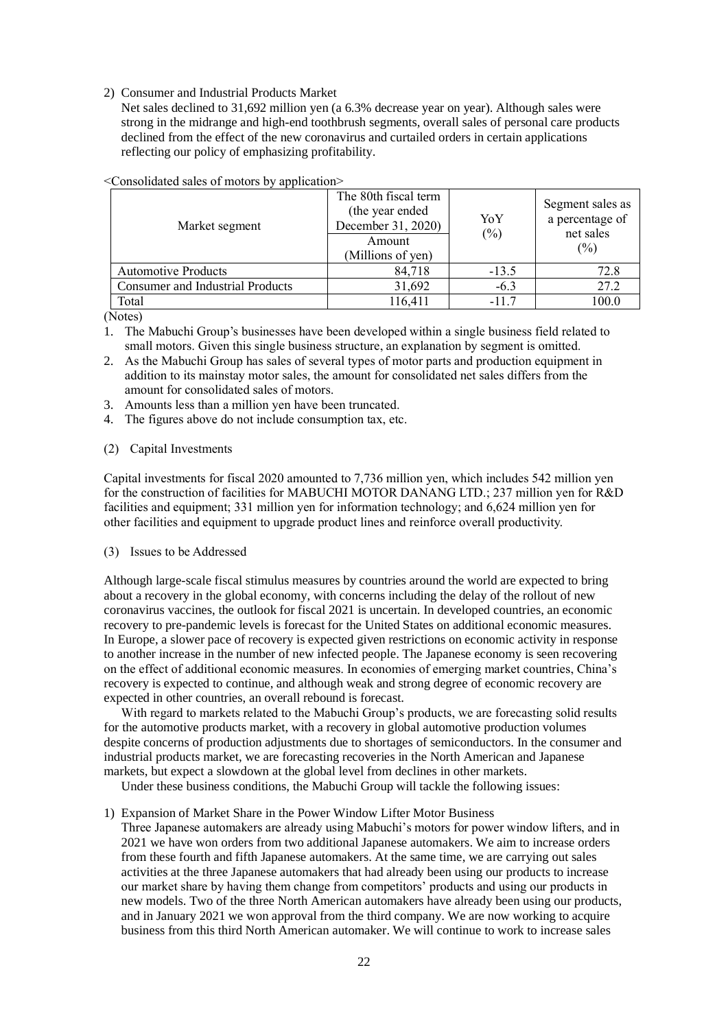2) Consumer and Industrial Products Market

Net sales declined to 31,692 million yen (a 6.3% decrease year on year). Although sales were strong in the midrange and high-end toothbrush segments, overall sales of personal care products declined from the effect of the new coronavirus and curtailed orders in certain applications reflecting our policy of emphasizing profitability.

<Consolidated sales of motors by application>

| Market segment | The 80th fiscal term (the year ended December 31, 2020) Amount (Millions of yen) | YoY (%) | Segment sales as a percentage of net sales (%) |
|---|---|---|---|
| Automotive Products | 84,718 | -13.5 | 72.8 |
| Consumer and Industrial Products | 31,692 | -6.3 | 27.2 |
| Total | 116,411 | -11.7 | 100.0 |

(Notes)

1. The Mabuchi Group's businesses have been developed within a single business field related to small motors. Given this single business structure, an explanation by segment is omitted.
2. As the Mabuchi Group has sales of several types of motor parts and production equipment in addition to its mainstay motor sales, the amount for consolidated net sales differs from the amount for consolidated sales of motors.
3. Amounts less than a million yen have been truncated.
4. The figures above do not include consumption tax, etc.

(2) Capital Investments

Capital investments for fiscal 2020 amounted to 7,736 million yen, which includes 542 million yen for the construction of facilities for MABUCHI MOTOR DANANG LTD.; 237 million yen for R&D facilities and equipment; 331 million yen for information technology; and 6,624 million yen for other facilities and equipment to upgrade product lines and reinforce overall productivity.

(3) Issues to be Addressed

Although large-scale fiscal stimulus measures by countries around the world are expected to bring about a recovery in the global economy, with concerns including the delay of the rollout of new coronavirus vaccines, the outlook for fiscal 2021 is uncertain. In developed countries, an economic recovery to pre-pandemic levels is forecast for the United States on additional economic measures. In Europe, a slower pace of recovery is expected given restrictions on economic activity in response to another increase in the number of new infected people. The Japanese economy is seen recovering on the effect of additional economic measures. In economies of emerging market countries, China's recovery is expected to continue, and although weak and strong degree of economic recovery are expected in other countries, an overall rebound is forecast.

With regard to markets related to the Mabuchi Group's products, we are forecasting solid results for the automotive products market, with a recovery in global automotive production volumes despite concerns of production adjustments due to shortages of semiconductors. In the consumer and industrial products market, we are forecasting recoveries in the North American and Japanese markets, but expect a slowdown at the global level from declines in other markets.

Under these business conditions, the Mabuchi Group will tackle the following issues:

1) Expansion of Market Share in the Power Window Lifter Motor Business

Three Japanese automakers are already using Mabuchi's motors for power window lifters, and in 2021 we have won orders from two additional Japanese automakers. We aim to increase orders from these fourth and fifth Japanese automakers. At the same time, we are carrying out sales activities at the three Japanese automakers that had already been using our products to increase our market share by having them change from competitors' products and using our products in new models. Two of the three North American automakers have already been using our products, and in January 2021 we won approval from the third company. We are now working to acquire business from this third North American automaker. We will continue to work to increase sales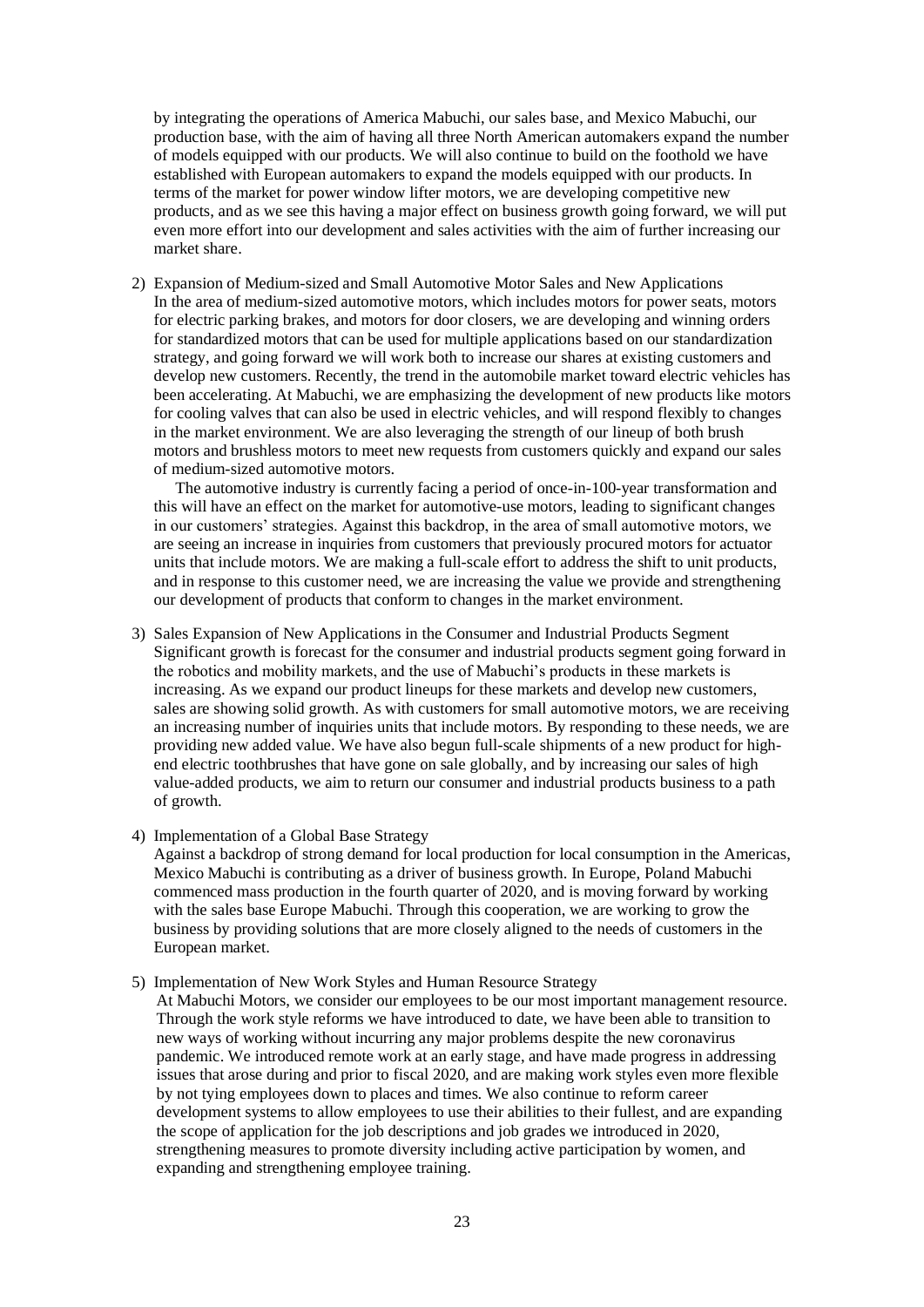by integrating the operations of America Mabuchi, our sales base, and Mexico Mabuchi, our production base, with the aim of having all three North American automakers expand the number of models equipped with our products. We will also continue to build on the foothold we have established with European automakers to expand the models equipped with our products. In terms of the market for power window lifter motors, we are developing competitive new products, and as we see this having a major effect on business growth going forward, we will put even more effort into our development and sales activities with the aim of further increasing our market share.

2) Expansion of Medium-sized and Small Automotive Motor Sales and New Applications
In the area of medium-sized automotive motors, which includes motors for power seats, motors for electric parking brakes, and motors for door closers, we are developing and winning orders for standardized motors that can be used for multiple applications based on our standardization strategy, and going forward we will work both to increase our shares at existing customers and develop new customers. Recently, the trend in the automobile market toward electric vehicles has been accelerating. At Mabuchi, we are emphasizing the development of new products like motors for cooling valves that can also be used in electric vehicles, and will respond flexibly to changes in the market environment. We are also leveraging the strength of our lineup of both brush motors and brushless motors to meet new requests from customers quickly and expand our sales of medium-sized automotive motors.
The automotive industry is currently facing a period of once-in-100-year transformation and this will have an effect on the market for automotive-use motors, leading to significant changes in our customers' strategies. Against this backdrop, in the area of small automotive motors, we are seeing an increase in inquiries from customers that previously procured motors for actuator units that include motors. We are making a full-scale effort to address the shift to unit products, and in response to this customer need, we are increasing the value we provide and strengthening our development of products that conform to changes in the market environment.

3) Sales Expansion of New Applications in the Consumer and Industrial Products Segment
Significant growth is forecast for the consumer and industrial products segment going forward in the robotics and mobility markets, and the use of Mabuchi's products in these markets is increasing. As we expand our product lineups for these markets and develop new customers, sales are showing solid growth. As with customers for small automotive motors, we are receiving an increasing number of inquiries units that include motors. By responding to these needs, we are providing new added value. We have also begun full-scale shipments of a new product for high-end electric toothbrushes that have gone on sale globally, and by increasing our sales of high value-added products, we aim to return our consumer and industrial products business to a path of growth.

4) Implementation of a Global Base Strategy
Against a backdrop of strong demand for local production for local consumption in the Americas, Mexico Mabuchi is contributing as a driver of business growth. In Europe, Poland Mabuchi commenced mass production in the fourth quarter of 2020, and is moving forward by working with the sales base Europe Mabuchi. Through this cooperation, we are working to grow the business by providing solutions that are more closely aligned to the needs of customers in the European market.

5) Implementation of New Work Styles and Human Resource Strategy
At Mabuchi Motors, we consider our employees to be our most important management resource. Through the work style reforms we have introduced to date, we have been able to transition to new ways of working without incurring any major problems despite the new coronavirus pandemic. We introduced remote work at an early stage, and have made progress in addressing issues that arose during and prior to fiscal 2020, and are making work styles even more flexible by not tying employees down to places and times. We also continue to reform career development systems to allow employees to use their abilities to their fullest, and are expanding the scope of application for the job descriptions and job grades we introduced in 2020, strengthening measures to promote diversity including active participation by women, and expanding and strengthening employee training.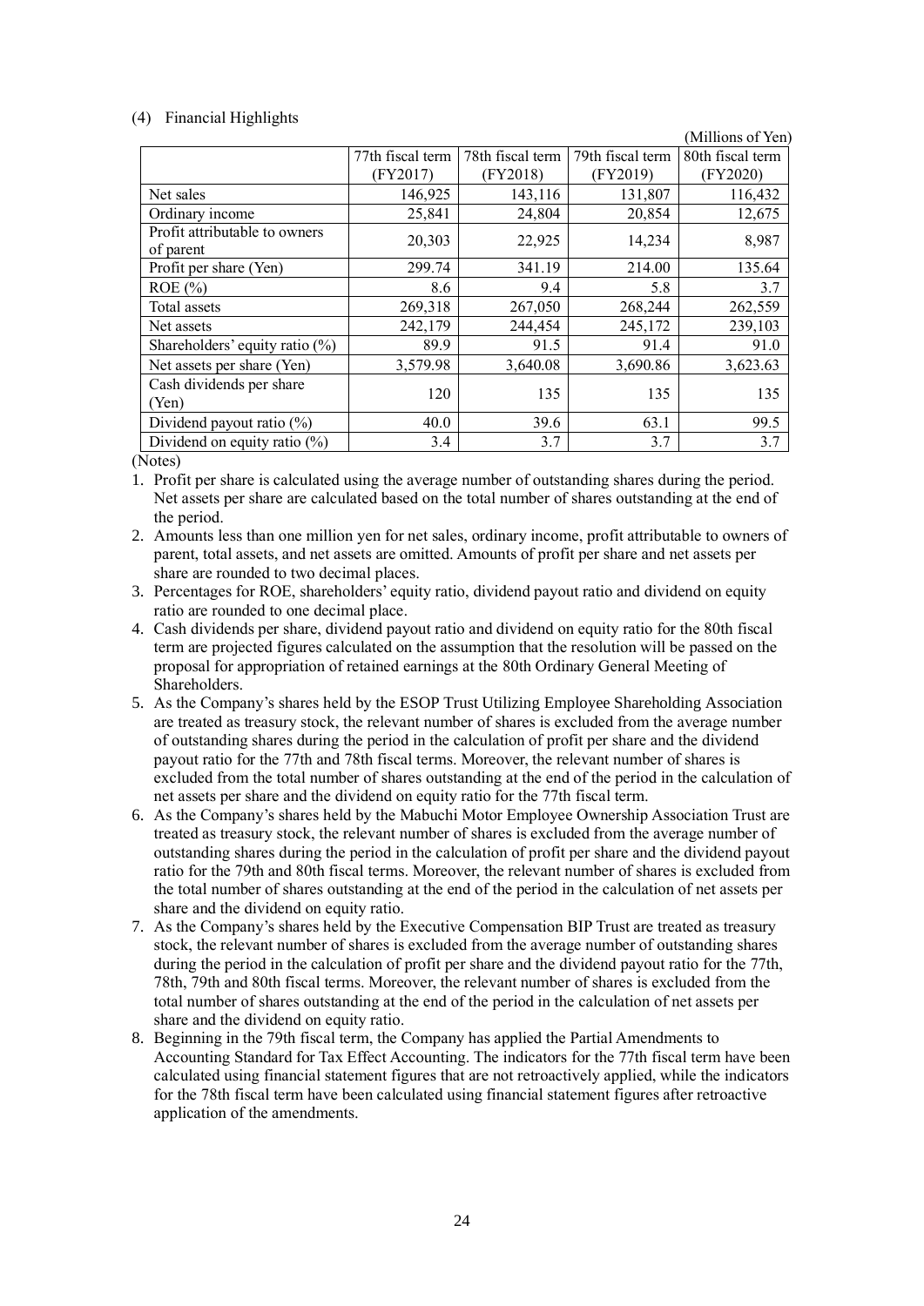(4) Financial Highlights

(Millions of Yen)

| | 77th fiscal term (FY2017) | 78th fiscal term (FY2018) | 79th fiscal term (FY2019) | 80th fiscal term (FY2020) |
|---|---|---|---|---|
| Net sales | 146,925 | 143,116 | 131,807 | 116,432 |
| Ordinary income | 25,841 | 24,804 | 20,854 | 12,675 |
| Profit attributable to owners of parent | 20,303 | 22,925 | 14,234 | 8,987 |
| Profit per share (Yen) | 299.74 | 341.19 | 214.00 | 135.64 |
| ROE (%) | 8.6 | 9.4 | 5.8 | 3.7 |
| Total assets | 269,318 | 267,050 | 268,244 | 262,559 |
| Net assets | 242,179 | 244,454 | 245,172 | 239,103 |
| Shareholders' equity ratio (%) | 89.9 | 91.5 | 91.4 | 91.0 |
| Net assets per share (Yen) | 3,579.98 | 3,640.08 | 3,690.86 | 3,623.63 |
| Cash dividends per share (Yen) | 120 | 135 | 135 | 135 |
| Dividend payout ratio (%) | 40.0 | 39.6 | 63.1 | 99.5 |
| Dividend on equity ratio (%) | 3.4 | 3.7 | 3.7 | 3.7 |

(Notes)

1. Profit per share is calculated using the average number of outstanding shares during the period. Net assets per share are calculated based on the total number of shares outstanding at the end of the period.
2. Amounts less than one million yen for net sales, ordinary income, profit attributable to owners of parent, total assets, and net assets are omitted. Amounts of profit per share and net assets per share are rounded to two decimal places.
3. Percentages for ROE, shareholders' equity ratio, dividend payout ratio and dividend on equity ratio are rounded to one decimal place.
4. Cash dividends per share, dividend payout ratio and dividend on equity ratio for the 80th fiscal term are projected figures calculated on the assumption that the resolution will be passed on the proposal for appropriation of retained earnings at the 80th Ordinary General Meeting of Shareholders.
5. As the Company's shares held by the ESOP Trust Utilizing Employee Shareholding Association are treated as treasury stock, the relevant number of shares is excluded from the average number of outstanding shares during the period in the calculation of profit per share and the dividend payout ratio for the 77th and 78th fiscal terms. Moreover, the relevant number of shares is excluded from the total number of shares outstanding at the end of the period in the calculation of net assets per share and the dividend on equity ratio for the 77th fiscal term.
6. As the Company's shares held by the Mabuchi Motor Employee Ownership Association Trust are treated as treasury stock, the relevant number of shares is excluded from the average number of outstanding shares during the period in the calculation of profit per share and the dividend payout ratio for the 79th and 80th fiscal terms. Moreover, the relevant number of shares is excluded from the total number of shares outstanding at the end of the period in the calculation of net assets per share and the dividend on equity ratio.
7. As the Company's shares held by the Executive Compensation BIP Trust are treated as treasury stock, the relevant number of shares is excluded from the average number of outstanding shares during the period in the calculation of profit per share and the dividend payout ratio for the 77th, 78th, 79th and 80th fiscal terms. Moreover, the relevant number of shares is excluded from the total number of shares outstanding at the end of the period in the calculation of net assets per share and the dividend on equity ratio.
8. Beginning in the 79th fiscal term, the Company has applied the Partial Amendments to Accounting Standard for Tax Effect Accounting. The indicators for the 77th fiscal term have been calculated using financial statement figures that are not retroactively applied, while the indicators for the 78th fiscal term have been calculated using financial statement figures after retroactive application of the amendments.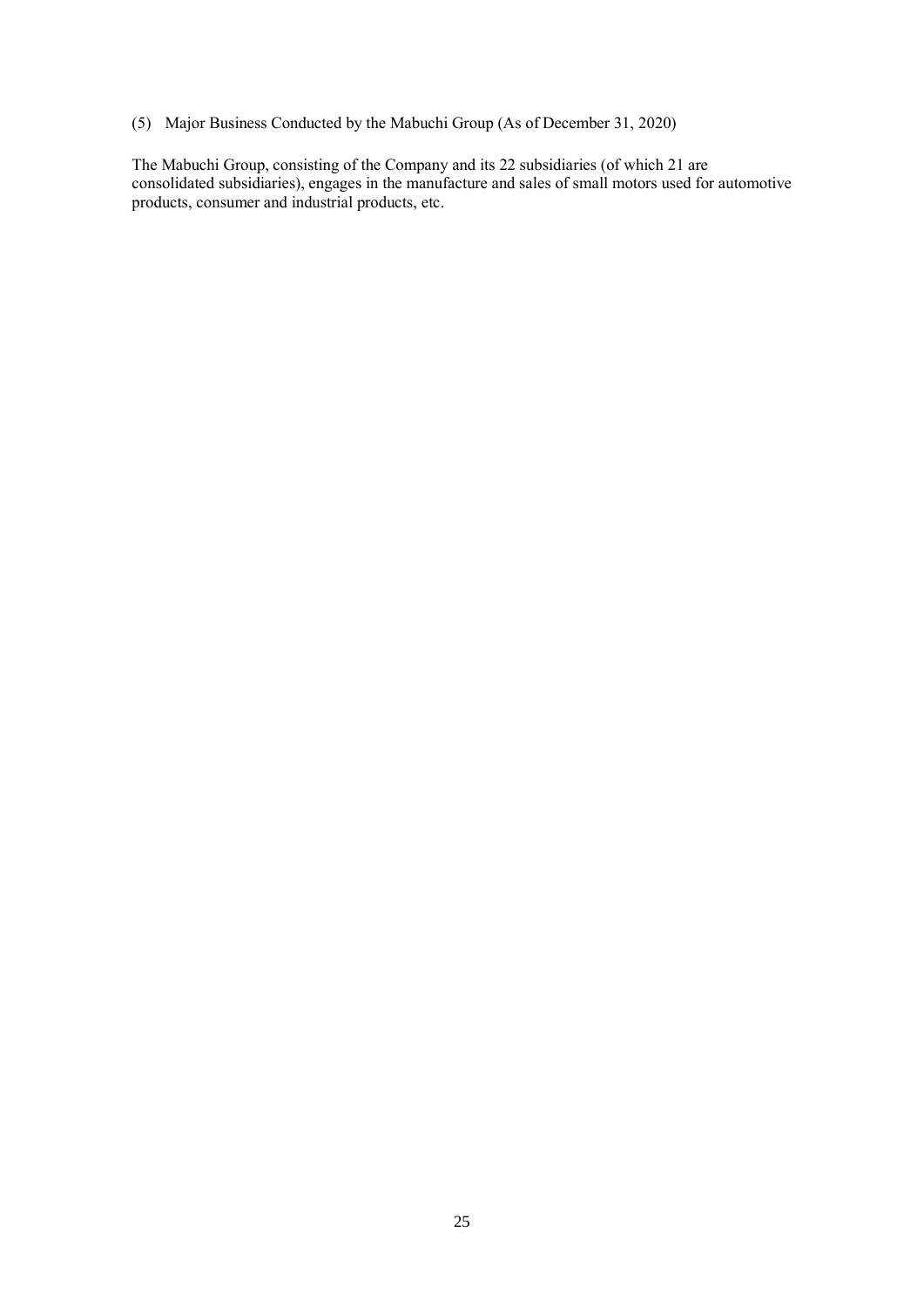### (5) Major Business Conducted by the Mabuchi Group (As of December 31, 2020)

The Mabuchi Group, consisting of the Company and its 22 subsidiaries (of which 21 are consolidated subsidiaries), engages in the manufacture and sales of small motors used for automotive products, consumer and industrial products, etc.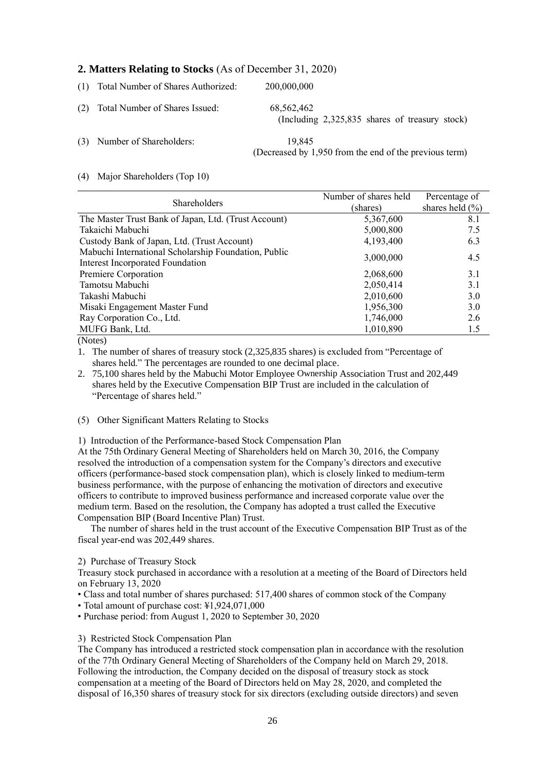## 2. Matters Relating to Stocks (As of December 31, 2020)

(1) Total Number of Shares Authorized: 200,000,000

(2) Total Number of Shares Issued: 68,562,462
(Including 2,325,835 shares of treasury stock)

(3) Number of Shareholders: 19,845
(Decreased by 1,950 from the end of the previous term)

(4) Major Shareholders (Top 10)

| Shareholders | Number of shares held (shares) | Percentage of shares held (%) |
|---|---|---|
| The Master Trust Bank of Japan, Ltd. (Trust Account) | 5,367,600 | 8.1 |
| Takaichi Mabuchi | 5,000,800 | 7.5 |
| Custody Bank of Japan, Ltd. (Trust Account) | 4,193,400 | 6.3 |
| Mabuchi International Scholarship Foundation, Public Interest Incorporated Foundation | 3,000,000 | 4.5 |
| Premiere Corporation | 2,068,600 | 3.1 |
| Tamotsu Mabuchi | 2,050,414 | 3.1 |
| Takashi Mabuchi | 2,010,600 | 3.0 |
| Misaki Engagement Master Fund | 1,956,300 | 3.0 |
| Ray Corporation Co., Ltd. | 1,746,000 | 2.6 |
| MUFG Bank, Ltd. | 1,010,890 | 1.5 |

(Notes)

1. The number of shares of treasury stock (2,325,835 shares) is excluded from "Percentage of shares held." The percentages are rounded to one decimal place.
2. 75,100 shares held by the Mabuchi Motor Employee Ownership Association Trust and 202,449 shares held by the Executive Compensation BIP Trust are included in the calculation of "Percentage of shares held."

(5) Other Significant Matters Relating to Stocks

1) Introduction of the Performance-based Stock Compensation Plan

At the 75th Ordinary General Meeting of Shareholders held on March 30, 2016, the Company resolved the introduction of a compensation system for the Company's directors and executive officers (performance-based stock compensation plan), which is closely linked to medium-term business performance, with the purpose of enhancing the motivation of directors and executive officers to contribute to improved business performance and increased corporate value over the medium term. Based on the resolution, the Company has adopted a trust called the Executive Compensation BIP (Board Incentive Plan) Trust.

The number of shares held in the trust account of the Executive Compensation BIP Trust as of the fiscal year-end was 202,449 shares.

2) Purchase of Treasury Stock

Treasury stock purchased in accordance with a resolution at a meeting of the Board of Directors held on February 13, 2020

- Class and total number of shares purchased: 517,400 shares of common stock of the Company
- Total amount of purchase cost: ¥1,924,071,000
- Purchase period: from August 1, 2020 to September 30, 2020

3) Restricted Stock Compensation Plan

The Company has introduced a restricted stock compensation plan in accordance with the resolution of the 77th Ordinary General Meeting of Shareholders of the Company held on March 29, 2018. Following the introduction, the Company decided on the disposal of treasury stock as stock compensation at a meeting of the Board of Directors held on May 28, 2020, and completed the disposal of 16,350 shares of treasury stock for six directors (excluding outside directors) and seven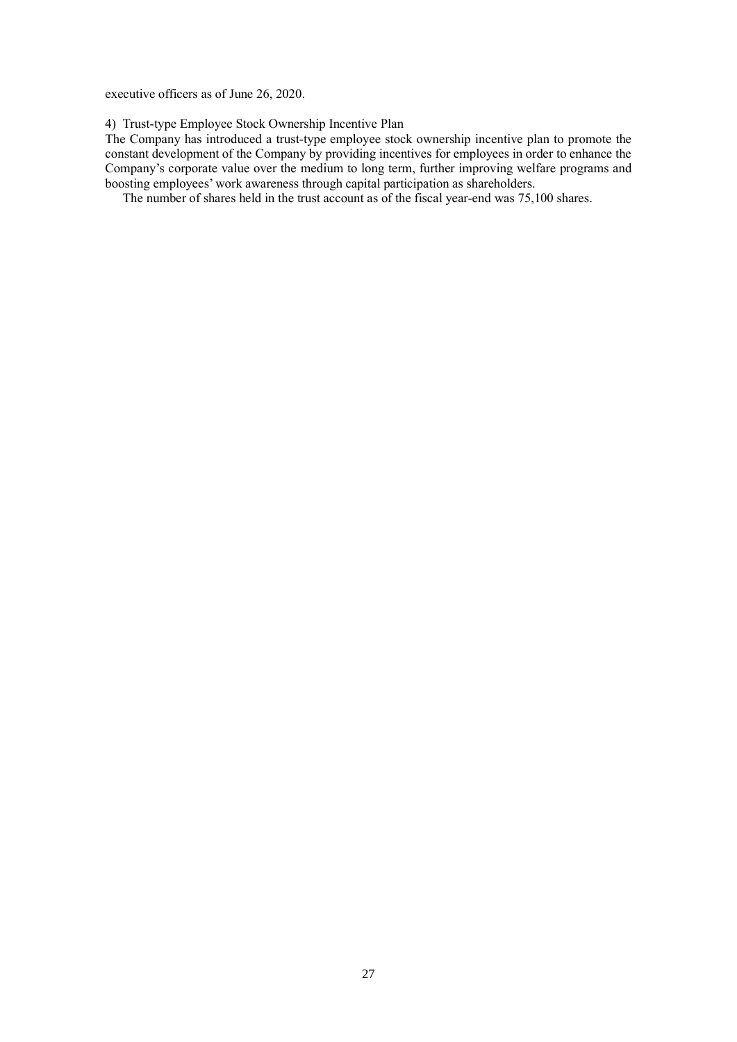executive officers as of June 26, 2020.

4) Trust-type Employee Stock Ownership Incentive Plan

The Company has introduced a trust-type employee stock ownership incentive plan to promote the constant development of the Company by providing incentives for employees in order to enhance the Company's corporate value over the medium to long term, further improving welfare programs and boosting employees' work awareness through capital participation as shareholders.

The number of shares held in the trust account as of the fiscal year-end was 75,100 shares.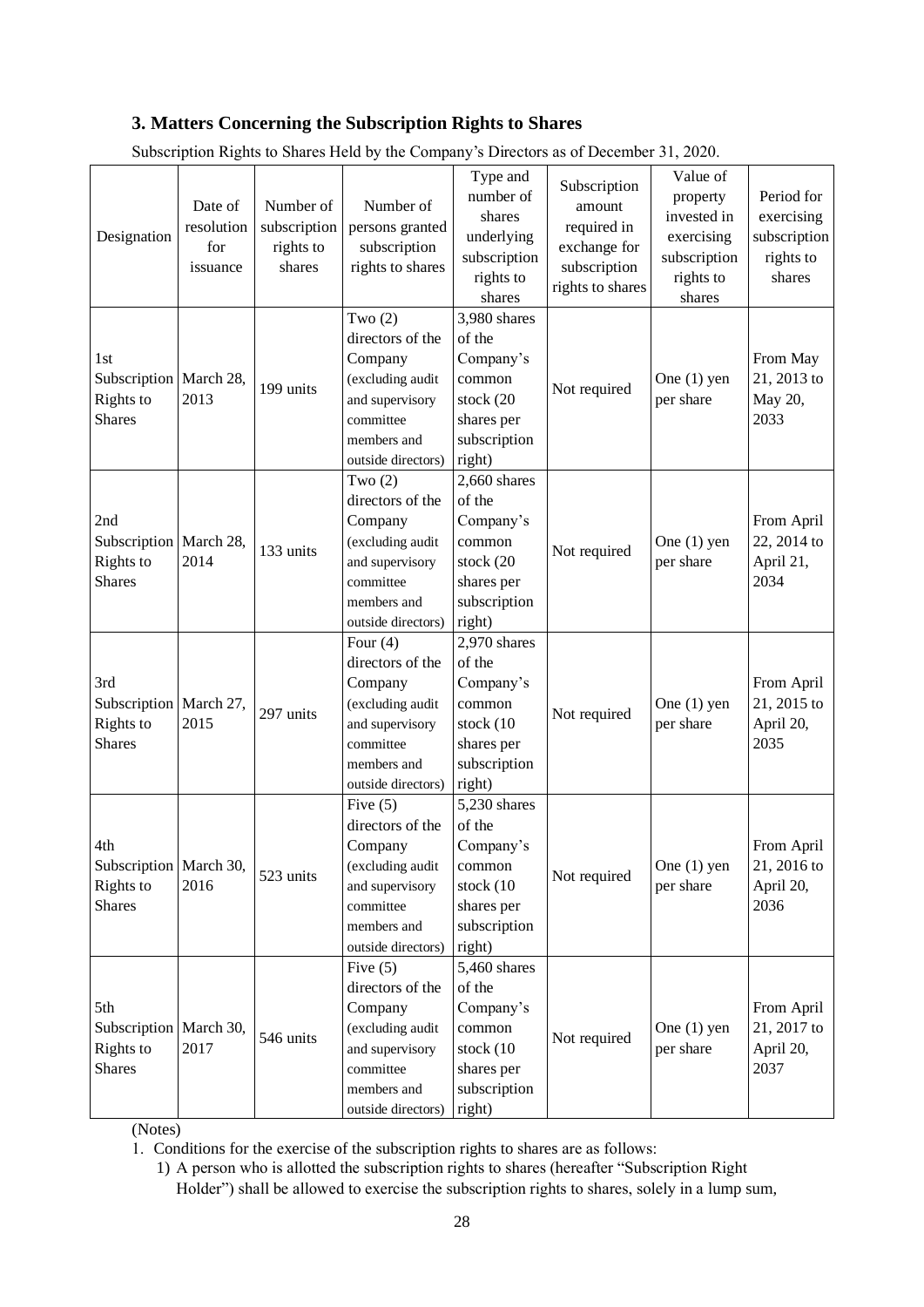## 3. Matters Concerning the Subscription Rights to Shares

Subscription Rights to Shares Held by the Company's Directors as of December 31, 2020.

| Designation | Date of resolution for issuance | Number of subscription rights to shares | Number of persons granted subscription rights to shares | Type and number of shares underlying subscription rights to shares | Subscription amount required in exchange for subscription rights to shares | Value of property invested in exercising subscription rights to shares | Period for exercising subscription rights to shares |
|---|---|---|---|---|---|---|---|
| 1st Subscription Rights to Shares | March 28, 2013 | 199 units | Two (2) directors of the Company (excluding audit and supervisory committee members and outside directors) | 3,980 shares of the Company's common stock (20 shares per subscription right) | Not required | One (1) yen per share | From May 21, 2013 to May 20, 2033 |
| 2nd Subscription Rights to Shares | March 28, 2014 | 133 units | Two (2) directors of the Company (excluding audit and supervisory committee members and outside directors) | 2,660 shares of the Company's common stock (20 shares per subscription right) | Not required | One (1) yen per share | From April 22, 2014 to April 21, 2034 |
| 3rd Subscription Rights to Shares | March 27, 2015 | 297 units | Four (4) directors of the Company (excluding audit and supervisory committee members and outside directors) | 2,970 shares of the Company's common stock (10 shares per subscription right) | Not required | One (1) yen per share | From April 21, 2015 to April 20, 2035 |
| 4th Subscription Rights to Shares | March 30, 2016 | 523 units | Five (5) directors of the Company (excluding audit and supervisory committee members and outside directors) | 5,230 shares of the Company's common stock (10 shares per subscription right) | Not required | One (1) yen per share | From April 21, 2016 to April 20, 2036 |
| 5th Subscription Rights to Shares | March 30, 2017 | 546 units | Five (5) directors of the Company (excluding audit and supervisory committee members and outside directors) | 5,460 shares of the Company's common stock (10 shares per subscription right) | Not required | One (1) yen per share | From April 21, 2017 to April 20, 2037 |

(Notes)

1. Conditions for the exercise of the subscription rights to shares are as follows:
   1) A person who is allotted the subscription rights to shares (hereafter "Subscription Right Holder") shall be allowed to exercise the subscription rights to shares, solely in a lump sum,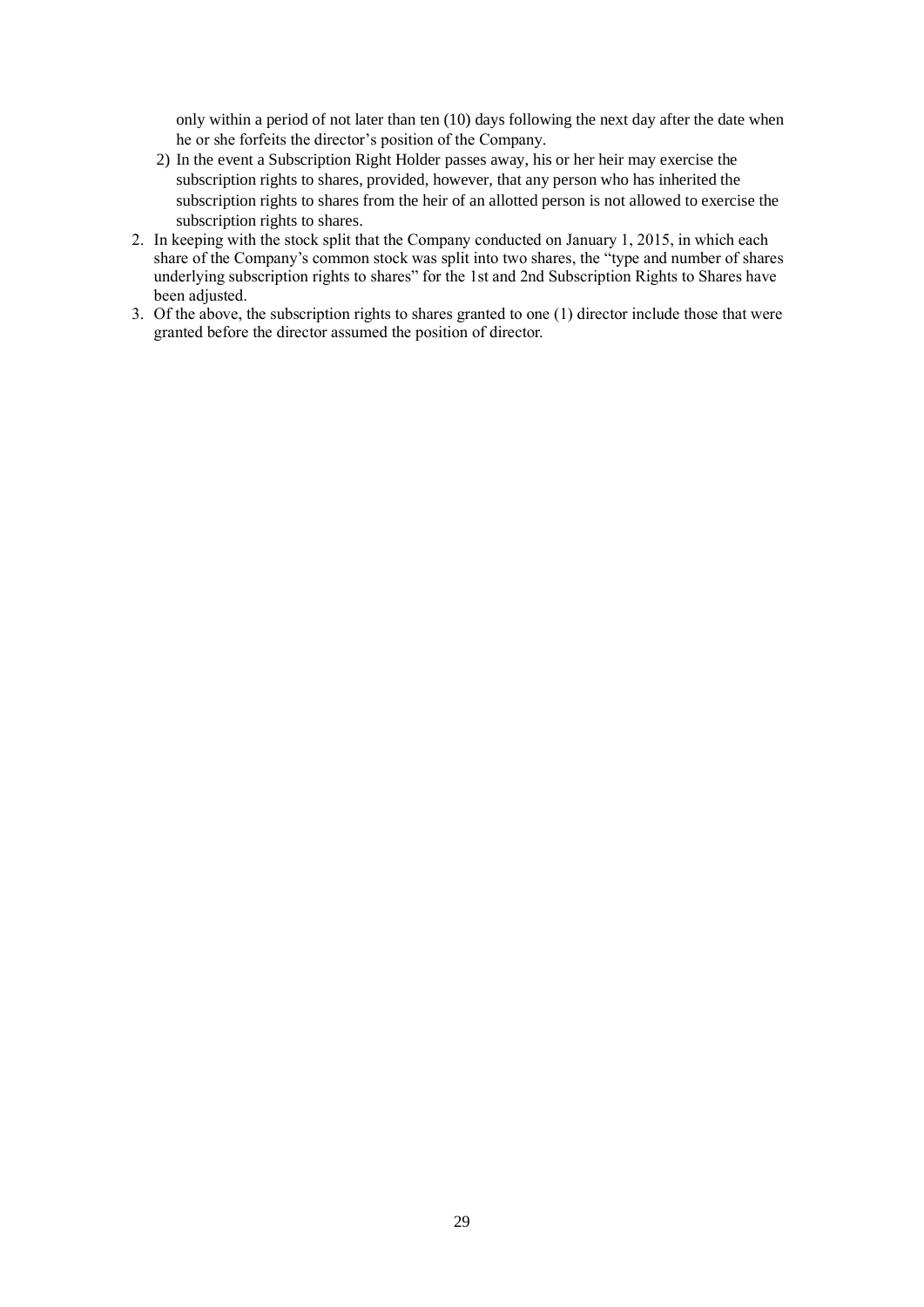only within a period of not later than ten (10) days following the next day after the date when he or she forfeits the director's position of the Company.

2) In the event a Subscription Right Holder passes away, his or her heir may exercise the subscription rights to shares, provided, however, that any person who has inherited the subscription rights to shares from the heir of an allotted person is not allowed to exercise the subscription rights to shares.

2. In keeping with the stock split that the Company conducted on January 1, 2015, in which each share of the Company's common stock was split into two shares, the "type and number of shares underlying subscription rights to shares" for the 1st and 2nd Subscription Rights to Shares have been adjusted.
3. Of the above, the subscription rights to shares granted to one (1) director include those that were granted before the director assumed the position of director.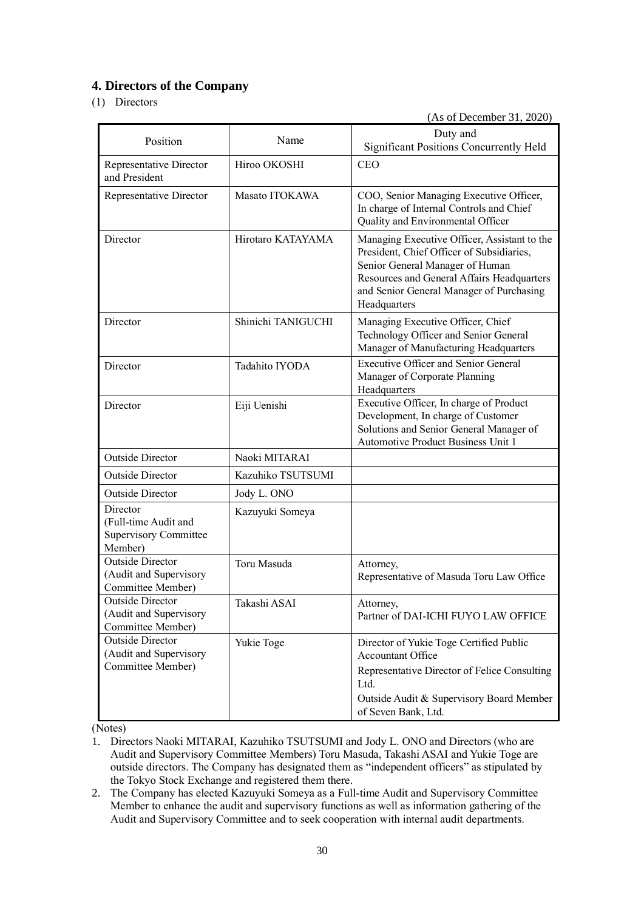## 4. Directors of the Company

(1) Directors

(As of December 31, 2020)

| Position | Name | Duty and Significant Positions Concurrently Held |
|---|---|---|
| Representative Director and President | Hiroo OKOSHI | CEO |
| Representative Director | Masato ITOKAWA | COO, Senior Managing Executive Officer, In charge of Internal Controls and Chief Quality and Environmental Officer |
| Director | Hirotaro KATAYAMA | Managing Executive Officer, Assistant to the President, Chief Officer of Subsidiaries, Senior General Manager of Human Resources and General Affairs Headquarters and Senior General Manager of Purchasing Headquarters |
| Director | Shinichi TANIGUCHI | Managing Executive Officer, Chief Technology Officer and Senior General Manager of Manufacturing Headquarters |
| Director | Tadahito IYODA | Executive Officer and Senior General Manager of Corporate Planning Headquarters |
| Director | Eiji Uenishi | Executive Officer, In charge of Product Development, In charge of Customer Solutions and Senior General Manager of Automotive Product Business Unit 1 |
| Outside Director | Naoki MITARAI | |
| Outside Director | Kazuhiko TSUTSUMI | |
| Outside Director | Jody L. ONO | |
| Director (Full-time Audit and Supervisory Committee Member) | Kazuyuki Someya | |
| Outside Director (Audit and Supervisory Committee Member) | Toru Masuda | Attorney, Representative of Masuda Toru Law Office |
| Outside Director (Audit and Supervisory Committee Member) | Takashi ASAI | Attorney, Partner of DAI-ICHI FUYO LAW OFFICE |
| Outside Director (Audit and Supervisory Committee Member) | Yukie Toge | Director of Yukie Toge Certified Public Accountant Office<br>Representative Director of Felice Consulting Ltd.<br>Outside Audit & Supervisory Board Member of Seven Bank, Ltd. |

(Notes)

1. Directors Naoki MITARAI, Kazuhiko TSUTSUMI and Jody L. ONO and Directors (who are Audit and Supervisory Committee Members) Toru Masuda, Takashi ASAI and Yukie Toge are outside directors. The Company has designated them as "independent officers" as stipulated by the Tokyo Stock Exchange and registered them there.
2. The Company has elected Kazuyuki Someya as a Full-time Audit and Supervisory Committee Member to enhance the audit and supervisory functions as well as information gathering of the Audit and Supervisory Committee and to seek cooperation with internal audit departments.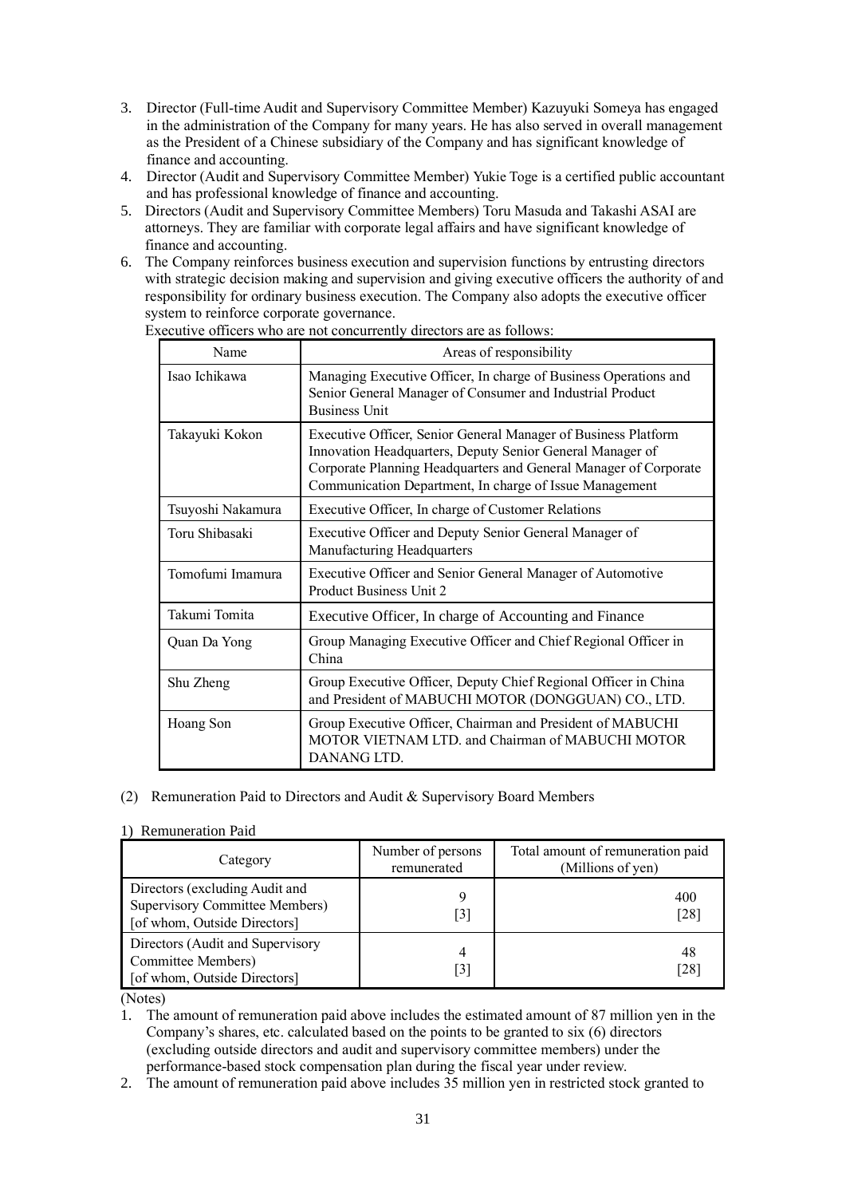3. Director (Full-time Audit and Supervisory Committee Member) Kazuyuki Someya has engaged in the administration of the Company for many years. He has also served in overall management as the President of a Chinese subsidiary of the Company and has significant knowledge of finance and accounting.
4. Director (Audit and Supervisory Committee Member) Yukie Toge is a certified public accountant and has professional knowledge of finance and accounting.
5. Directors (Audit and Supervisory Committee Members) Toru Masuda and Takashi ASAI are attorneys. They are familiar with corporate legal affairs and have significant knowledge of finance and accounting.
6. The Company reinforces business execution and supervision functions by entrusting directors with strategic decision making and supervision and giving executive officers the authority of and responsibility for ordinary business execution. The Company also adopts the executive officer system to reinforce corporate governance.

   Executive officers who are not concurrently directors are as follows:

| Name | Areas of responsibility |
|---|---|
| Isao Ichikawa | Managing Executive Officer, In charge of Business Operations and Senior General Manager of Consumer and Industrial Product Business Unit |
| Takayuki Kokon | Executive Officer, Senior General Manager of Business Platform Innovation Headquarters, Deputy Senior General Manager of Corporate Planning Headquarters and General Manager of Corporate Communication Department, In charge of Issue Management |
| Tsuyoshi Nakamura | Executive Officer, In charge of Customer Relations |
| Toru Shibasaki | Executive Officer and Deputy Senior General Manager of Manufacturing Headquarters |
| Tomofumi Imamura | Executive Officer and Senior General Manager of Automotive Product Business Unit 2 |
| Takumi Tomita | Executive Officer, In charge of Accounting and Finance |
| Quan Da Yong | Group Managing Executive Officer and Chief Regional Officer in China |
| Shu Zheng | Group Executive Officer, Deputy Chief Regional Officer in China and President of MABUCHI MOTOR (DONGGUAN) CO., LTD. |
| Hoang Son | Group Executive Officer, Chairman and President of MABUCHI MOTOR VIETNAM LTD. and Chairman of MABUCHI MOTOR DANANG LTD. |

(2) Remuneration Paid to Directors and Audit & Supervisory Board Members

1) Remuneration Paid

| Category | Number of persons remunerated | Total amount of remuneration paid (Millions of yen) |
|---|---|---|
| Directors (excluding Audit and Supervisory Committee Members) [of whom, Outside Directors] | 9 [3] | 400 [28] |
| Directors (Audit and Supervisory Committee Members) [of whom, Outside Directors] | 4 [3] | 48 [28] |

(Notes)

1. The amount of remuneration paid above includes the estimated amount of 87 million yen in the Company's shares, etc. calculated based on the points to be granted to six (6) directors (excluding outside directors and audit and supervisory committee members) under the performance-based stock compensation plan during the fiscal year under review.
2. The amount of remuneration paid above includes 35 million yen in restricted stock granted to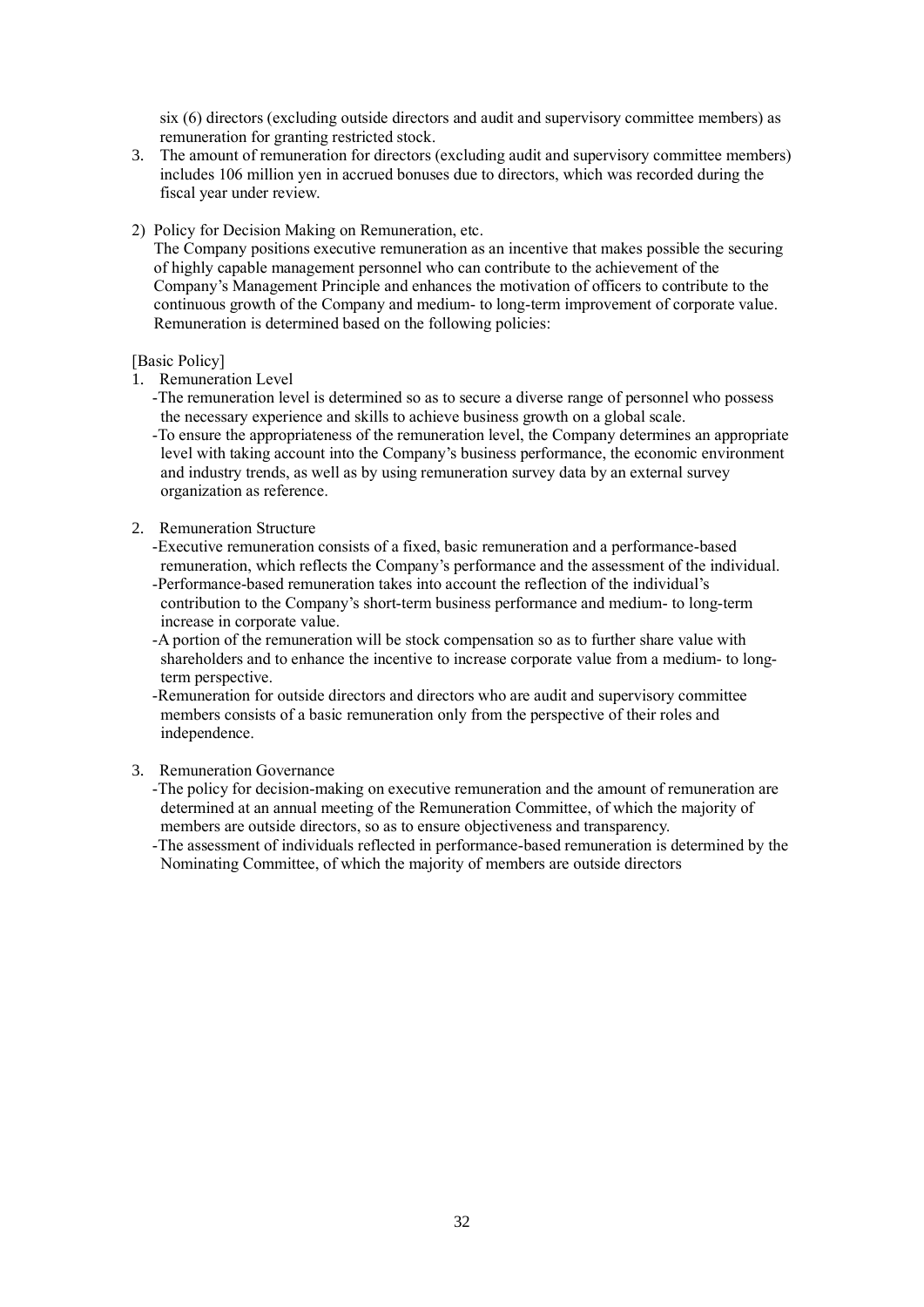six (6) directors (excluding outside directors and audit and supervisory committee members) as remuneration for granting restricted stock.

3. The amount of remuneration for directors (excluding audit and supervisory committee members) includes 106 million yen in accrued bonuses due to directors, which was recorded during the fiscal year under review.

2) Policy for Decision Making on Remuneration, etc.

The Company positions executive remuneration as an incentive that makes possible the securing of highly capable management personnel who can contribute to the achievement of the Company's Management Principle and enhances the motivation of officers to contribute to the continuous growth of the Company and medium- to long-term improvement of corporate value. Remuneration is determined based on the following policies:

[Basic Policy]

1. Remuneration Level
   - The remuneration level is determined so as to secure a diverse range of personnel who possess the necessary experience and skills to achieve business growth on a global scale.
   - To ensure the appropriateness of the remuneration level, the Company determines an appropriate level with taking account into the Company's business performance, the economic environment and industry trends, as well as by using remuneration survey data by an external survey organization as reference.

2. Remuneration Structure
   - Executive remuneration consists of a fixed, basic remuneration and a performance-based remuneration, which reflects the Company's performance and the assessment of the individual.
   - Performance-based remuneration takes into account the reflection of the individual's contribution to the Company's short-term business performance and medium- to long-term increase in corporate value.
   - A portion of the remuneration will be stock compensation so as to further share value with shareholders and to enhance the incentive to increase corporate value from a medium- to long-term perspective.
   - Remuneration for outside directors and directors who are audit and supervisory committee members consists of a basic remuneration only from the perspective of their roles and independence.

3. Remuneration Governance
   - The policy for decision-making on executive remuneration and the amount of remuneration are determined at an annual meeting of the Remuneration Committee, of which the majority of members are outside directors, so as to ensure objectiveness and transparency.
   - The assessment of individuals reflected in performance-based remuneration is determined by the Nominating Committee, of which the majority of members are outside directors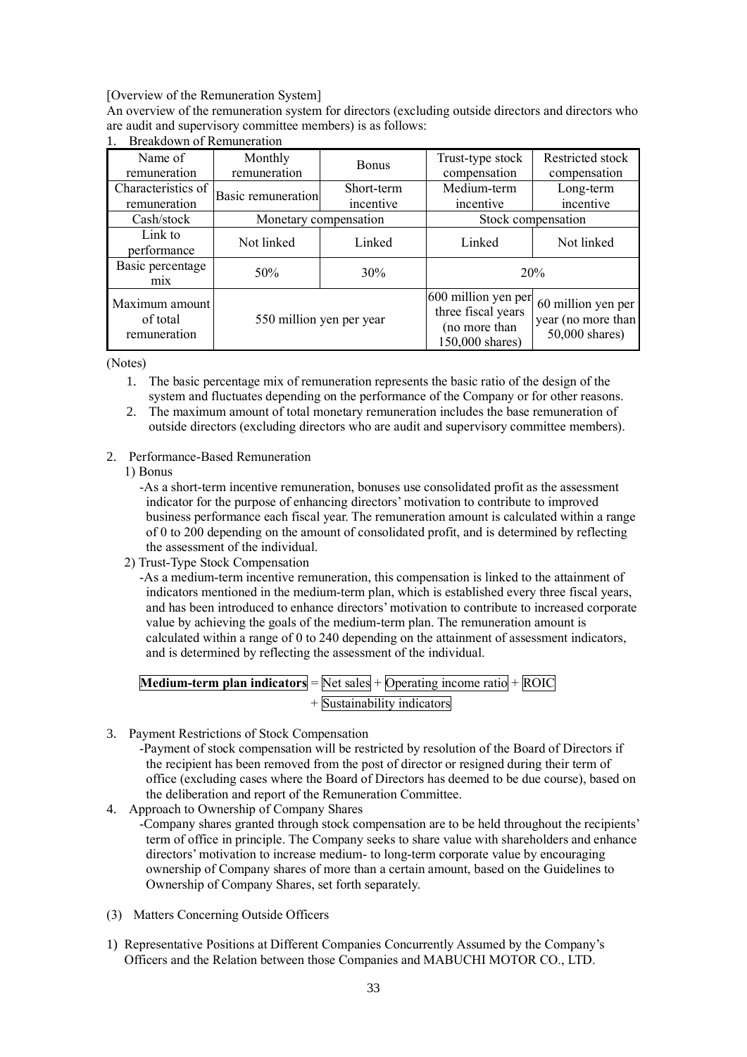[Overview of the Remuneration System]

An overview of the remuneration system for directors (excluding outside directors and directors who are audit and supervisory committee members) is as follows:

1. Breakdown of Remuneration

| Name of remuneration | Monthly remuneration | Bonus | Trust-type stock compensation | Restricted stock compensation |
|---|---|---|---|---|
| Characteristics of remuneration | Basic remuneration | Short-term incentive | Medium-term incentive | Long-term incentive |
| Cash/stock | Monetary compensation | | Stock compensation | |
| Link to performance | Not linked | Linked | Linked | Not linked |
| Basic percentage mix | 50% | 30% | 20% | |
| Maximum amount of total remuneration | 550 million yen per year | | 600 million yen per three fiscal years (no more than 150,000 shares) | 60 million yen per year (no more than 50,000 shares) |

(Notes)

1. The basic percentage mix of remuneration represents the basic ratio of the design of the system and fluctuates depending on the performance of the Company or for other reasons.
2. The maximum amount of total monetary remuneration includes the base remuneration of outside directors (excluding directors who are audit and supervisory committee members).

2. Performance-Based Remuneration

   1) Bonus

   -As a short-term incentive remuneration, bonuses use consolidated profit as the assessment indicator for the purpose of enhancing directors' motivation to contribute to improved business performance each fiscal year. The remuneration amount is calculated within a range of 0 to 200 depending on the amount of consolidated profit, and is determined by reflecting the assessment of the individual.

   2) Trust-Type Stock Compensation

   -As a medium-term incentive remuneration, this compensation is linked to the attainment of indicators mentioned in the medium-term plan, which is established every three fiscal years, and has been introduced to enhance directors' motivation to contribute to increased corporate value by achieving the goals of the medium-term plan. The remuneration amount is calculated within a range of 0 to 240 depending on the attainment of assessment indicators, and is determined by reflecting the assessment of the individual.

   **Medium-term plan indicators** = Net sales + Operating income ratio + ROIC + Sustainability indicators

3. Payment Restrictions of Stock Compensation

   -Payment of stock compensation will be restricted by resolution of the Board of Directors if the recipient has been removed from the post of director or resigned during their term of office (excluding cases where the Board of Directors has deemed to be due course), based on the deliberation and report of the Remuneration Committee.

4. Approach to Ownership of Company Shares

   -Company shares granted through stock compensation are to be held throughout the recipients' term of office in principle. The Company seeks to share value with shareholders and enhance directors' motivation to increase medium- to long-term corporate value by encouraging ownership of Company shares of more than a certain amount, based on the Guidelines to Ownership of Company Shares, set forth separately.

(3) Matters Concerning Outside Officers

1) Representative Positions at Different Companies Concurrently Assumed by the Company's Officers and the Relation between those Companies and MABUCHI MOTOR CO., LTD.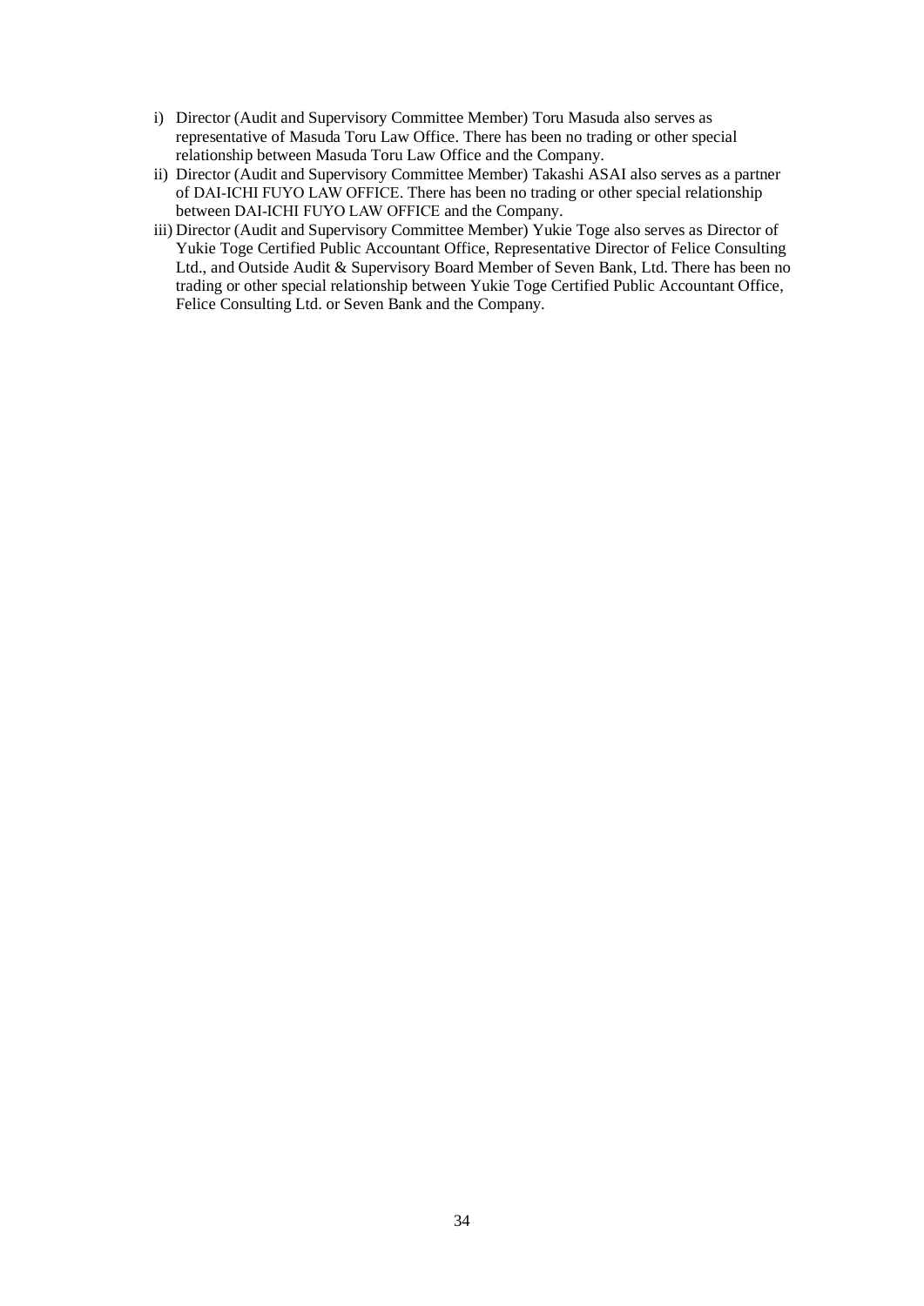i) Director (Audit and Supervisory Committee Member) Toru Masuda also serves as representative of Masuda Toru Law Office. There has been no trading or other special relationship between Masuda Toru Law Office and the Company.

ii) Director (Audit and Supervisory Committee Member) Takashi ASAI also serves as a partner of DAI-ICHI FUYO LAW OFFICE. There has been no trading or other special relationship between DAI-ICHI FUYO LAW OFFICE and the Company.

iii) Director (Audit and Supervisory Committee Member) Yukie Toge also serves as Director of Yukie Toge Certified Public Accountant Office, Representative Director of Felice Consulting Ltd., and Outside Audit & Supervisory Board Member of Seven Bank, Ltd. There has been no trading or other special relationship between Yukie Toge Certified Public Accountant Office, Felice Consulting Ltd. or Seven Bank and the Company.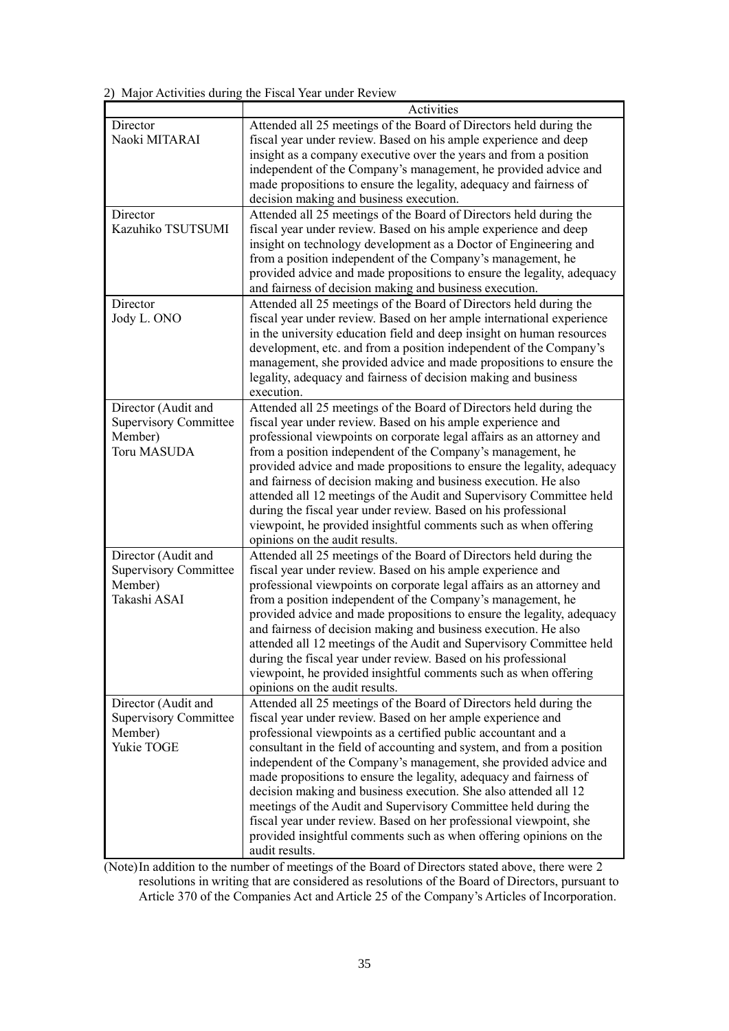2) Major Activities during the Fiscal Year under Review

| | Activities |
|---|---|
| Director<br>Naoki MITARAI | Attended all 25 meetings of the Board of Directors held during the fiscal year under review. Based on his ample experience and deep insight as a company executive over the years and from a position independent of the Company's management, he provided advice and made propositions to ensure the legality, adequacy and fairness of decision making and business execution. |
| Director<br>Kazuhiko TSUTSUMI | Attended all 25 meetings of the Board of Directors held during the fiscal year under review. Based on his ample experience and deep insight on technology development as a Doctor of Engineering and from a position independent of the Company's management, he provided advice and made propositions to ensure the legality, adequacy and fairness of decision making and business execution. |
| Director<br>Jody L. ONO | Attended all 25 meetings of the Board of Directors held during the fiscal year under review. Based on her ample international experience in the university education field and deep insight on human resources development, etc. and from a position independent of the Company's management, she provided advice and made propositions to ensure the legality, adequacy and fairness of decision making and business execution. |
| Director (Audit and Supervisory Committee Member)<br>Toru MASUDA | Attended all 25 meetings of the Board of Directors held during the fiscal year under review. Based on his ample experience and professional viewpoints on corporate legal affairs as an attorney and from a position independent of the Company's management, he provided advice and made propositions to ensure the legality, adequacy and fairness of decision making and business execution. He also attended all 12 meetings of the Audit and Supervisory Committee held during the fiscal year under review. Based on his professional viewpoint, he provided insightful comments such as when offering opinions on the audit results. |
| Director (Audit and Supervisory Committee Member)<br>Takashi ASAI | Attended all 25 meetings of the Board of Directors held during the fiscal year under review. Based on his ample experience and professional viewpoints on corporate legal affairs as an attorney and from a position independent of the Company's management, he provided advice and made propositions to ensure the legality, adequacy and fairness of decision making and business execution. He also attended all 12 meetings of the Audit and Supervisory Committee held during the fiscal year under review. Based on his professional viewpoint, he provided insightful comments such as when offering opinions on the audit results. |
| Director (Audit and Supervisory Committee Member)<br>Yukie TOGE | Attended all 25 meetings of the Board of Directors held during the fiscal year under review. Based on her ample experience and professional viewpoints as a certified public accountant and a consultant in the field of accounting and system, and from a position independent of the Company's management, she provided advice and made propositions to ensure the legality, adequacy and fairness of decision making and business execution. She also attended all 12 meetings of the Audit and Supervisory Committee held during the fiscal year under review. Based on her professional viewpoint, she provided insightful comments such as when offering opinions on the audit results. |

(Note) In addition to the number of meetings of the Board of Directors stated above, there were 2 resolutions in writing that are considered as resolutions of the Board of Directors, pursuant to Article 370 of the Companies Act and Article 25 of the Company's Articles of Incorporation.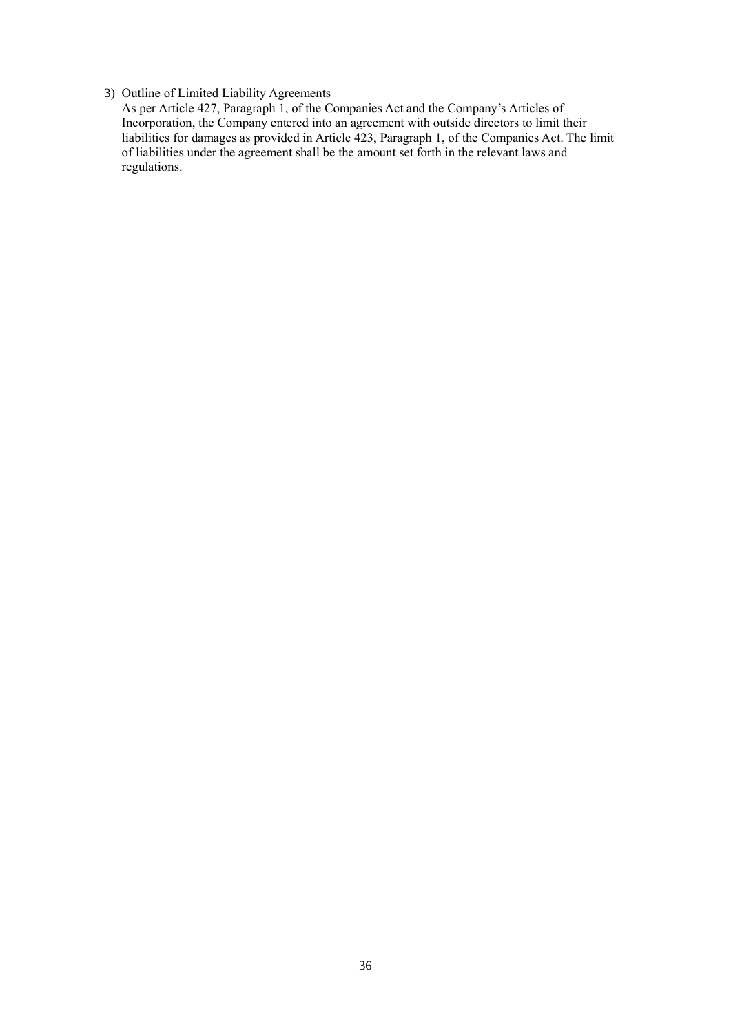3) Outline of Limited Liability Agreements

As per Article 427, Paragraph 1, of the Companies Act and the Company's Articles of Incorporation, the Company entered into an agreement with outside directors to limit their liabilities for damages as provided in Article 423, Paragraph 1, of the Companies Act. The limit of liabilities under the agreement shall be the amount set forth in the relevant laws and regulations.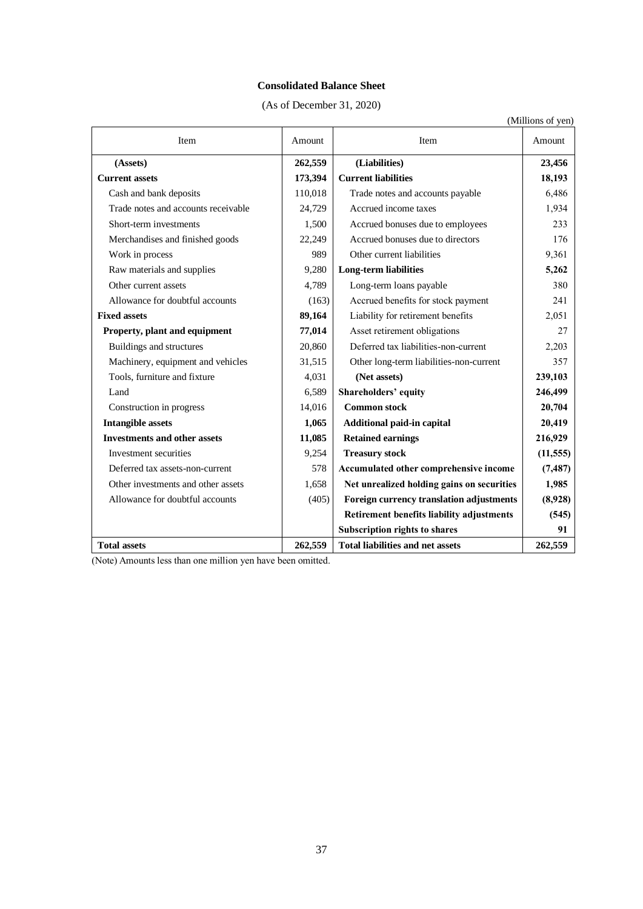**Consolidated Balance Sheet**

(As of December 31, 2020)

(Millions of yen)

| Item | Amount | Item | Amount |
|---|---|---|---|
| **(Assets)** | **262,559** | **(Liabilities)** | **23,456** |
| **Current assets** | **173,394** | **Current liabilities** | **18,193** |
| Cash and bank deposits | 110,018 | Trade notes and accounts payable | 6,486 |
| Trade notes and accounts receivable | 24,729 | Accrued income taxes | 1,934 |
| Short-term investments | 1,500 | Accrued bonuses due to employees | 233 |
| Merchandises and finished goods | 22,249 | Accrued bonuses due to directors | 176 |
| Work in process | 989 | Other current liabilities | 9,361 |
| Raw materials and supplies | 9,280 | **Long-term liabilities** | **5,262** |
| Other current assets | 4,789 | Long-term loans payable | 380 |
| Allowance for doubtful accounts | (163) | Accrued benefits for stock payment | 241 |
| **Fixed assets** | **89,164** | Liability for retirement benefits | 2,051 |
| **Property, plant and equipment** | **77,014** | Asset retirement obligations | 27 |
| Buildings and structures | 20,860 | Deferred tax liabilities-non-current | 2,203 |
| Machinery, equipment and vehicles | 31,515 | Other long-term liabilities-non-current | 357 |
| Tools, furniture and fixture | 4,031 | **(Net assets)** | **239,103** |
| Land | 6,589 | **Shareholders' equity** | **246,499** |
| Construction in progress | 14,016 | **Common stock** | **20,704** |
| **Intangible assets** | **1,065** | **Additional paid-in capital** | **20,419** |
| **Investments and other assets** | **11,085** | **Retained earnings** | **216,929** |
| Investment securities | 9,254 | **Treasury stock** | **(11,555)** |
| Deferred tax assets-non-current | 578 | **Accumulated other comprehensive income** | **(7,487)** |
| Other investments and other assets | 1,658 | **Net unrealized holding gains on securities** | **1,985** |
| Allowance for doubtful accounts | (405) | **Foreign currency translation adjustments** | **(8,928)** |
| | | **Retirement benefits liability adjustments** | **(545)** |
| | | **Subscription rights to shares** | **91** |
| **Total assets** | **262,559** | **Total liabilities and net assets** | **262,559** |

(Note) Amounts less than one million yen have been omitted.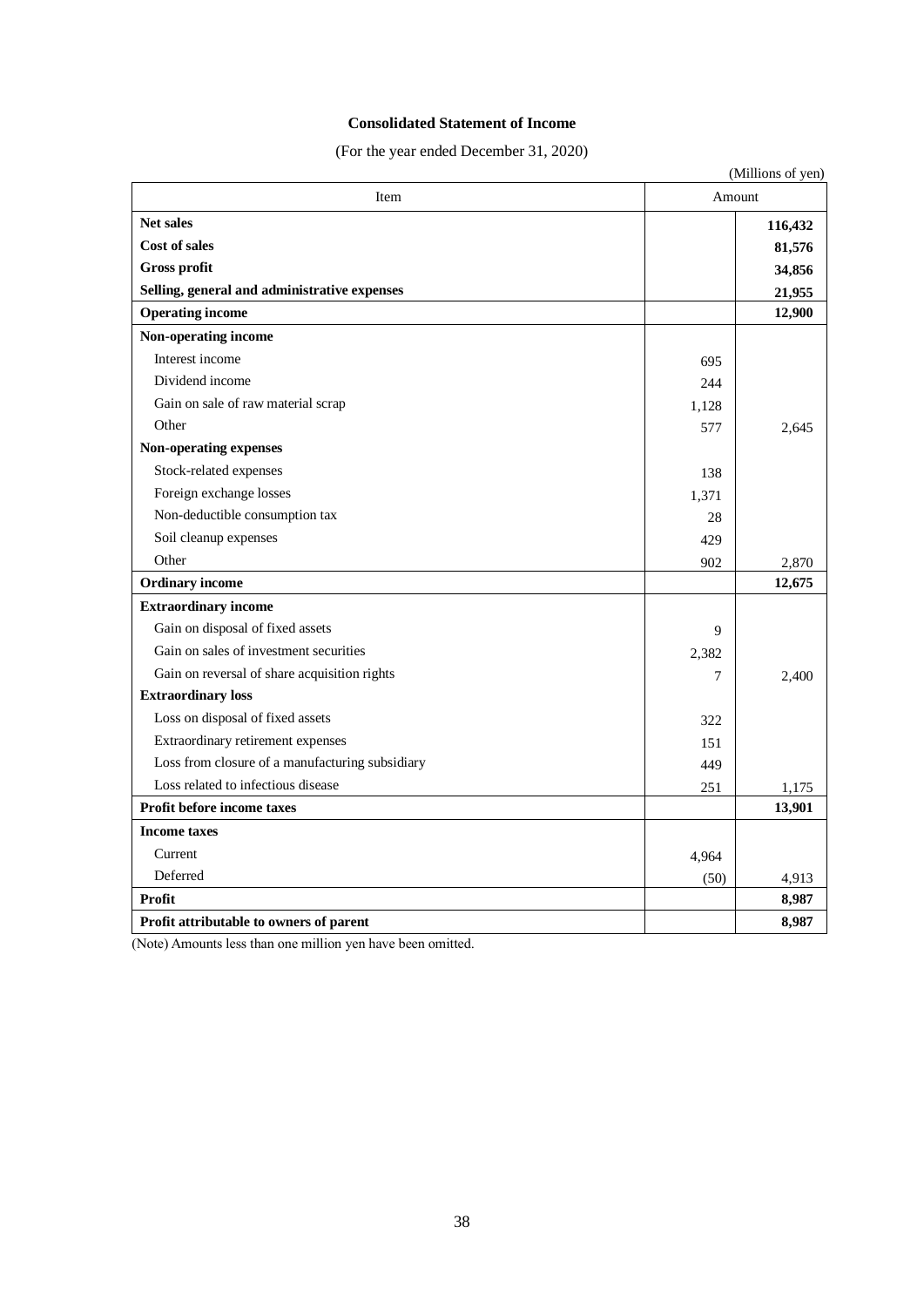# Consolidated Statement of Income

(For the year ended December 31, 2020)

(Millions of yen)

| Item | Amount | |
|---|---|---|
| **Net sales** | | **116,432** |
| **Cost of sales** | | **81,576** |
| **Gross profit** | | **34,856** |
| **Selling, general and administrative expenses** | | **21,955** |
| **Operating income** | | **12,900** |
| **Non-operating income** | | |
| Interest income | 695 | |
| Dividend income | 244 | |
| Gain on sale of raw material scrap | 1,128 | |
| Other | 577 | 2,645 |
| **Non-operating expenses** | | |
| Stock-related expenses | 138 | |
| Foreign exchange losses | 1,371 | |
| Non-deductible consumption tax | 28 | |
| Soil cleanup expenses | 429 | |
| Other | 902 | 2,870 |
| **Ordinary income** | | **12,675** |
| **Extraordinary income** | | |
| Gain on disposal of fixed assets | 9 | |
| Gain on sales of investment securities | 2,382 | |
| Gain on reversal of share acquisition rights | 7 | 2,400 |
| **Extraordinary loss** | | |
| Loss on disposal of fixed assets | 322 | |
| Extraordinary retirement expenses | 151 | |
| Loss from closure of a manufacturing subsidiary | 449 | |
| Loss related to infectious disease | 251 | 1,175 |
| **Profit before income taxes** | | **13,901** |
| **Income taxes** | | |
| Current | 4,964 | |
| Deferred | (50) | 4,913 |
| **Profit** | | **8,987** |
| **Profit attributable to owners of parent** | | **8,987** |

(Note) Amounts less than one million yen have been omitted.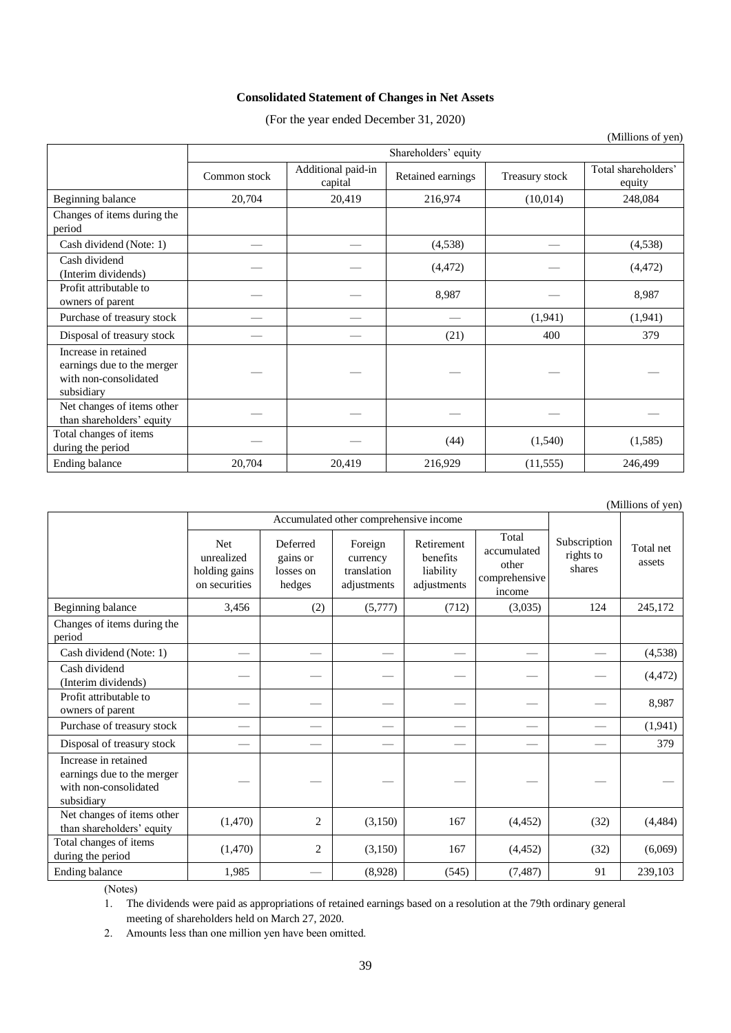# Consolidated Statement of Changes in Net Assets

(For the year ended December 31, 2020)

(Millions of yen)

| | Shareholders' equity | | | | |
|---|---|---|---|---|---|
| | Common stock | Additional paid-in capital | Retained earnings | Treasury stock | Total shareholders' equity |
| Beginning balance | 20,704 | 20,419 | 216,974 | (10,014) | 248,084 |
| Changes of items during the period | | | | | |
| Cash dividend (Note: 1) | — | — | (4,538) | — | (4,538) |
| Cash dividend (Interim dividends) | — | — | (4,472) | — | (4,472) |
| Profit attributable to owners of parent | — | — | 8,987 | — | 8,987 |
| Purchase of treasury stock | — | — | — | (1,941) | (1,941) |
| Disposal of treasury stock | — | — | (21) | 400 | 379 |
| Increase in retained earnings due to the merger with non-consolidated subsidiary | — | — | — | — | — |
| Net changes of items other than shareholders' equity | — | — | — | — | — |
| Total changes of items during the period | — | — | (44) | (1,540) | (1,585) |
| Ending balance | 20,704 | 20,419 | 216,929 | (11,555) | 246,499 |

(Millions of yen)

| | Accumulated other comprehensive income | | | | | Subscription rights to shares | Total net assets |
|---|---|---|---|---|---|---|---|
| | Net unrealized holding gains on securities | Deferred gains or losses on hedges | Foreign currency translation adjustments | Retirement benefits liability adjustments | Total accumulated other comprehensive income | | |
| Beginning balance | 3,456 | (2) | (5,777) | (712) | (3,035) | 124 | 245,172 |
| Changes of items during the period | | | | | | | |
| Cash dividend (Note: 1) | — | — | — | — | — | — | (4,538) |
| Cash dividend (Interim dividends) | — | — | — | — | — | — | (4,472) |
| Profit attributable to owners of parent | — | — | — | — | — | — | 8,987 |
| Purchase of treasury stock | — | — | — | — | — | — | (1,941) |
| Disposal of treasury stock | — | — | — | — | — | — | 379 |
| Increase in retained earnings due to the merger with non-consolidated subsidiary | — | — | — | — | — | — | — |
| Net changes of items other than shareholders' equity | (1,470) | 2 | (3,150) | 167 | (4,452) | (32) | (4,484) |
| Total changes of items during the period | (1,470) | 2 | (3,150) | 167 | (4,452) | (32) | (6,069) |
| Ending balance | 1,985 | — | (8,928) | (545) | (7,487) | 91 | 239,103 |

(Notes)

1. The dividends were paid as appropriations of retained earnings based on a resolution at the 79th ordinary general meeting of shareholders held on March 27, 2020.
2. Amounts less than one million yen have been omitted.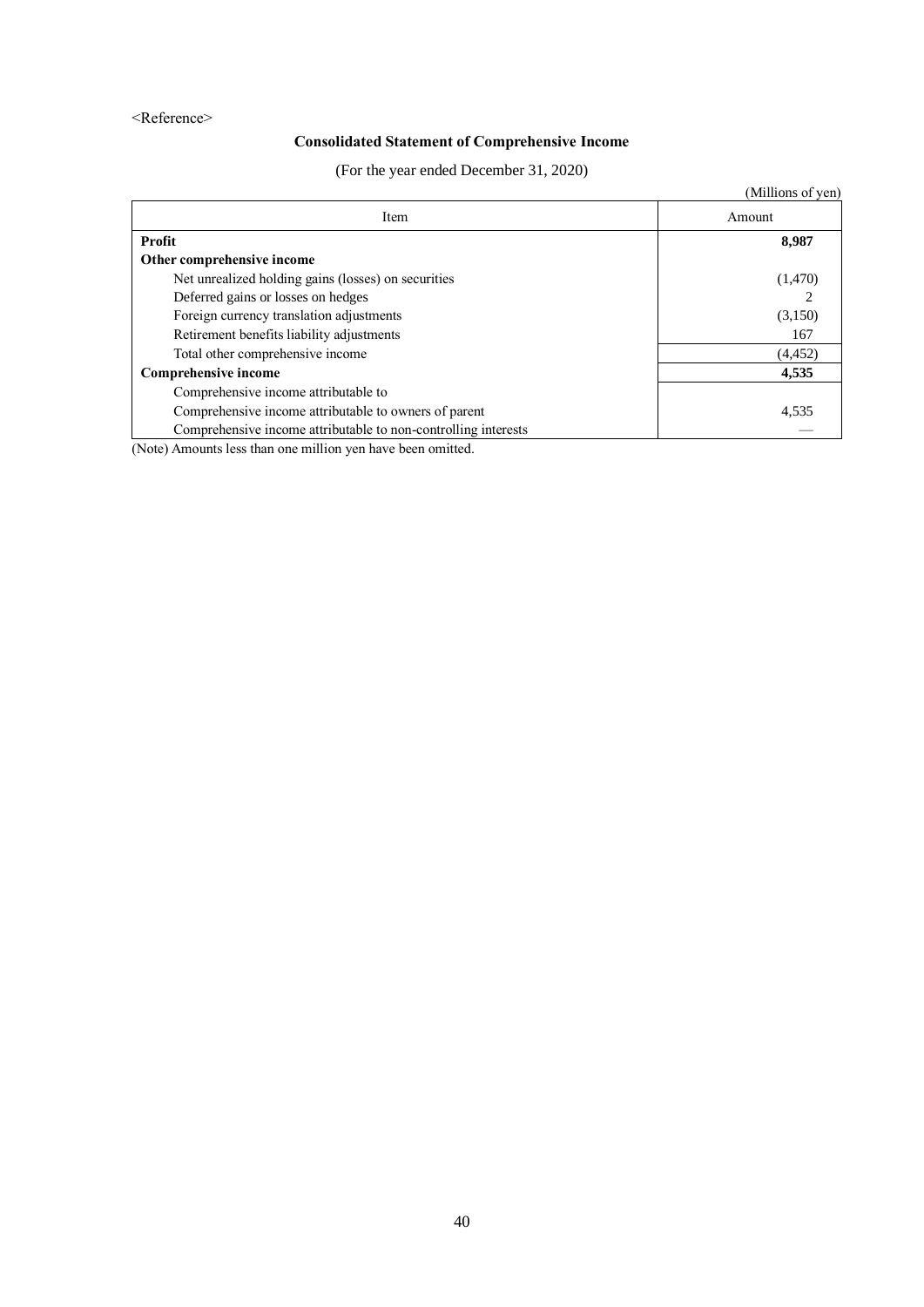<Reference>

## Consolidated Statement of Comprehensive Income

(For the year ended December 31, 2020)

(Millions of yen)

| Item | Amount |
|---|---|
| **Profit** | **8,987** |
| **Other comprehensive income** | |
| Net unrealized holding gains (losses) on securities | (1,470) |
| Deferred gains or losses on hedges | 2 |
| Foreign currency translation adjustments | (3,150) |
| Retirement benefits liability adjustments | 167 |
| Total other comprehensive income | (4,452) |
| **Comprehensive income** | **4,535** |
| Comprehensive income attributable to | |
| Comprehensive income attributable to owners of parent | 4,535 |
| Comprehensive income attributable to non-controlling interests | — |

(Note) Amounts less than one million yen have been omitted.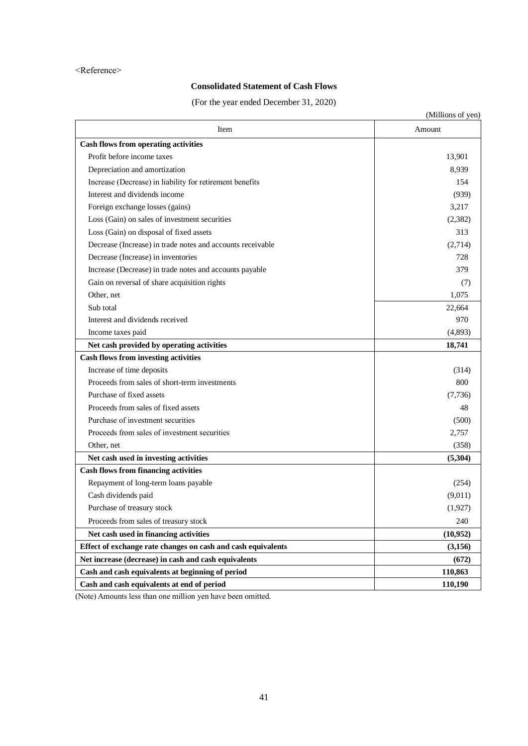<Reference>

## Consolidated Statement of Cash Flows

(For the year ended December 31, 2020)

(Millions of yen)

| Item | Amount |
|---|---|
| **Cash flows from operating activities** | |
| Profit before income taxes | 13,901 |
| Depreciation and amortization | 8,939 |
| Increase (Decrease) in liability for retirement benefits | 154 |
| Interest and dividends income | (939) |
| Foreign exchange losses (gains) | 3,217 |
| Loss (Gain) on sales of investment securities | (2,382) |
| Loss (Gain) on disposal of fixed assets | 313 |
| Decrease (Increase) in trade notes and accounts receivable | (2,714) |
| Decrease (Increase) in inventories | 728 |
| Increase (Decrease) in trade notes and accounts payable | 379 |
| Gain on reversal of share acquisition rights | (7) |
| Other, net | 1,075 |
| Sub total | 22,664 |
| Interest and dividends received | 970 |
| Income taxes paid | (4,893) |
| **Net cash provided by operating activities** | **18,741** |
| **Cash flows from investing activities** | |
| Increase of time deposits | (314) |
| Proceeds from sales of short-term investments | 800 |
| Purchase of fixed assets | (7,736) |
| Proceeds from sales of fixed assets | 48 |
| Purchase of investment securities | (500) |
| Proceeds from sales of investment securities | 2,757 |
| Other, net | (358) |
| **Net cash used in investing activities** | **(5,304)** |
| **Cash flows from financing activities** | |
| Repayment of long-term loans payable | (254) |
| Cash dividends paid | (9,011) |
| Purchase of treasury stock | (1,927) |
| Proceeds from sales of treasury stock | 240 |
| **Net cash used in financing activities** | **(10,952)** |
| **Effect of exchange rate changes on cash and cash equivalents** | **(3,156)** |
| **Net increase (decrease) in cash and cash equivalents** | **(672)** |
| **Cash and cash equivalents at beginning of period** | **110,863** |
| **Cash and cash equivalents at end of period** | **110,190** |

(Note) Amounts less than one million yen have been omitted.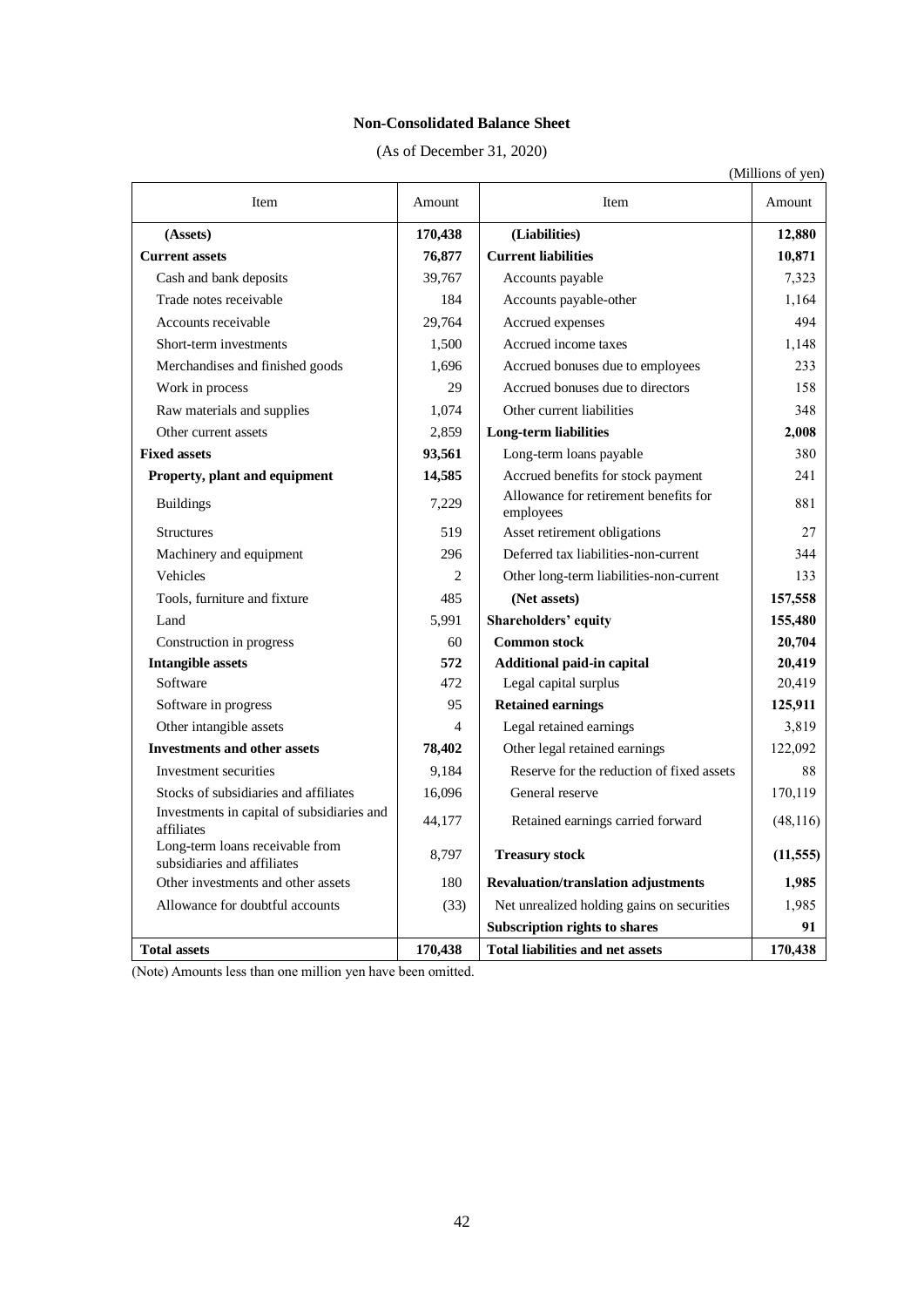**Non-Consolidated Balance Sheet**

(As of December 31, 2020)

(Millions of yen)

| Item | Amount | Item | Amount |
|---|---|---|---|
| **(Assets)** | **170,438** | **(Liabilities)** | **12,880** |
| **Current assets** | **76,877** | **Current liabilities** | **10,871** |
| Cash and bank deposits | 39,767 | Accounts payable | 7,323 |
| Trade notes receivable | 184 | Accounts payable-other | 1,164 |
| Accounts receivable | 29,764 | Accrued expenses | 494 |
| Short-term investments | 1,500 | Accrued income taxes | 1,148 |
| Merchandises and finished goods | 1,696 | Accrued bonuses due to employees | 233 |
| Work in process | 29 | Accrued bonuses due to directors | 158 |
| Raw materials and supplies | 1,074 | Other current liabilities | 348 |
| Other current assets | 2,859 | **Long-term liabilities** | **2,008** |
| **Fixed assets** | **93,561** | Long-term loans payable | 380 |
| **Property, plant and equipment** | **14,585** | Accrued benefits for stock payment | 241 |
| Buildings | 7,229 | Allowance for retirement benefits for employees | 881 |
| Structures | 519 | Asset retirement obligations | 27 |
| Machinery and equipment | 296 | Deferred tax liabilities-non-current | 344 |
| Vehicles | 2 | Other long-term liabilities-non-current | 133 |
| Tools, furniture and fixture | 485 | **(Net assets)** | **157,558** |
| Land | 5,991 | **Shareholders' equity** | **155,480** |
| Construction in progress | 60 | **Common stock** | **20,704** |
| **Intangible assets** | **572** | **Additional paid-in capital** | **20,419** |
| Software | 472 | Legal capital surplus | 20,419 |
| Software in progress | 95 | **Retained earnings** | **125,911** |
| Other intangible assets | 4 | Legal retained earnings | 3,819 |
| **Investments and other assets** | **78,402** | Other legal retained earnings | 122,092 |
| Investment securities | 9,184 | Reserve for the reduction of fixed assets | 88 |
| Stocks of subsidiaries and affiliates | 16,096 | General reserve | 170,119 |
| Investments in capital of subsidiaries and affiliates | 44,177 | Retained earnings carried forward | (48,116) |
| Long-term loans receivable from subsidiaries and affiliates | 8,797 | **Treasury stock** | **(11,555)** |
| Other investments and other assets | 180 | **Revaluation/translation adjustments** | **1,985** |
| Allowance for doubtful accounts | (33) | Net unrealized holding gains on securities | 1,985 |
| | | **Subscription rights to shares** | **91** |
| **Total assets** | **170,438** | **Total liabilities and net assets** | **170,438** |

(Note) Amounts less than one million yen have been omitted.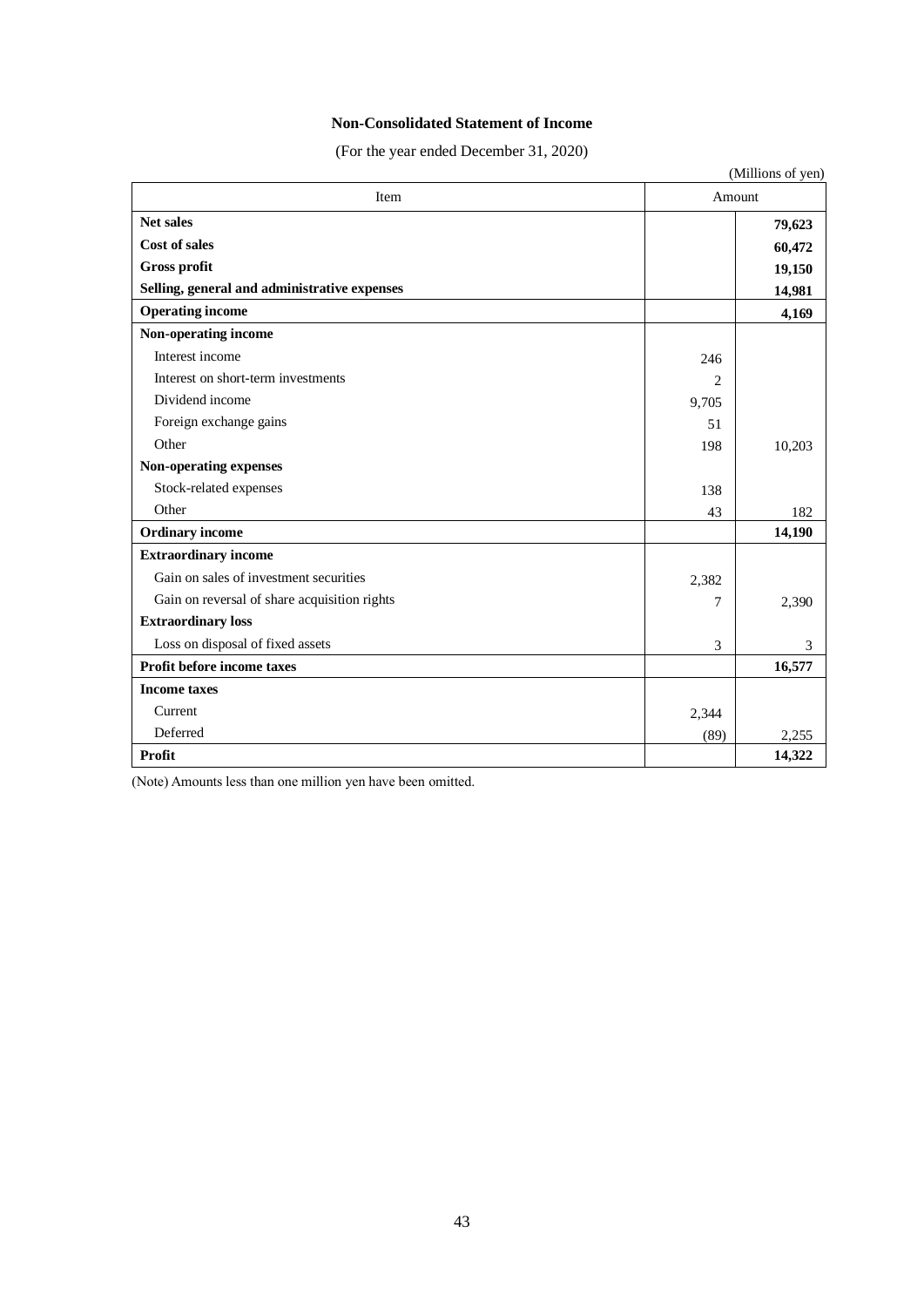# Non-Consolidated Statement of Income

(For the year ended December 31, 2020)

(Millions of yen)

| Item | Amount | |
|---|---|---|
| **Net sales** | | **79,623** |
| **Cost of sales** | | **60,472** |
| **Gross profit** | | **19,150** |
| **Selling, general and administrative expenses** | | **14,981** |
| **Operating income** | | **4,169** |
| **Non-operating income** | | |
| Interest income | 246 | |
| Interest on short-term investments | 2 | |
| Dividend income | 9,705 | |
| Foreign exchange gains | 51 | |
| Other | 198 | 10,203 |
| **Non-operating expenses** | | |
| Stock-related expenses | 138 | |
| Other | 43 | 182 |
| **Ordinary income** | | **14,190** |
| **Extraordinary income** | | |
| Gain on sales of investment securities | 2,382 | |
| Gain on reversal of share acquisition rights | 7 | 2,390 |
| **Extraordinary loss** | | |
| Loss on disposal of fixed assets | 3 | 3 |
| **Profit before income taxes** | | **16,577** |
| **Income taxes** | | |
| Current | 2,344 | |
| Deferred | (89) | 2,255 |
| **Profit** | | **14,322** |

(Note) Amounts less than one million yen have been omitted.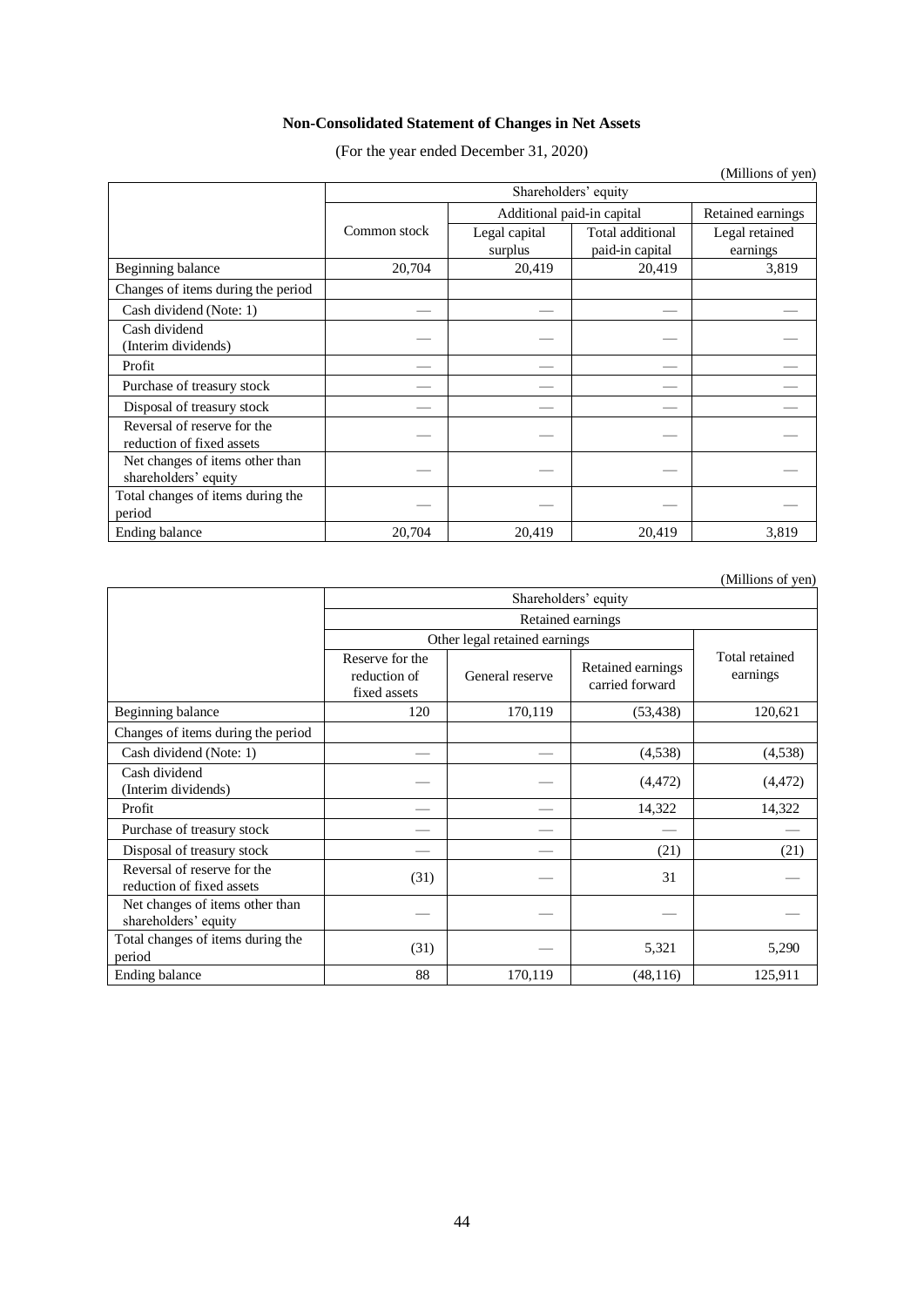**Non-Consolidated Statement of Changes in Net Assets**

(For the year ended December 31, 2020)

(Millions of yen)

| | Shareholders' equity | | | |
|---|---|---|---|---|
| | Common stock | Additional paid-in capital | | Retained earnings |
| | | Legal capital surplus | Total additional paid-in capital | Legal retained earnings |
| Beginning balance | 20,704 | 20,419 | 20,419 | 3,819 |
| Changes of items during the period | | | | |
| Cash dividend (Note: 1) | — | — | — | — |
| Cash dividend (Interim dividends) | — | — | — | — |
| Profit | — | — | — | — |
| Purchase of treasury stock | — | — | — | — |
| Disposal of treasury stock | — | — | — | — |
| Reversal of reserve for the reduction of fixed assets | — | — | — | — |
| Net changes of items other than shareholders' equity | — | — | — | — |
| Total changes of items during the period | — | — | — | — |
| Ending balance | 20,704 | 20,419 | 20,419 | 3,819 |

(Millions of yen)

| | Shareholders' equity | | | |
|---|---|---|---|---|
| | Retained earnings | | | |
| | Other legal retained earnings | | | Total retained earnings |
| | Reserve for the reduction of fixed assets | General reserve | Retained earnings carried forward | |
| Beginning balance | 120 | 170,119 | (53,438) | 120,621 |
| Changes of items during the period | | | | |
| Cash dividend (Note: 1) | — | — | (4,538) | (4,538) |
| Cash dividend (Interim dividends) | — | — | (4,472) | (4,472) |
| Profit | — | — | 14,322 | 14,322 |
| Purchase of treasury stock | — | — | — | — |
| Disposal of treasury stock | — | — | (21) | (21) |
| Reversal of reserve for the reduction of fixed assets | (31) | — | 31 | — |
| Net changes of items other than shareholders' equity | — | — | — | — |
| Total changes of items during the period | (31) | — | 5,321 | 5,290 |
| Ending balance | 88 | 170,119 | (48,116) | 125,911 |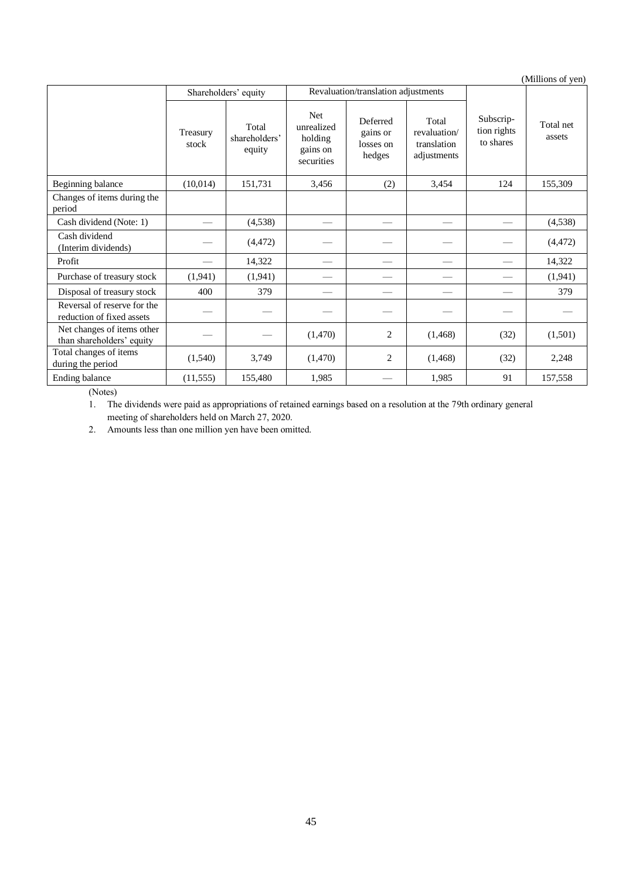(Millions of yen)

| | Shareholders' equity | | Revaluation/translation adjustments | | | | |
|---|---|---|---|---|---|---|---|
| | Treasury stock | Total shareholders' equity | Net unrealized holding gains on securities | Deferred gains or losses on hedges | Total revaluation/ translation adjustments | Subscrip-tion rights to shares | Total net assets |
| Beginning balance | (10,014) | 151,731 | 3,456 | (2) | 3,454 | 124 | 155,309 |
| Changes of items during the period | | | | | | | |
| Cash dividend (Note: 1) | — | (4,538) | — | — | — | — | (4,538) |
| Cash dividend (Interim dividends) | — | (4,472) | — | — | — | — | (4,472) |
| Profit | — | 14,322 | — | — | — | — | 14,322 |
| Purchase of treasury stock | (1,941) | (1,941) | — | — | — | — | (1,941) |
| Disposal of treasury stock | 400 | 379 | — | — | — | — | 379 |
| Reversal of reserve for the reduction of fixed assets | — | — | — | — | — | — | — |
| Net changes of items other than shareholders' equity | — | — | (1,470) | 2 | (1,468) | (32) | (1,501) |
| Total changes of items during the period | (1,540) | 3,749 | (1,470) | 2 | (1,468) | (32) | 2,248 |
| Ending balance | (11,555) | 155,480 | 1,985 | — | 1,985 | 91 | 157,558 |

(Notes)

1. The dividends were paid as appropriations of retained earnings based on a resolution at the 79th ordinary general meeting of shareholders held on March 27, 2020.
2. Amounts less than one million yen have been omitted.